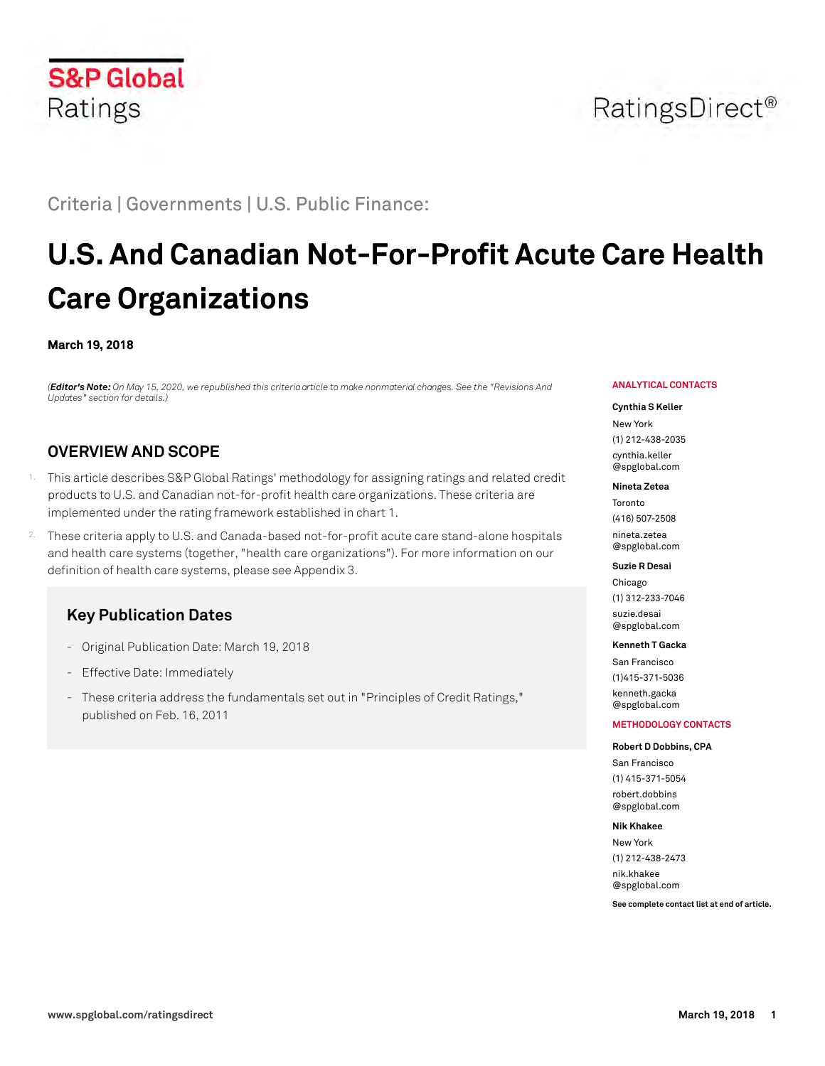S&P Global Ratings

RatingsDirect®

Criteria | Governments | U.S. Public Finance:

# U.S. And Canadian Not-For-Profit Acute Care Health Care Organizations

**March 19, 2018**

*(**Editor's Note:** On May 15, 2020, we republished this criteria article to make nonmaterial changes. See the "Revisions And Updates" section for details.)*

## OVERVIEW AND SCOPE

1. This article describes S&P Global Ratings' methodology for assigning ratings and related credit products to U.S. and Canadian not-for-profit health care organizations. These criteria are implemented under the rating framework established in chart 1.

2. These criteria apply to U.S. and Canada-based not-for-profit acute care stand-alone hospitals and health care systems (together, "health care organizations"). For more information on our definition of health care systems, please see Appendix 3.

### Key Publication Dates

- Original Publication Date: March 19, 2018
- Effective Date: Immediately
- These criteria address the fundamentals set out in "Principles of Credit Ratings," published on Feb. 16, 2011

**ANALYTICAL CONTACTS**

**Cynthia S Keller**
New York
(1) 212-438-2035
cynthia.keller@spglobal.com

**Nineta Zetea**
Toronto
(416) 507-2508
nineta.zetea@spglobal.com

**Suzie R Desai**
Chicago
(1) 312-233-7046
suzie.desai@spglobal.com

**Kenneth T Gacka**
San Francisco
(1)415-371-5036
kenneth.gacka@spglobal.com

**METHODOLOGY CONTACTS**

**Robert D Dobbins, CPA**
San Francisco
(1) 415-371-5054
robert.dobbins@spglobal.com

**Nik Khakee**
New York
(1) 212-438-2473
nik.khakee@spglobal.com

**See complete contact list at end of article.**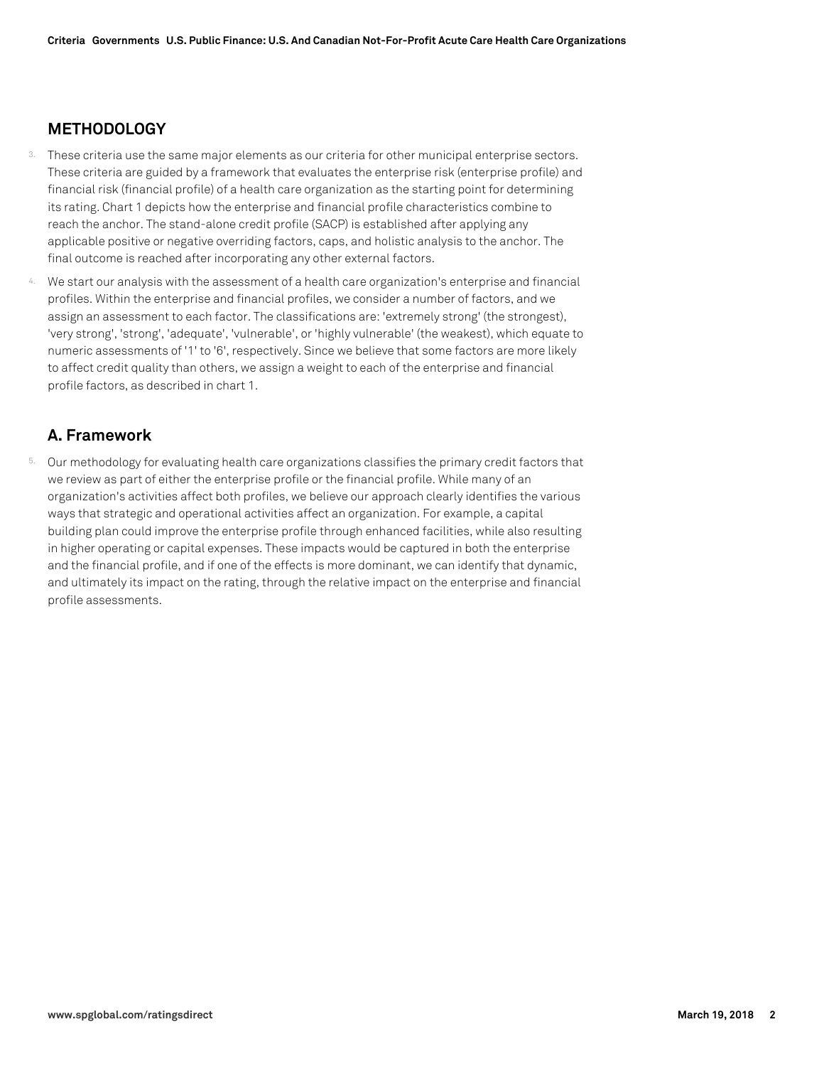## METHODOLOGY

3. These criteria use the same major elements as our criteria for other municipal enterprise sectors. These criteria are guided by a framework that evaluates the enterprise risk (enterprise profile) and financial risk (financial profile) of a health care organization as the starting point for determining its rating. Chart 1 depicts how the enterprise and financial profile characteristics combine to reach the anchor. The stand-alone credit profile (SACP) is established after applying any applicable positive or negative overriding factors, caps, and holistic analysis to the anchor. The final outcome is reached after incorporating any other external factors.

4. We start our analysis with the assessment of a health care organization's enterprise and financial profiles. Within the enterprise and financial profiles, we consider a number of factors, and we assign an assessment to each factor. The classifications are: 'extremely strong' (the strongest), 'very strong', 'strong', 'adequate', 'vulnerable', or 'highly vulnerable' (the weakest), which equate to numeric assessments of '1' to '6', respectively. Since we believe that some factors are more likely to affect credit quality than others, we assign a weight to each of the enterprise and financial profile factors, as described in chart 1.

## A. Framework

5. Our methodology for evaluating health care organizations classifies the primary credit factors that we review as part of either the enterprise profile or the financial profile. While many of an organization's activities affect both profiles, we believe our approach clearly identifies the various ways that strategic and operational activities affect an organization. For example, a capital building plan could improve the enterprise profile through enhanced facilities, while also resulting in higher operating or capital expenses. These impacts would be captured in both the enterprise and the financial profile, and if one of the effects is more dominant, we can identify that dynamic, and ultimately its impact on the rating, through the relative impact on the enterprise and financial profile assessments.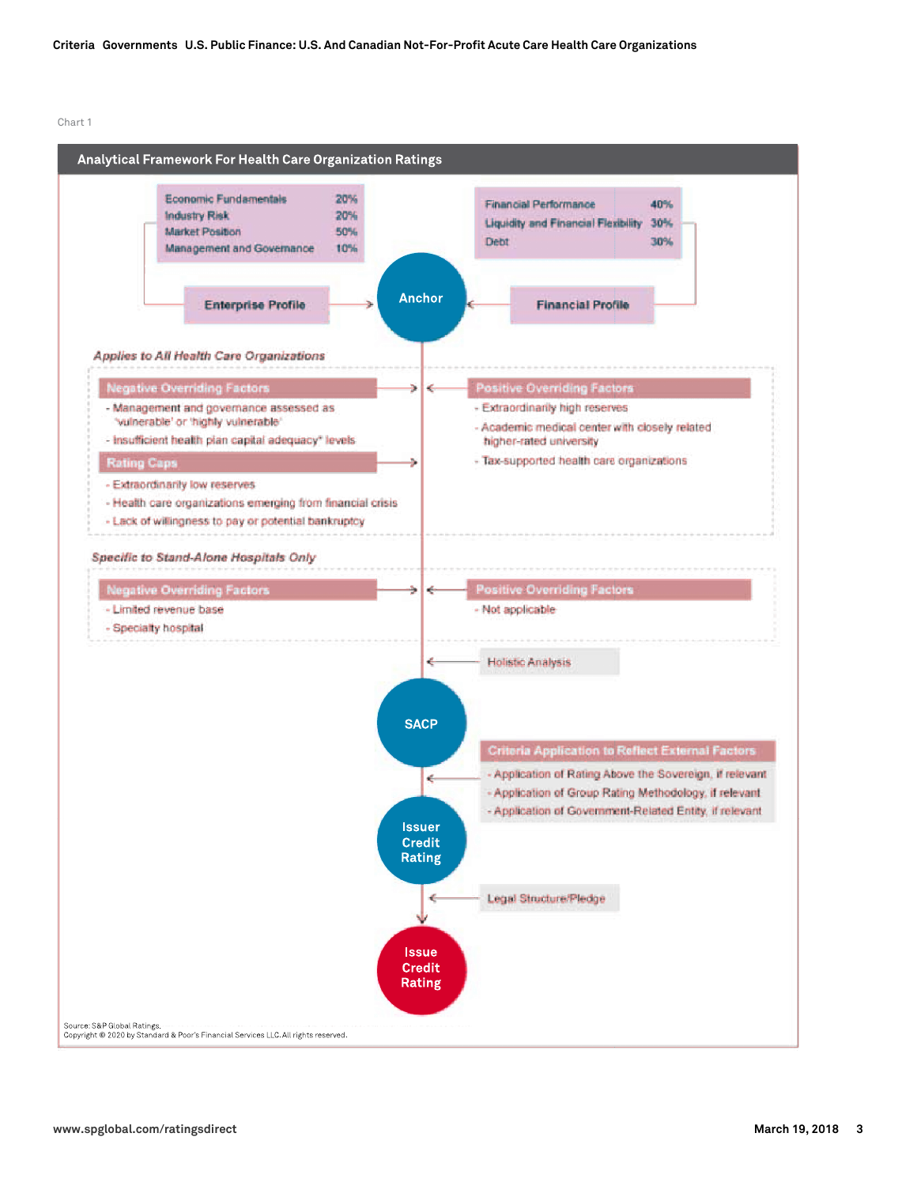Chart 1

## Analytical Framework For Health Care Organization Ratings

| Enterprise Profile | |
|---|---|
| Economic Fundamentals | 20% |
| Industry Risk | 20% |
| Market Position | 50% |
| Management and Governance | 10% |

| Financial Profile | |
|---|---|
| Financial Performance | 40% |
| Liquidity and Financial Flexibility | 30% |
| Debt | 30% |

Enterprise Profile → **Anchor** ← Financial Profile

*Applies to All Health Care Organizations*

**Negative Overriding Factors**

- Management and governance assessed as 'vulnerable' or 'highly vulnerable'
- Insufficient health plan capital adequacy* levels

**Rating Caps**

- Extraordinarily low reserves
- Health care organizations emerging from financial crisis
- Lack of willingness to pay or potential bankruptcy

**Positive Overriding Factors**

- Extraordinarily high reserves
- Academic medical center with closely related higher-rated university
- Tax-supported health care organizations

*Specific to Stand-Alone Hospitals Only*

**Negative Overriding Factors**

- Limited revenue base
- Specialty hospital

**Positive Overriding Factors**

- Not applicable

Holistic Analysis

**SACP**

**Criteria Application to Reflect External Factors**

- Application of Rating Above the Sovereign, if relevant
- Application of Group Rating Methodology, if relevant
- Application of Government-Related Entity, if relevant

**Issuer Credit Rating**

Legal Structure/Pledge

**Issue Credit Rating**

Source: S&P Global Ratings.
Copyright © 2020 by Standard & Poor's Financial Services LLC. All rights reserved.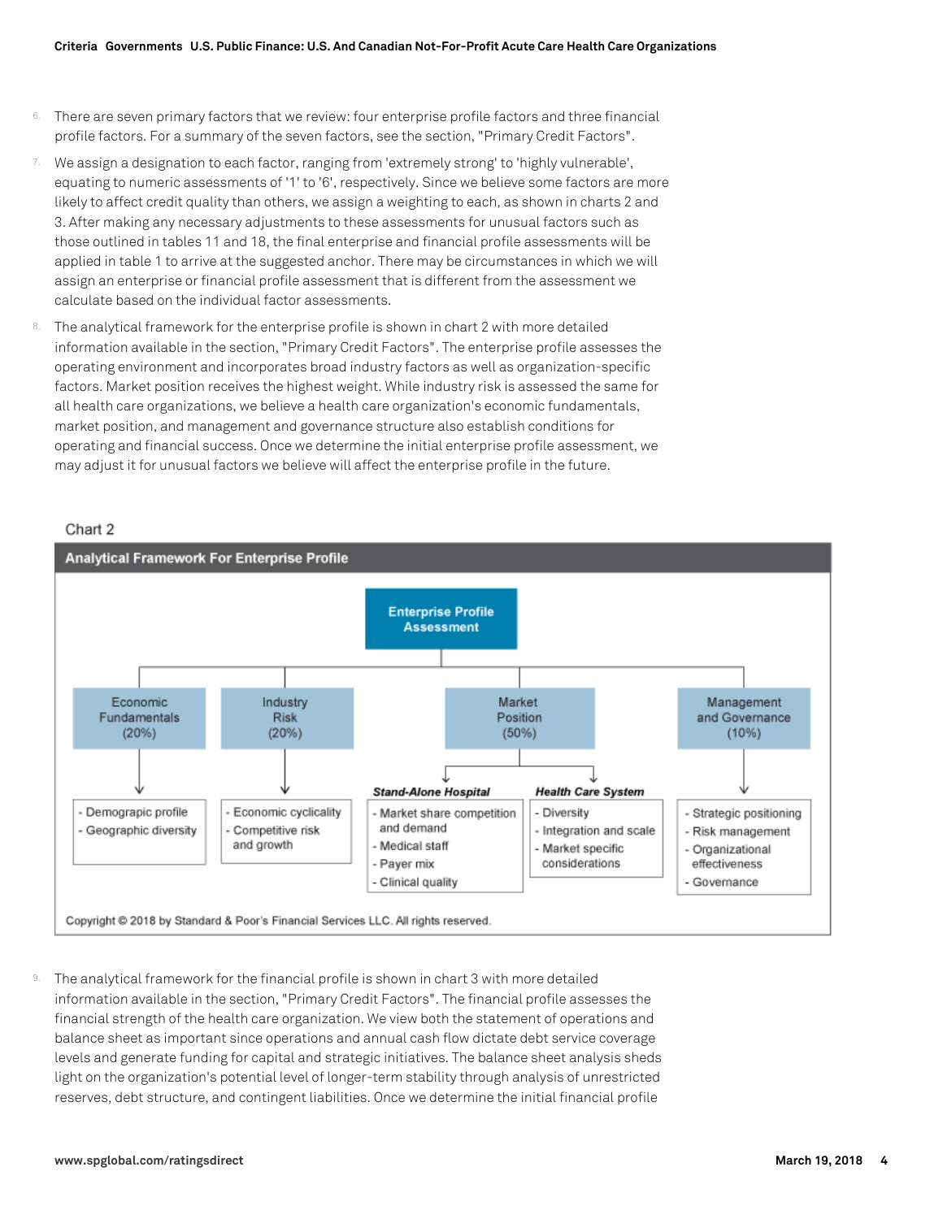6. There are seven primary factors that we review: four enterprise profile factors and three financial profile factors. For a summary of the seven factors, see the section, "Primary Credit Factors".

7. We assign a designation to each factor, ranging from 'extremely strong' to 'highly vulnerable', equating to numeric assessments of '1' to '6', respectively. Since we believe some factors are more likely to affect credit quality than others, we assign a weighting to each, as shown in charts 2 and 3. After making any necessary adjustments to these assessments for unusual factors such as those outlined in tables 11 and 18, the final enterprise and financial profile assessments will be applied in table 1 to arrive at the suggested anchor. There may be circumstances in which we will assign an enterprise or financial profile assessment that is different from the assessment we calculate based on the individual factor assessments.

8. The analytical framework for the enterprise profile is shown in chart 2 with more detailed information available in the section, "Primary Credit Factors". The enterprise profile assesses the operating environment and incorporates broad industry factors as well as organization-specific factors. Market position receives the highest weight. While industry risk is assessed the same for all health care organizations, we believe a health care organization's economic fundamentals, market position, and management and governance structure also establish conditions for operating and financial success. Once we determine the initial enterprise profile assessment, we may adjust it for unusual factors we believe will affect the enterprise profile in the future.

Chart 2

**Analytical Framework For Enterprise Profile**

**Enterprise Profile Assessment**

- **Economic Fundamentals (20%)**
  - Demograpic profile
  - Geographic diversity
- **Industry Risk (20%)**
  - Economic cyclicality
  - Competitive risk and growth
- **Market Position (50%)**
  - ***Stand-Alone Hospital***
    - Market share competition and demand
    - Medical staff
    - Payer mix
    - Clinical quality
  - ***Health Care System***
    - Diversity
    - Integration and scale
    - Market specific considerations
- **Management and Governance (10%)**
  - Strategic positioning
  - Risk management
  - Organizational effectiveness
  - Governance

Copyright © 2018 by Standard & Poor's Financial Services LLC. All rights reserved.

9. The analytical framework for the financial profile is shown in chart 3 with more detailed information available in the section, "Primary Credit Factors". The financial profile assesses the financial strength of the health care organization. We view both the statement of operations and balance sheet as important since operations and annual cash flow dictate debt service coverage levels and generate funding for capital and strategic initiatives. The balance sheet analysis sheds light on the organization's potential level of longer-term stability through analysis of unrestricted reserves, debt structure, and contingent liabilities. Once we determine the initial financial profile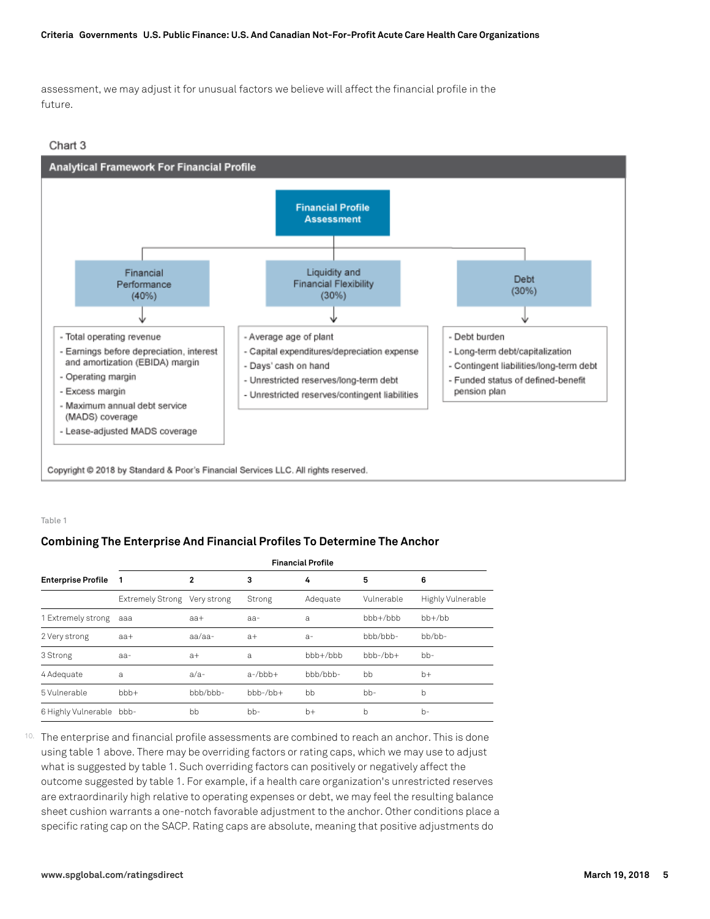assessment, we may adjust it for unusual factors we believe will affect the financial profile in the future.

Chart 3

**Analytical Framework For Financial Profile**

**Financial Profile Assessment**

**Financial Performance (40%)**
- Total operating revenue
- Earnings before depreciation, interest and amortization (EBIDA) margin
- Operating margin
- Excess margin
- Maximum annual debt service (MADS) coverage
- Lease-adjusted MADS coverage

**Liquidity and Financial Flexibility (30%)**
- Average age of plant
- Capital expenditures/depreciation expense
- Days' cash on hand
- Unrestricted reserves/long-term debt
- Unrestricted reserves/contingent liabilities

**Debt (30%)**
- Debt burden
- Long-term debt/capitalization
- Contingent liabilities/long-term debt
- Funded status of defined-benefit pension plan

Copyright © 2018 by Standard & Poor's Financial Services LLC. All rights reserved.

Table 1

**Combining The Enterprise And Financial Profiles To Determine The Anchor**

| | Financial Profile | | | | | |
|---|---|---|---|---|---|---|
| **Enterprise Profile** | **1** | **2** | **3** | **4** | **5** | **6** |
| | Extremely Strong | Very strong | Strong | Adequate | Vulnerable | Highly Vulnerable |
| 1 Extremely strong | aaa | aa+ | aa- | a | bbb+/bbb | bb+/bb |
| 2 Very strong | aa+ | aa/aa- | a+ | a- | bbb/bbb- | bb/bb- |
| 3 Strong | aa- | a+ | a | bbb+/bbb | bbb-/bb+ | bb- |
| 4 Adequate | a | a/a- | a-/bbb+ | bbb/bbb- | bb | b+ |
| 5 Vulnerable | bbb+ | bbb/bbb- | bbb-/bb+ | bb | bb- | b |
| 6 Highly Vulnerable | bbb- | bb | bb- | b+ | b | b- |

10. The enterprise and financial profile assessments are combined to reach an anchor. This is done using table 1 above. There may be overriding factors or rating caps, which we may use to adjust what is suggested by table 1. Such overriding factors can positively or negatively affect the outcome suggested by table 1. For example, if a health care organization's unrestricted reserves are extraordinarily high relative to operating expenses or debt, we may feel the resulting balance sheet cushion warrants a one-notch favorable adjustment to the anchor. Other conditions place a specific rating cap on the SACP. Rating caps are absolute, meaning that positive adjustments do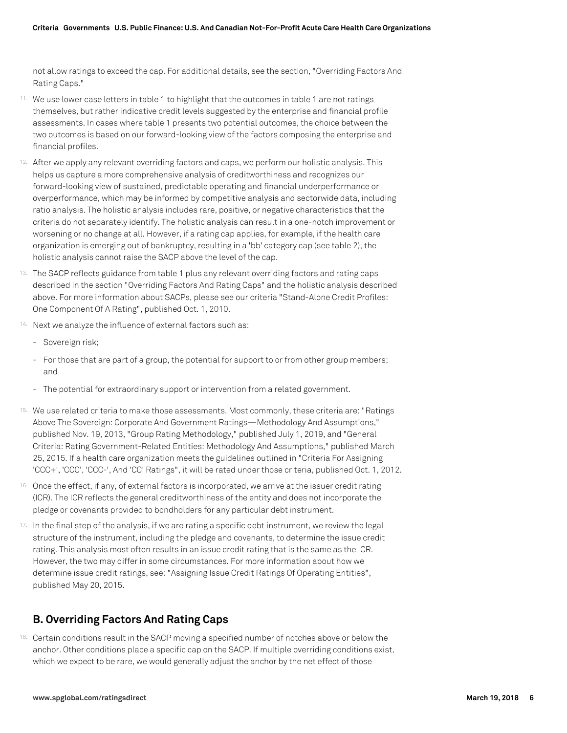not allow ratings to exceed the cap. For additional details, see the section, "Overriding Factors And Rating Caps."

11. We use lower case letters in table 1 to highlight that the outcomes in table 1 are not ratings themselves, but rather indicative credit levels suggested by the enterprise and financial profile assessments. In cases where table 1 presents two potential outcomes, the choice between the two outcomes is based on our forward-looking view of the factors composing the enterprise and financial profiles.

12. After we apply any relevant overriding factors and caps, we perform our holistic analysis. This helps us capture a more comprehensive analysis of creditworthiness and recognizes our forward-looking view of sustained, predictable operating and financial underperformance or overperformance, which may be informed by competitive analysis and sectorwide data, including ratio analysis. The holistic analysis includes rare, positive, or negative characteristics that the criteria do not separately identify. The holistic analysis can result in a one-notch improvement or worsening or no change at all. However, if a rating cap applies, for example, if the health care organization is emerging out of bankruptcy, resulting in a 'bb' category cap (see table 2), the holistic analysis cannot raise the SACP above the level of the cap.

13. The SACP reflects guidance from table 1 plus any relevant overriding factors and rating caps described in the section "Overriding Factors And Rating Caps" and the holistic analysis described above. For more information about SACPs, please see our criteria "Stand-Alone Credit Profiles: One Component Of A Rating", published Oct. 1, 2010.

14. Next we analyze the influence of external factors such as:

   - Sovereign risk;
   - For those that are part of a group, the potential for support to or from other group members; and
   - The potential for extraordinary support or intervention from a related government.

15. We use related criteria to make those assessments. Most commonly, these criteria are: "Ratings Above The Sovereign: Corporate And Government Ratings—Methodology And Assumptions," published Nov. 19, 2013, "Group Rating Methodology," published July 1, 2019, and "General Criteria: Rating Government-Related Entities: Methodology And Assumptions," published March 25, 2015. If a health care organization meets the guidelines outlined in "Criteria For Assigning 'CCC+', 'CCC', 'CCC-', And 'CC' Ratings", it will be rated under those criteria, published Oct. 1, 2012.

16. Once the effect, if any, of external factors is incorporated, we arrive at the issuer credit rating (ICR). The ICR reflects the general creditworthiness of the entity and does not incorporate the pledge or covenants provided to bondholders for any particular debt instrument.

17. In the final step of the analysis, if we are rating a specific debt instrument, we review the legal structure of the instrument, including the pledge and covenants, to determine the issue credit rating. This analysis most often results in an issue credit rating that is the same as the ICR. However, the two may differ in some circumstances. For more information about how we determine issue credit ratings, see: "Assigning Issue Credit Ratings Of Operating Entities", published May 20, 2015.

## B. Overriding Factors And Rating Caps

18. Certain conditions result in the SACP moving a specified number of notches above or below the anchor. Other conditions place a specific cap on the SACP. If multiple overriding conditions exist, which we expect to be rare, we would generally adjust the anchor by the net effect of those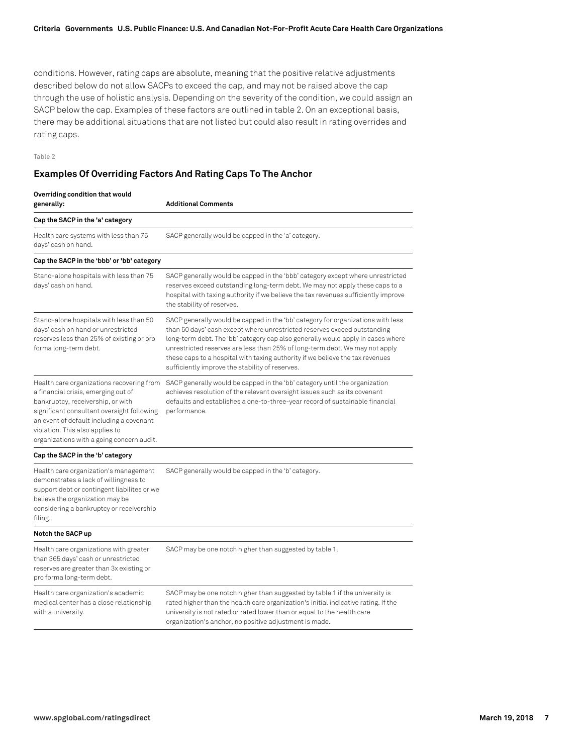conditions. However, rating caps are absolute, meaning that the positive relative adjustments described below do not allow SACPs to exceed the cap, and may not be raised above the cap through the use of holistic analysis. Depending on the severity of the condition, we could assign an SACP below the cap. Examples of these factors are outlined in table 2. On an exceptional basis, there may be additional situations that are not listed but could also result in rating overrides and rating caps.

Table 2

## Examples Of Overriding Factors And Rating Caps To The Anchor

| Overriding condition that would generally: | Additional Comments |
|---|---|
| **Cap the SACP in the 'a' category** | |
| Health care systems with less than 75 days' cash on hand. | SACP generally would be capped in the 'a' category. |
| **Cap the SACP in the 'bbb' or 'bb' category** | |
| Stand-alone hospitals with less than 75 days' cash on hand. | SACP generally would be capped in the 'bbb' category except where unrestricted reserves exceed outstanding long-term debt. We may not apply these caps to a hospital with taxing authority if we believe the tax revenues sufficiently improve the stability of reserves. |
| Stand-alone hospitals with less than 50 days' cash on hand or unrestricted reserves less than 25% of existing or pro forma long-term debt. | SACP generally would be capped in the 'bb' category for organizations with less than 50 days' cash except where unrestricted reserves exceed outstanding long-term debt. The 'bb' category cap also generally would apply in cases where unrestricted reserves are less than 25% of long-term debt. We may not apply these caps to a hospital with taxing authority if we believe the tax revenues sufficiently improve the stability of reserves. |
| Health care organizations recovering from a financial crisis, emerging out of bankruptcy, receivership, or with significant consultant oversight following an event of default including a covenant violation. This also applies to organizations with a going concern audit. | SACP generally would be capped in the 'bb' category until the organization achieves resolution of the relevant oversight issues such as its covenant defaults and establishes a one-to-three-year record of sustainable financial performance. |
| **Cap the SACP in the 'b' category** | |
| Health care organization's management demonstrates a lack of willingness to support debt or contingent liabilites or we believe the organization may be considering a bankruptcy or receivership filing. | SACP generally would be capped in the 'b' category. |
| **Notch the SACP up** | |
| Health care organizations with greater than 365 days' cash or unrestricted reserves are greater than 3x existing or pro forma long-term debt. | SACP may be one notch higher than suggested by table 1. |
| Health care organization's academic medical center has a close relationship with a university. | SACP may be one notch higher than suggested by table 1 if the university is rated higher than the health care organization's initial indicative rating. If the university is not rated or rated lower than or equal to the health care organization's anchor, no positive adjustment is made. |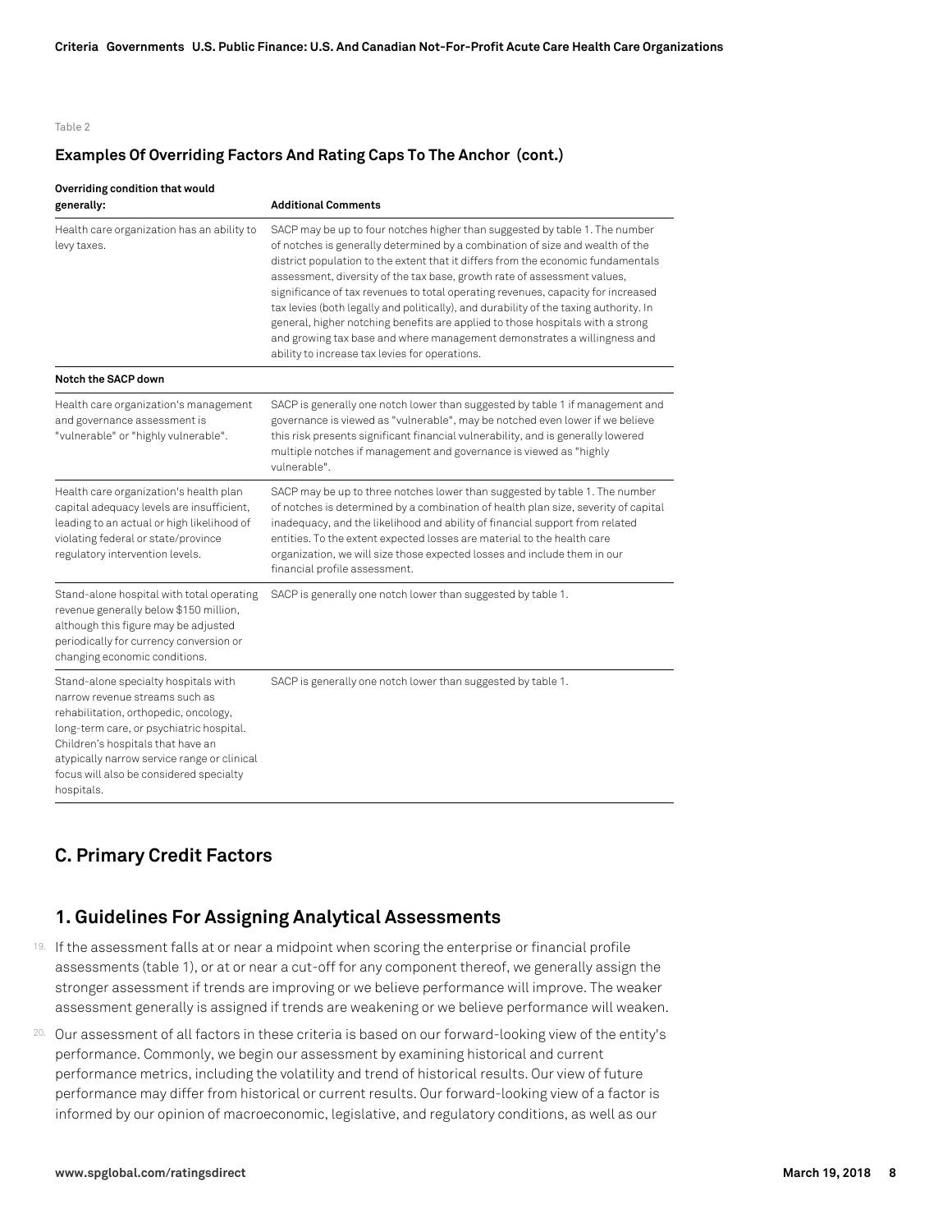Table 2

### Examples Of Overriding Factors And Rating Caps To The Anchor (cont.)

| Overriding condition that would generally: | Additional Comments |
|---|---|
| Health care organization has an ability to levy taxes. | SACP may be up to four notches higher than suggested by table 1. The number of notches is generally determined by a combination of size and wealth of the district population to the extent that it differs from the economic fundamentals assessment, diversity of the tax base, growth rate of assessment values, significance of tax revenues to total operating revenues, capacity for increased tax levies (both legally and politically), and durability of the taxing authority. In general, higher notching benefits are applied to those hospitals with a strong and growing tax base and where management demonstrates a willingness and ability to increase tax levies for operations. |
| **Notch the SACP down** | |
| Health care organization's management and governance assessment is "vulnerable" or "highly vulnerable". | SACP is generally one notch lower than suggested by table 1 if management and governance is viewed as "vulnerable", may be notched even lower if we believe this risk presents significant financial vulnerability, and is generally lowered multiple notches if management and governance is viewed as "highly vulnerable". |
| Health care organization's health plan capital adequacy levels are insufficient, leading to an actual or high likelihood of violating federal or state/province regulatory intervention levels. | SACP may be up to three notches lower than suggested by table 1. The number of notches is determined by a combination of health plan size, severity of capital inadequacy, and the likelihood and ability of financial support from related entities. To the extent expected losses are material to the health care organization, we will size those expected losses and include them in our financial profile assessment. |
| Stand-alone hospital with total operating revenue generally below $150 million, although this figure may be adjusted periodically for currency conversion or changing economic conditions. | SACP is generally one notch lower than suggested by table 1. |
| Stand-alone specialty hospitals with narrow revenue streams such as rehabilitation, orthopedic, oncology, long-term care, or psychiatric hospital. Children's hospitals that have an atypically narrow service range or clinical focus will also be considered specialty hospitals. | SACP is generally one notch lower than suggested by table 1. |

## C. Primary Credit Factors

## 1. Guidelines For Assigning Analytical Assessments

19. If the assessment falls at or near a midpoint when scoring the enterprise or financial profile assessments (table 1), or at or near a cut-off for any component thereof, we generally assign the stronger assessment if trends are improving or we believe performance will improve. The weaker assessment generally is assigned if trends are weakening or we believe performance will weaken.

20. Our assessment of all factors in these criteria is based on our forward-looking view of the entity's performance. Commonly, we begin our assessment by examining historical and current performance metrics, including the volatility and trend of historical results. Our view of future performance may differ from historical or current results. Our forward-looking view of a factor is informed by our opinion of macroeconomic, legislative, and regulatory conditions, as well as our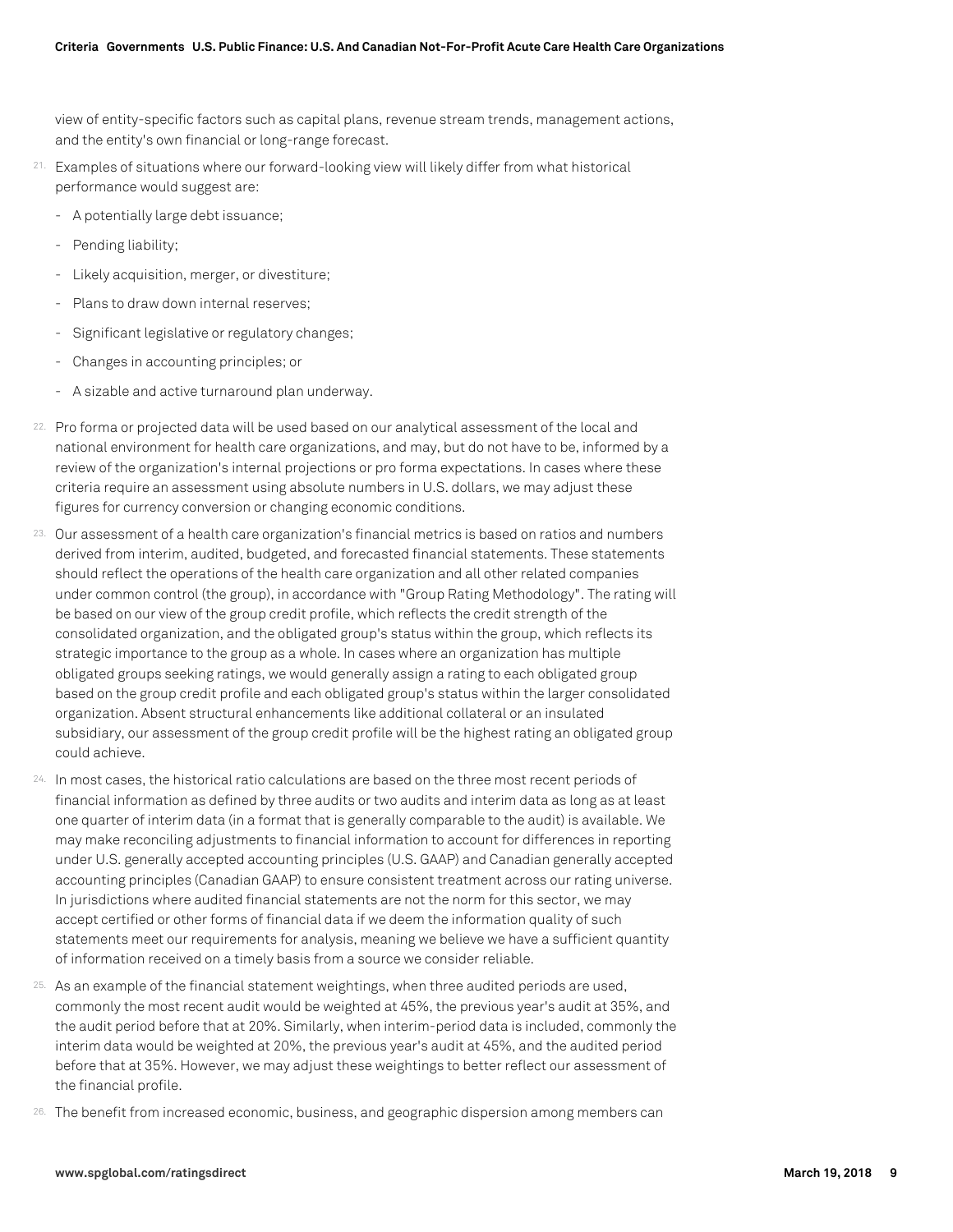view of entity-specific factors such as capital plans, revenue stream trends, management actions, and the entity's own financial or long-range forecast.

21. Examples of situations where our forward-looking view will likely differ from what historical performance would suggest are:

- A potentially large debt issuance;
- Pending liability;
- Likely acquisition, merger, or divestiture;
- Plans to draw down internal reserves;
- Significant legislative or regulatory changes;
- Changes in accounting principles; or
- A sizable and active turnaround plan underway.

22. Pro forma or projected data will be used based on our analytical assessment of the local and national environment for health care organizations, and may, but do not have to be, informed by a review of the organization's internal projections or pro forma expectations. In cases where these criteria require an assessment using absolute numbers in U.S. dollars, we may adjust these figures for currency conversion or changing economic conditions.

23. Our assessment of a health care organization's financial metrics is based on ratios and numbers derived from interim, audited, budgeted, and forecasted financial statements. These statements should reflect the operations of the health care organization and all other related companies under common control (the group), in accordance with "Group Rating Methodology". The rating will be based on our view of the group credit profile, which reflects the credit strength of the consolidated organization, and the obligated group's status within the group, which reflects its strategic importance to the group as a whole. In cases where an organization has multiple obligated groups seeking ratings, we would generally assign a rating to each obligated group based on the group credit profile and each obligated group's status within the larger consolidated organization. Absent structural enhancements like additional collateral or an insulated subsidiary, our assessment of the group credit profile will be the highest rating an obligated group could achieve.

24. In most cases, the historical ratio calculations are based on the three most recent periods of financial information as defined by three audits or two audits and interim data as long as at least one quarter of interim data (in a format that is generally comparable to the audit) is available. We may make reconciling adjustments to financial information to account for differences in reporting under U.S. generally accepted accounting principles (U.S. GAAP) and Canadian generally accepted accounting principles (Canadian GAAP) to ensure consistent treatment across our rating universe. In jurisdictions where audited financial statements are not the norm for this sector, we may accept certified or other forms of financial data if we deem the information quality of such statements meet our requirements for analysis, meaning we believe we have a sufficient quantity of information received on a timely basis from a source we consider reliable.

25. As an example of the financial statement weightings, when three audited periods are used, commonly the most recent audit would be weighted at 45%, the previous year's audit at 35%, and the audit period before that at 20%. Similarly, when interim-period data is included, commonly the interim data would be weighted at 20%, the previous year's audit at 45%, and the audited period before that at 35%. However, we may adjust these weightings to better reflect our assessment of the financial profile.

26. The benefit from increased economic, business, and geographic dispersion among members can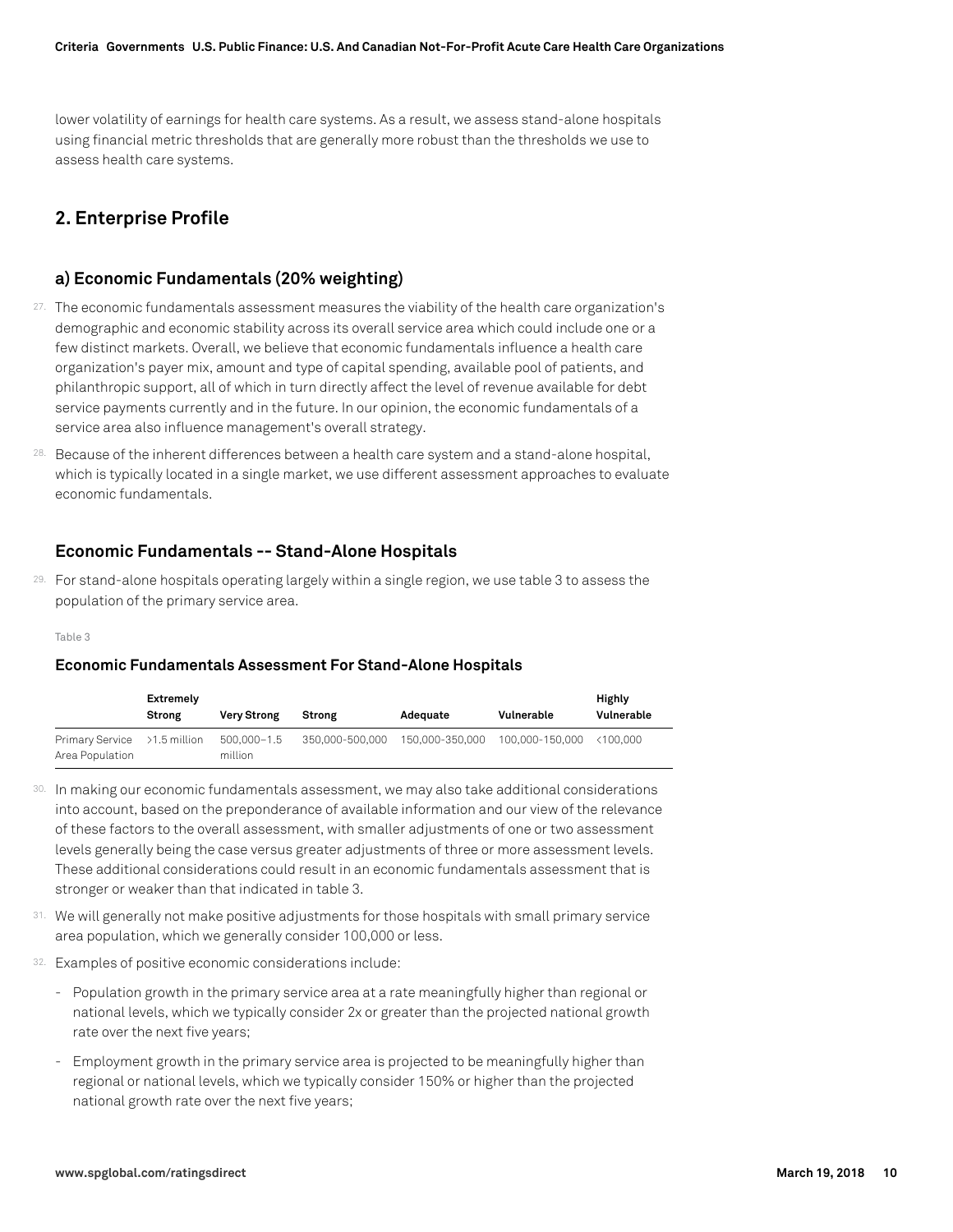lower volatility of earnings for health care systems. As a result, we assess stand-alone hospitals using financial metric thresholds that are generally more robust than the thresholds we use to assess health care systems.

## 2. Enterprise Profile

### a) Economic Fundamentals (20% weighting)

27. The economic fundamentals assessment measures the viability of the health care organization's demographic and economic stability across its overall service area which could include one or a few distinct markets. Overall, we believe that economic fundamentals influence a health care organization's payer mix, amount and type of capital spending, available pool of patients, and philanthropic support, all of which in turn directly affect the level of revenue available for debt service payments currently and in the future. In our opinion, the economic fundamentals of a service area also influence management's overall strategy.

28. Because of the inherent differences between a health care system and a stand-alone hospital, which is typically located in a single market, we use different assessment approaches to evaluate economic fundamentals.

### Economic Fundamentals -- Stand-Alone Hospitals

29. For stand-alone hospitals operating largely within a single region, we use table 3 to assess the population of the primary service area.

Table 3

**Economic Fundamentals Assessment For Stand-Alone Hospitals**

| | Extremely Strong | Very Strong | Strong | Adequate | Vulnerable | Highly Vulnerable |
|---|---|---|---|---|---|---|
| Primary Service Area Population | >1.5 million | 500,000–1.5 million | 350,000-500,000 | 150,000-350,000 | 100,000-150,000 | <100,000 |

30. In making our economic fundamentals assessment, we may also take additional considerations into account, based on the preponderance of available information and our view of the relevance of these factors to the overall assessment, with smaller adjustments of one or two assessment levels generally being the case versus greater adjustments of three or more assessment levels. These additional considerations could result in an economic fundamentals assessment that is stronger or weaker than that indicated in table 3.

31. We will generally not make positive adjustments for those hospitals with small primary service area population, which we generally consider 100,000 or less.

32. Examples of positive economic considerations include:

- Population growth in the primary service area at a rate meaningfully higher than regional or national levels, which we typically consider 2x or greater than the projected national growth rate over the next five years;
- Employment growth in the primary service area is projected to be meaningfully higher than regional or national levels, which we typically consider 150% or higher than the projected national growth rate over the next five years;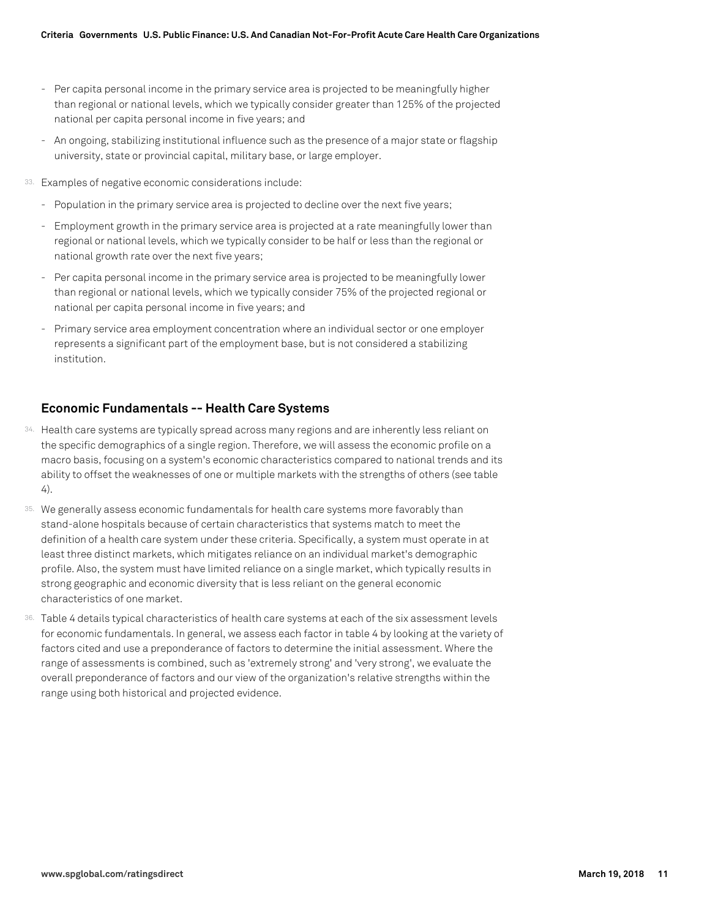- Per capita personal income in the primary service area is projected to be meaningfully higher than regional or national levels, which we typically consider greater than 125% of the projected national per capita personal income in five years; and
- An ongoing, stabilizing institutional influence such as the presence of a major state or flagship university, state or provincial capital, military base, or large employer.

33. Examples of negative economic considerations include:

- Population in the primary service area is projected to decline over the next five years;
- Employment growth in the primary service area is projected at a rate meaningfully lower than regional or national levels, which we typically consider to be half or less than the regional or national growth rate over the next five years;
- Per capita personal income in the primary service area is projected to be meaningfully lower than regional or national levels, which we typically consider 75% of the projected regional or national per capita personal income in five years; and
- Primary service area employment concentration where an individual sector or one employer represents a significant part of the employment base, but is not considered a stabilizing institution.

## Economic Fundamentals -- Health Care Systems

34. Health care systems are typically spread across many regions and are inherently less reliant on the specific demographics of a single region. Therefore, we will assess the economic profile on a macro basis, focusing on a system's economic characteristics compared to national trends and its ability to offset the weaknesses of one or multiple markets with the strengths of others (see table 4).

35. We generally assess economic fundamentals for health care systems more favorably than stand-alone hospitals because of certain characteristics that systems match to meet the definition of a health care system under these criteria. Specifically, a system must operate in at least three distinct markets, which mitigates reliance on an individual market's demographic profile. Also, the system must have limited reliance on a single market, which typically results in strong geographic and economic diversity that is less reliant on the general economic characteristics of one market.

36. Table 4 details typical characteristics of health care systems at each of the six assessment levels for economic fundamentals. In general, we assess each factor in table 4 by looking at the variety of factors cited and use a preponderance of factors to determine the initial assessment. Where the range of assessments is combined, such as 'extremely strong' and 'very strong', we evaluate the overall preponderance of factors and our view of the organization's relative strengths within the range using both historical and projected evidence.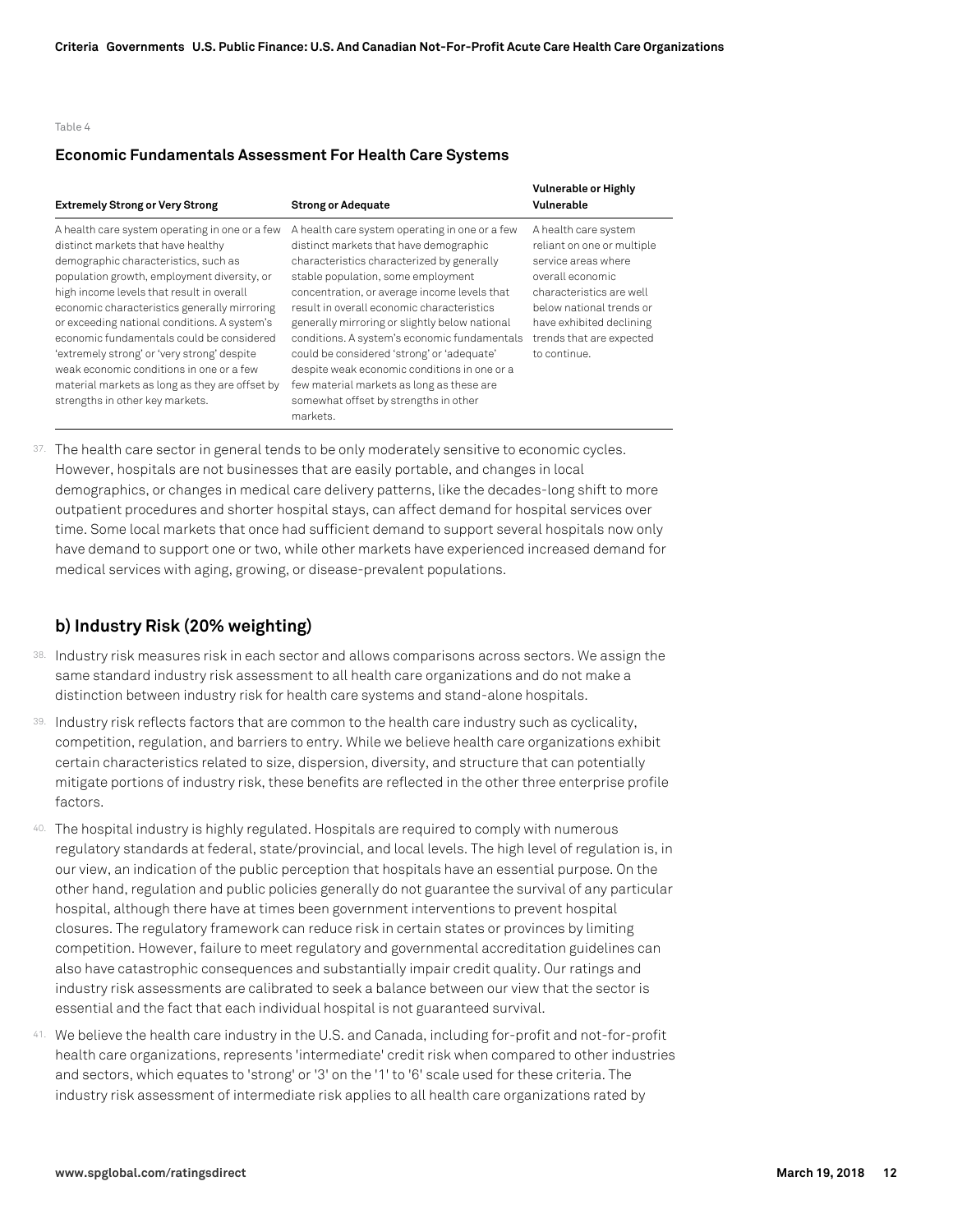Table 4

**Economic Fundamentals Assessment For Health Care Systems**

| Extremely Strong or Very Strong | Strong or Adequate | Vulnerable or Highly Vulnerable |
|---|---|---|
| A health care system operating in one or a few distinct markets that have healthy demographic characteristics, such as population growth, employment diversity, or high income levels that result in overall economic characteristics generally mirroring or exceeding national conditions. A system's economic fundamentals could be considered 'extremely strong' or 'very strong' despite weak economic conditions in one or a few material markets as long as they are offset by strengths in other key markets. | A health care system operating in one or a few distinct markets that have demographic characteristics characterized by generally stable population, some employment concentration, or average income levels that result in overall economic characteristics generally mirroring or slightly below national conditions. A system's economic fundamentals could be considered 'strong' or 'adequate' despite weak economic conditions in one or a few material markets as long as these are somewhat offset by strengths in other markets. | A health care system reliant on one or multiple service areas where overall economic characteristics are well below national trends or have exhibited declining trends that are expected to continue. |

37. The health care sector in general tends to be only moderately sensitive to economic cycles. However, hospitals are not businesses that are easily portable, and changes in local demographics, or changes in medical care delivery patterns, like the decades-long shift to more outpatient procedures and shorter hospital stays, can affect demand for hospital services over time. Some local markets that once had sufficient demand to support several hospitals now only have demand to support one or two, while other markets have experienced increased demand for medical services with aging, growing, or disease-prevalent populations.

## b) Industry Risk (20% weighting)

38. Industry risk measures risk in each sector and allows comparisons across sectors. We assign the same standard industry risk assessment to all health care organizations and do not make a distinction between industry risk for health care systems and stand-alone hospitals.

39. Industry risk reflects factors that are common to the health care industry such as cyclicality, competition, regulation, and barriers to entry. While we believe health care organizations exhibit certain characteristics related to size, dispersion, diversity, and structure that can potentially mitigate portions of industry risk, these benefits are reflected in the other three enterprise profile factors.

40. The hospital industry is highly regulated. Hospitals are required to comply with numerous regulatory standards at federal, state/provincial, and local levels. The high level of regulation is, in our view, an indication of the public perception that hospitals have an essential purpose. On the other hand, regulation and public policies generally do not guarantee the survival of any particular hospital, although there have at times been government interventions to prevent hospital closures. The regulatory framework can reduce risk in certain states or provinces by limiting competition. However, failure to meet regulatory and governmental accreditation guidelines can also have catastrophic consequences and substantially impair credit quality. Our ratings and industry risk assessments are calibrated to seek a balance between our view that the sector is essential and the fact that each individual hospital is not guaranteed survival.

41. We believe the health care industry in the U.S. and Canada, including for-profit and not-for-profit health care organizations, represents 'intermediate' credit risk when compared to other industries and sectors, which equates to 'strong' or '3' on the '1' to '6' scale used for these criteria. The industry risk assessment of intermediate risk applies to all health care organizations rated by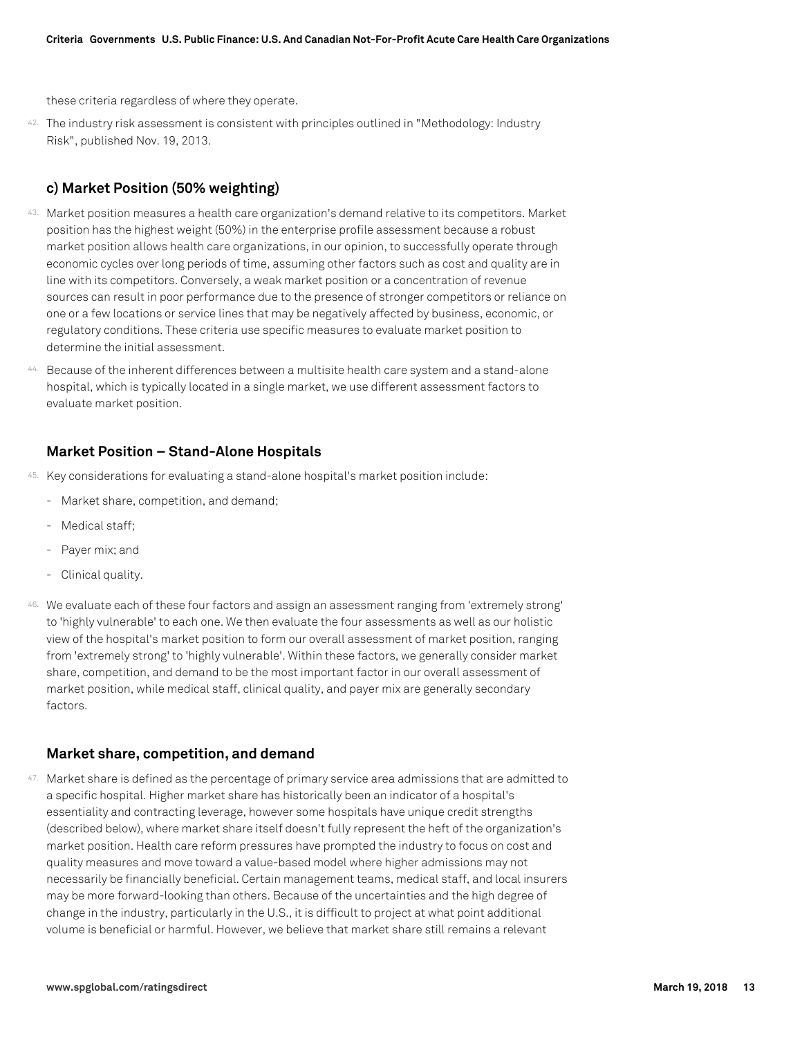these criteria regardless of where they operate.

42. The industry risk assessment is consistent with principles outlined in "Methodology: Industry Risk", published Nov. 19, 2013.

### c) Market Position (50% weighting)

43. Market position measures a health care organization's demand relative to its competitors. Market position has the highest weight (50%) in the enterprise profile assessment because a robust market position allows health care organizations, in our opinion, to successfully operate through economic cycles over long periods of time, assuming other factors such as cost and quality are in line with its competitors. Conversely, a weak market position or a concentration of revenue sources can result in poor performance due to the presence of stronger competitors or reliance on one or a few locations or service lines that may be negatively affected by business, economic, or regulatory conditions. These criteria use specific measures to evaluate market position to determine the initial assessment.

44. Because of the inherent differences between a multisite health care system and a stand-alone hospital, which is typically located in a single market, we use different assessment factors to evaluate market position.

### Market Position – Stand-Alone Hospitals

45. Key considerations for evaluating a stand-alone hospital's market position include:

- Market share, competition, and demand;
- Medical staff;
- Payer mix; and
- Clinical quality.

46. We evaluate each of these four factors and assign an assessment ranging from 'extremely strong' to 'highly vulnerable' to each one. We then evaluate the four assessments as well as our holistic view of the hospital's market position to form our overall assessment of market position, ranging from 'extremely strong' to 'highly vulnerable'. Within these factors, we generally consider market share, competition, and demand to be the most important factor in our overall assessment of market position, while medical staff, clinical quality, and payer mix are generally secondary factors.

### Market share, competition, and demand

47. Market share is defined as the percentage of primary service area admissions that are admitted to a specific hospital. Higher market share has historically been an indicator of a hospital's essentiality and contracting leverage, however some hospitals have unique credit strengths (described below), where market share itself doesn't fully represent the heft of the organization's market position. Health care reform pressures have prompted the industry to focus on cost and quality measures and move toward a value-based model where higher admissions may not necessarily be financially beneficial. Certain management teams, medical staff, and local insurers may be more forward-looking than others. Because of the uncertainties and the high degree of change in the industry, particularly in the U.S., it is difficult to project at what point additional volume is beneficial or harmful. However, we believe that market share still remains a relevant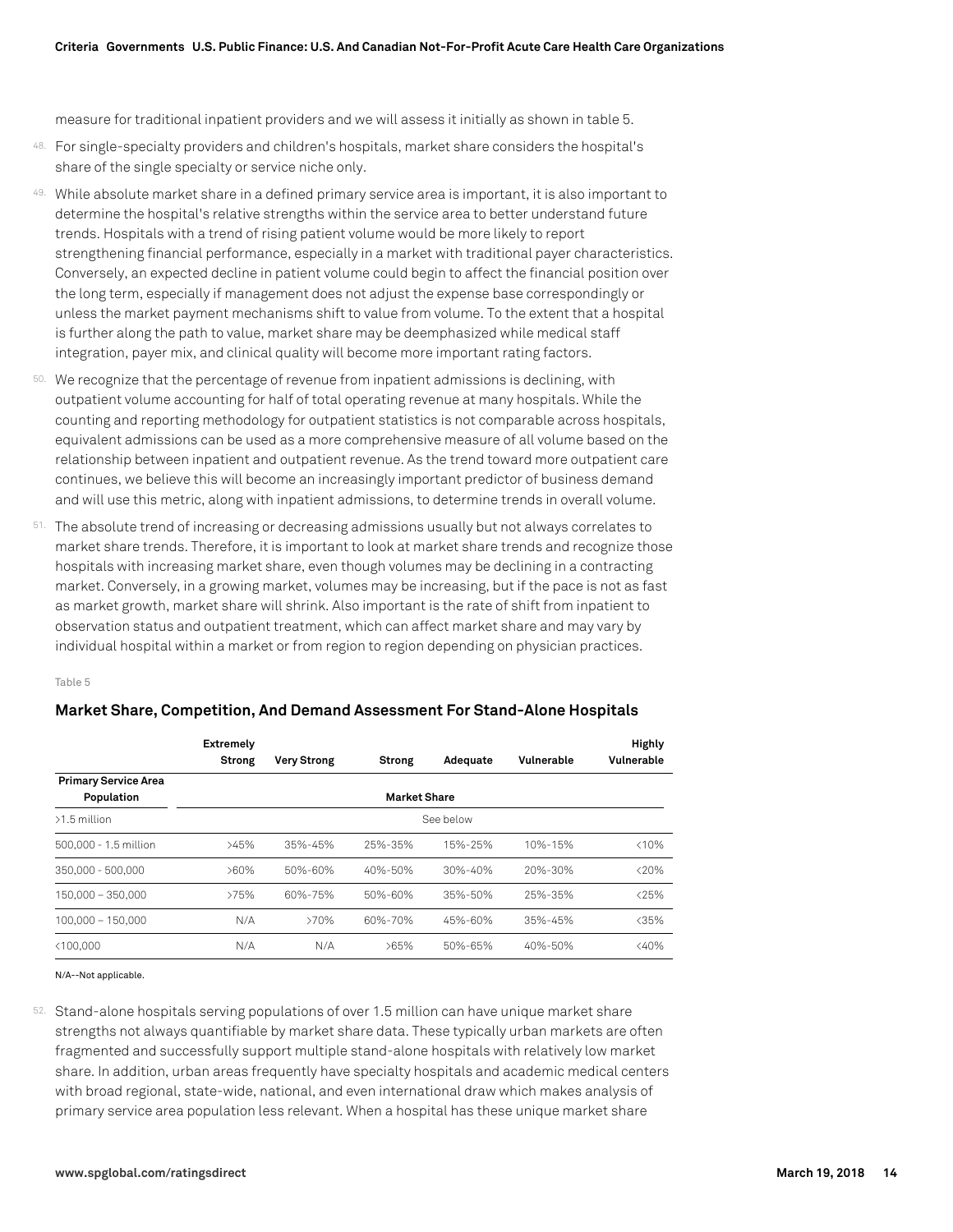measure for traditional inpatient providers and we will assess it initially as shown in table 5.

48. For single-specialty providers and children's hospitals, market share considers the hospital's share of the single specialty or service niche only.

49. While absolute market share in a defined primary service area is important, it is also important to determine the hospital's relative strengths within the service area to better understand future trends. Hospitals with a trend of rising patient volume would be more likely to report strengthening financial performance, especially in a market with traditional payer characteristics. Conversely, an expected decline in patient volume could begin to affect the financial position over the long term, especially if management does not adjust the expense base correspondingly or unless the market payment mechanisms shift to value from volume. To the extent that a hospital is further along the path to value, market share may be deemphasized while medical staff integration, payer mix, and clinical quality will become more important rating factors.

50. We recognize that the percentage of revenue from inpatient admissions is declining, with outpatient volume accounting for half of total operating revenue at many hospitals. While the counting and reporting methodology for outpatient statistics is not comparable across hospitals, equivalent admissions can be used as a more comprehensive measure of all volume based on the relationship between inpatient and outpatient revenue. As the trend toward more outpatient care continues, we believe this will become an increasingly important predictor of business demand and will use this metric, along with inpatient admissions, to determine trends in overall volume.

51. The absolute trend of increasing or decreasing admissions usually but not always correlates to market share trends. Therefore, it is important to look at market share trends and recognize those hospitals with increasing market share, even though volumes may be declining in a contracting market. Conversely, in a growing market, volumes may be increasing, but if the pace is not as fast as market growth, market share will shrink. Also important is the rate of shift from inpatient to observation status and outpatient treatment, which can affect market share and may vary by individual hospital within a market or from region to region depending on physician practices.

Table 5

**Market Share, Competition, And Demand Assessment For Stand-Alone Hospitals**

| | Extremely Strong | Very Strong | Strong | Adequate | Vulnerable | Highly Vulnerable |
|---|---|---|---|---|---|---|
| **Primary Service Area Population** | | | **Market Share** | | | |
| >1.5 million | | | See below | | | |
| 500,000 - 1.5 million | >45% | 35%-45% | 25%-35% | 15%-25% | 10%-15% | <10% |
| 350,000 - 500,000 | >60% | 50%-60% | 40%-50% | 30%-40% | 20%-30% | <20% |
| 150,000 – 350,000 | >75% | 60%-75% | 50%-60% | 35%-50% | 25%-35% | <25% |
| 100,000 – 150,000 | N/A | >70% | 60%-70% | 45%-60% | 35%-45% | <35% |
| <100,000 | N/A | N/A | >65% | 50%-65% | 40%-50% | <40% |

N/A--Not applicable.

52. Stand-alone hospitals serving populations of over 1.5 million can have unique market share strengths not always quantifiable by market share data. These typically urban markets are often fragmented and successfully support multiple stand-alone hospitals with relatively low market share. In addition, urban areas frequently have specialty hospitals and academic medical centers with broad regional, state-wide, national, and even international draw which makes analysis of primary service area population less relevant. When a hospital has these unique market share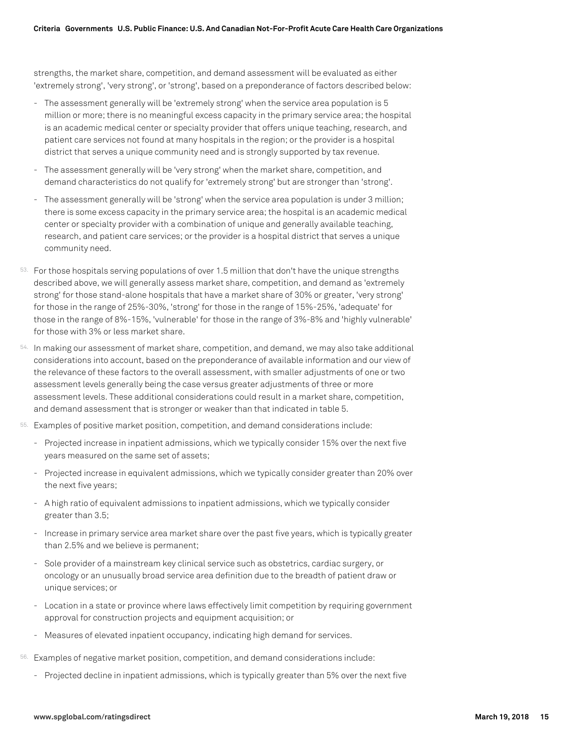strengths, the market share, competition, and demand assessment will be evaluated as either 'extremely strong', 'very strong', or 'strong', based on a preponderance of factors described below:

- The assessment generally will be 'extremely strong' when the service area population is 5 million or more; there is no meaningful excess capacity in the primary service area; the hospital is an academic medical center or specialty provider that offers unique teaching, research, and patient care services not found at many hospitals in the region; or the provider is a hospital district that serves a unique community need and is strongly supported by tax revenue.
- The assessment generally will be 'very strong' when the market share, competition, and demand characteristics do not qualify for 'extremely strong' but are stronger than 'strong'.
- The assessment generally will be 'strong' when the service area population is under 3 million; there is some excess capacity in the primary service area; the hospital is an academic medical center or specialty provider with a combination of unique and generally available teaching, research, and patient care services; or the provider is a hospital district that serves a unique community need.

53. For those hospitals serving populations of over 1.5 million that don't have the unique strengths described above, we will generally assess market share, competition, and demand as 'extremely strong' for those stand-alone hospitals that have a market share of 30% or greater, 'very strong' for those in the range of 25%-30%, 'strong' for those in the range of 15%-25%, 'adequate' for those in the range of 8%-15%, 'vulnerable' for those in the range of 3%-8% and 'highly vulnerable' for those with 3% or less market share.

54. In making our assessment of market share, competition, and demand, we may also take additional considerations into account, based on the preponderance of available information and our view of the relevance of these factors to the overall assessment, with smaller adjustments of one or two assessment levels generally being the case versus greater adjustments of three or more assessment levels. These additional considerations could result in a market share, competition, and demand assessment that is stronger or weaker than that indicated in table 5.

55. Examples of positive market position, competition, and demand considerations include:

- Projected increase in inpatient admissions, which we typically consider 15% over the next five years measured on the same set of assets;
- Projected increase in equivalent admissions, which we typically consider greater than 20% over the next five years;
- A high ratio of equivalent admissions to inpatient admissions, which we typically consider greater than 3.5;
- Increase in primary service area market share over the past five years, which is typically greater than 2.5% and we believe is permanent;
- Sole provider of a mainstream key clinical service such as obstetrics, cardiac surgery, or oncology or an unusually broad service area definition due to the breadth of patient draw or unique services; or
- Location in a state or province where laws effectively limit competition by requiring government approval for construction projects and equipment acquisition; or
- Measures of elevated inpatient occupancy, indicating high demand for services.

56. Examples of negative market position, competition, and demand considerations include:

- Projected decline in inpatient admissions, which is typically greater than 5% over the next five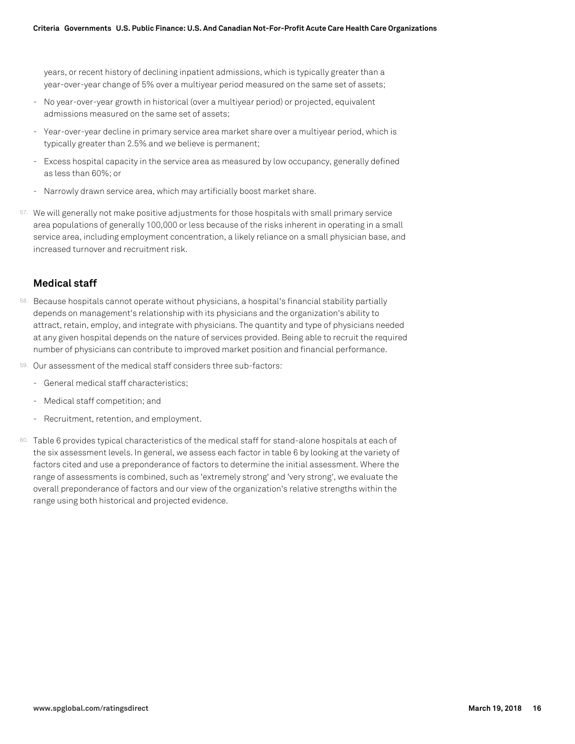years, or recent history of declining inpatient admissions, which is typically greater than a year-over-year change of 5% over a multiyear period measured on the same set of assets;

- No year-over-year growth in historical (over a multiyear period) or projected, equivalent admissions measured on the same set of assets;
- Year-over-year decline in primary service area market share over a multiyear period, which is typically greater than 2.5% and we believe is permanent;
- Excess hospital capacity in the service area as measured by low occupancy, generally defined as less than 60%; or
- Narrowly drawn service area, which may artificially boost market share.

57. We will generally not make positive adjustments for those hospitals with small primary service area populations of generally 100,000 or less because of the risks inherent in operating in a small service area, including employment concentration, a likely reliance on a small physician base, and increased turnover and recruitment risk.

## Medical staff

58. Because hospitals cannot operate without physicians, a hospital's financial stability partially depends on management's relationship with its physicians and the organization's ability to attract, retain, employ, and integrate with physicians. The quantity and type of physicians needed at any given hospital depends on the nature of services provided. Being able to recruit the required number of physicians can contribute to improved market position and financial performance.

59. Our assessment of the medical staff considers three sub-factors:

- General medical staff characteristics;
- Medical staff competition; and
- Recruitment, retention, and employment.

60. Table 6 provides typical characteristics of the medical staff for stand-alone hospitals at each of the six assessment levels. In general, we assess each factor in table 6 by looking at the variety of factors cited and use a preponderance of factors to determine the initial assessment. Where the range of assessments is combined, such as 'extremely strong' and 'very strong', we evaluate the overall preponderance of factors and our view of the organization's relative strengths within the range using both historical and projected evidence.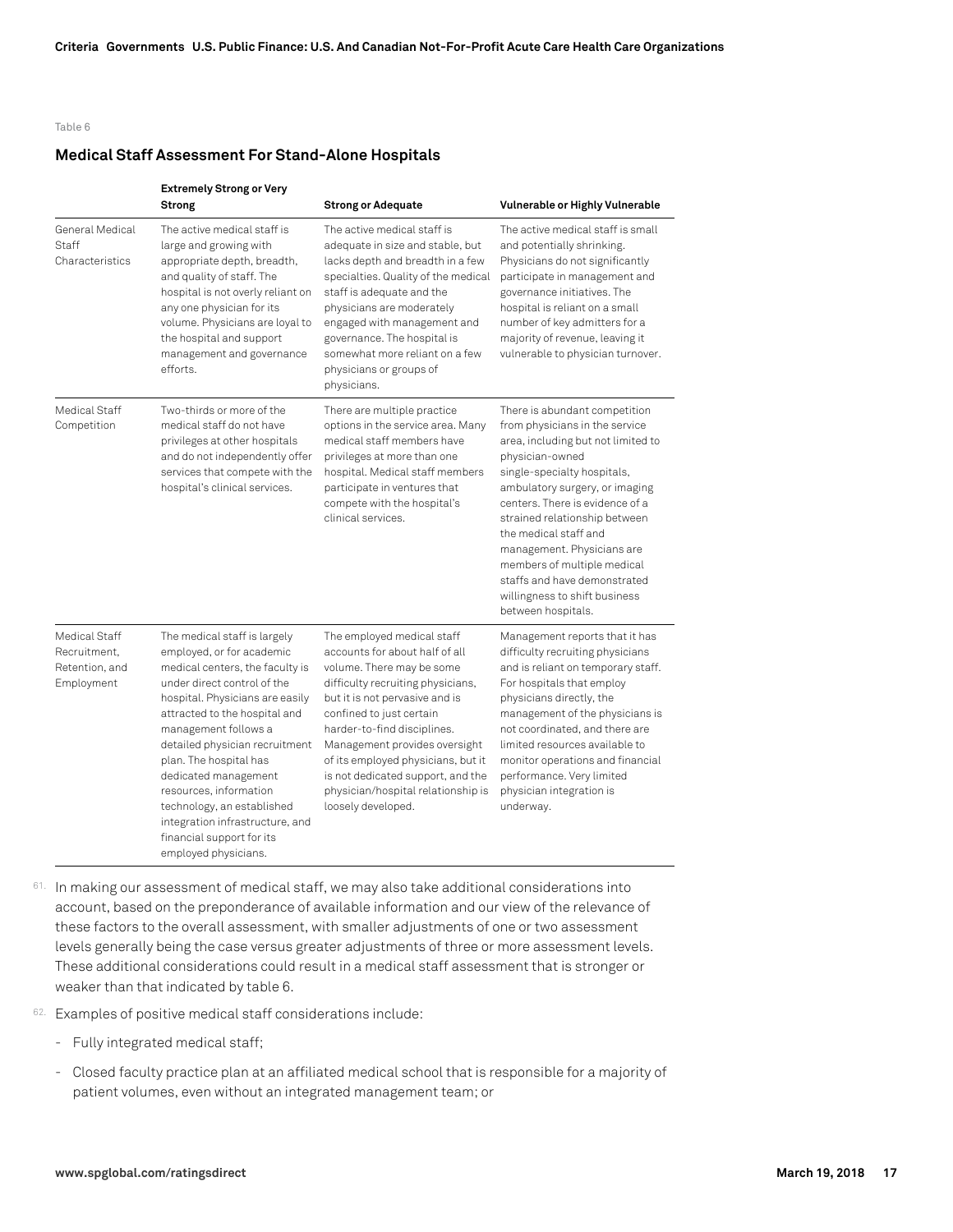Table 6

### Medical Staff Assessment For Stand-Alone Hospitals

| | Extremely Strong or Very Strong | Strong or Adequate | Vulnerable or Highly Vulnerable |
|---|---|---|---|
| General Medical Staff Characteristics | The active medical staff is large and growing with appropriate depth, breadth, and quality of staff. The hospital is not overly reliant on any one physician for its volume. Physicians are loyal to the hospital and support management and governance efforts. | The active medical staff is adequate in size and stable, but lacks depth and breadth in a few specialties. Quality of the medical staff is adequate and the physicians are moderately engaged with management and governance. The hospital is somewhat more reliant on a few physicians or groups of physicians. | The active medical staff is small and potentially shrinking. Physicians do not significantly participate in management and governance initiatives. The hospital is reliant on a small number of key admitters for a majority of revenue, leaving it vulnerable to physician turnover. |
| Medical Staff Competition | Two-thirds or more of the medical staff do not have privileges at other hospitals and do not independently offer services that compete with the hospital's clinical services. | There are multiple practice options in the service area. Many medical staff members have privileges at more than one hospital. Medical staff members participate in ventures that compete with the hospital's clinical services. | There is abundant competition from physicians in the service area, including but not limited to physician-owned single-specialty hospitals, ambulatory surgery, or imaging centers. There is evidence of a strained relationship between the medical staff and management. Physicians are members of multiple medical staffs and have demonstrated willingness to shift business between hospitals. |
| Medical Staff Recruitment, Retention, and Employment | The medical staff is largely employed, or for academic medical centers, the faculty is under direct control of the hospital. Physicians are easily attracted to the hospital and management follows a detailed physician recruitment plan. The hospital has dedicated management resources, information technology, an established integration infrastructure, and financial support for its employed physicians. | The employed medical staff accounts for about half of all volume. There may be some difficulty recruiting physicians, but it is not pervasive and is confined to just certain harder-to-find disciplines. Management provides oversight of its employed physicians, but it is not dedicated support, and the physician/hospital relationship is loosely developed. | Management reports that it has difficulty recruiting physicians and is reliant on temporary staff. For hospitals that employ physicians directly, the management of the physicians is not coordinated, and there are limited resources available to monitor operations and financial performance. Very limited physician integration is underway. |

61. In making our assessment of medical staff, we may also take additional considerations into account, based on the preponderance of available information and our view of the relevance of these factors to the overall assessment, with smaller adjustments of one or two assessment levels generally being the case versus greater adjustments of three or more assessment levels. These additional considerations could result in a medical staff assessment that is stronger or weaker than that indicated by table 6.

62. Examples of positive medical staff considerations include:

- Fully integrated medical staff;
- Closed faculty practice plan at an affiliated medical school that is responsible for a majority of patient volumes, even without an integrated management team; or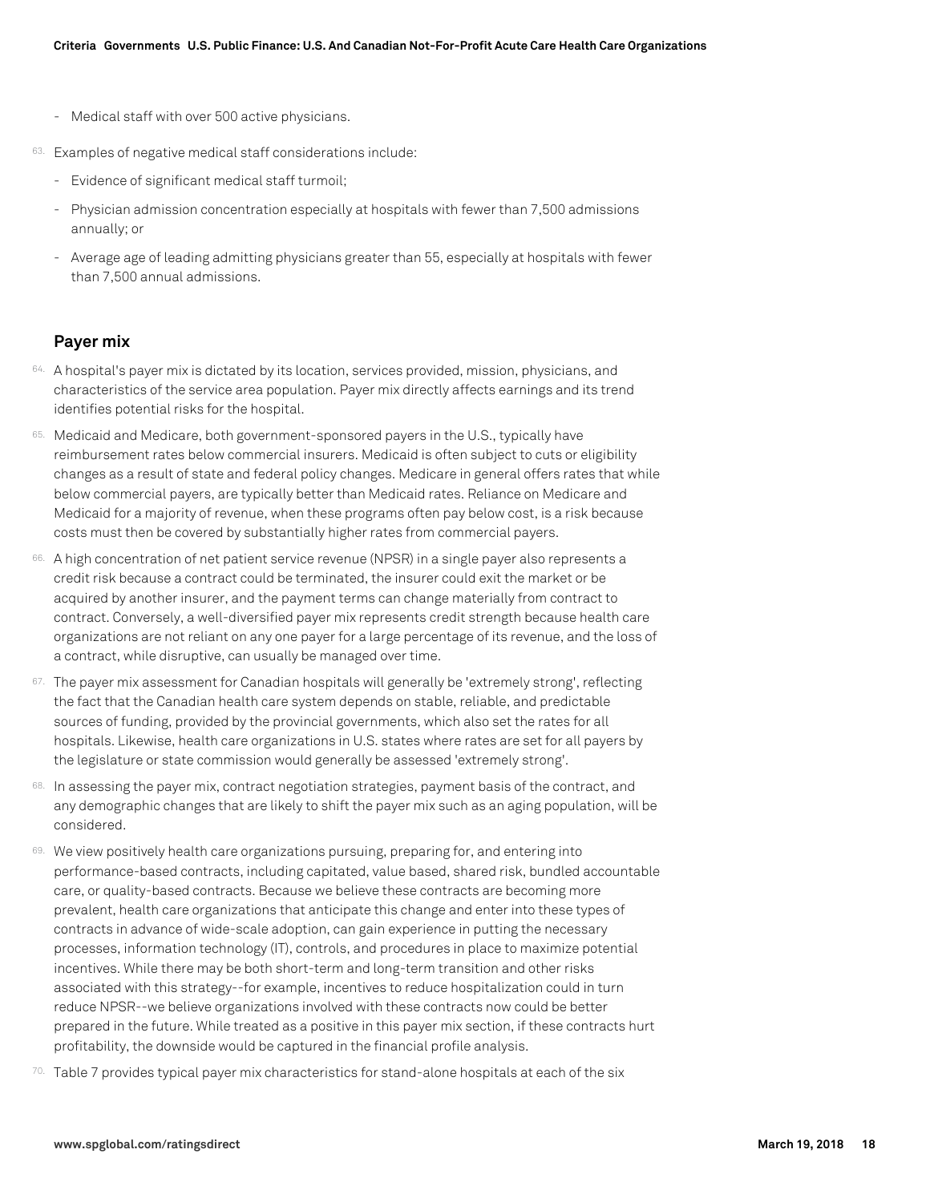- Medical staff with over 500 active physicians.

63. Examples of negative medical staff considerations include:

- Evidence of significant medical staff turmoil;
- Physician admission concentration especially at hospitals with fewer than 7,500 admissions annually; or
- Average age of leading admitting physicians greater than 55, especially at hospitals with fewer than 7,500 annual admissions.

### Payer mix

64. A hospital's payer mix is dictated by its location, services provided, mission, physicians, and characteristics of the service area population. Payer mix directly affects earnings and its trend identifies potential risks for the hospital.

65. Medicaid and Medicare, both government-sponsored payers in the U.S., typically have reimbursement rates below commercial insurers. Medicaid is often subject to cuts or eligibility changes as a result of state and federal policy changes. Medicare in general offers rates that while below commercial payers, are typically better than Medicaid rates. Reliance on Medicare and Medicaid for a majority of revenue, when these programs often pay below cost, is a risk because costs must then be covered by substantially higher rates from commercial payers.

66. A high concentration of net patient service revenue (NPSR) in a single payer also represents a credit risk because a contract could be terminated, the insurer could exit the market or be acquired by another insurer, and the payment terms can change materially from contract to contract. Conversely, a well-diversified payer mix represents credit strength because health care organizations are not reliant on any one payer for a large percentage of its revenue, and the loss of a contract, while disruptive, can usually be managed over time.

67. The payer mix assessment for Canadian hospitals will generally be 'extremely strong', reflecting the fact that the Canadian health care system depends on stable, reliable, and predictable sources of funding, provided by the provincial governments, which also set the rates for all hospitals. Likewise, health care organizations in U.S. states where rates are set for all payers by the legislature or state commission would generally be assessed 'extremely strong'.

68. In assessing the payer mix, contract negotiation strategies, payment basis of the contract, and any demographic changes that are likely to shift the payer mix such as an aging population, will be considered.

69. We view positively health care organizations pursuing, preparing for, and entering into performance-based contracts, including capitated, value based, shared risk, bundled accountable care, or quality-based contracts. Because we believe these contracts are becoming more prevalent, health care organizations that anticipate this change and enter into these types of contracts in advance of wide-scale adoption, can gain experience in putting the necessary processes, information technology (IT), controls, and procedures in place to maximize potential incentives. While there may be both short-term and long-term transition and other risks associated with this strategy--for example, incentives to reduce hospitalization could in turn reduce NPSR--we believe organizations involved with these contracts now could be better prepared in the future. While treated as a positive in this payer mix section, if these contracts hurt profitability, the downside would be captured in the financial profile analysis.

70. Table 7 provides typical payer mix characteristics for stand-alone hospitals at each of the six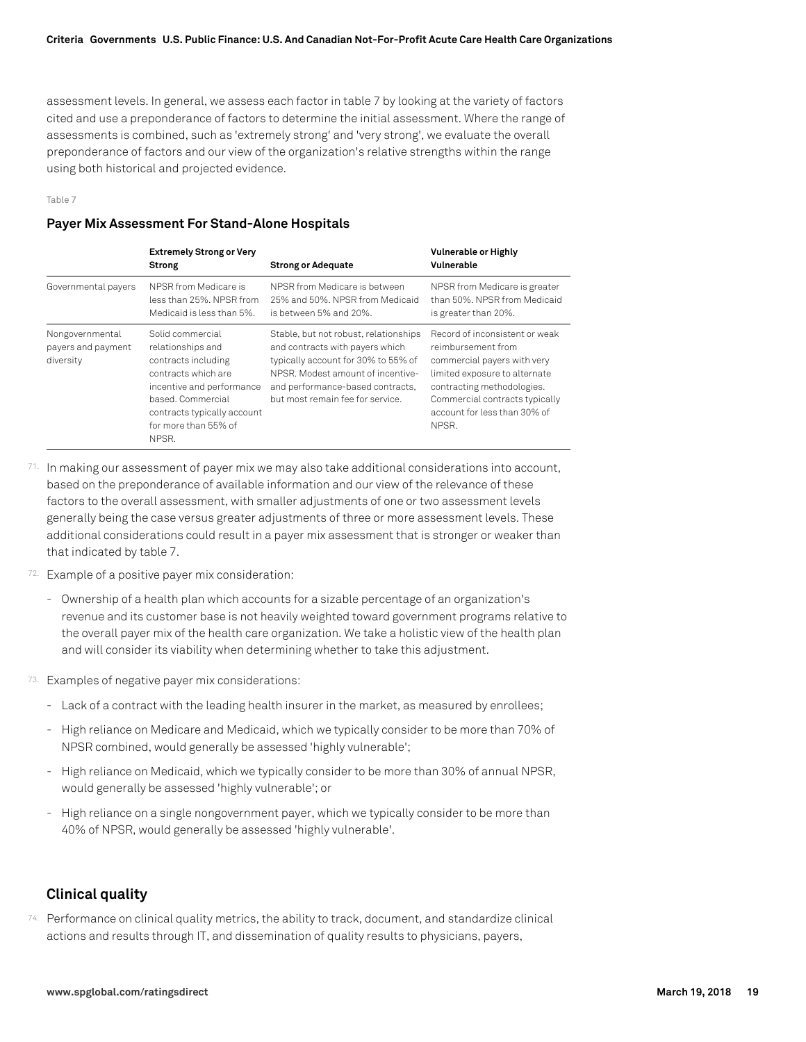assessment levels. In general, we assess each factor in table 7 by looking at the variety of factors cited and use a preponderance of factors to determine the initial assessment. Where the range of assessments is combined, such as 'extremely strong' and 'very strong', we evaluate the overall preponderance of factors and our view of the organization's relative strengths within the range using both historical and projected evidence.

Table 7

### Payer Mix Assessment For Stand-Alone Hospitals

| | Extremely Strong or Very Strong | Strong or Adequate | Vulnerable or Highly Vulnerable |
|---|---|---|---|
| Governmental payers | NPSR from Medicare is less than 25%. NPSR from Medicaid is less than 5%. | NPSR from Medicare is between 25% and 50%. NPSR from Medicaid is between 5% and 20%. | NPSR from Medicare is greater than 50%. NPSR from Medicaid is greater than 20%. |
| Nongovernmental payers and payment diversity | Solid commercial relationships and contracts including contracts which are incentive and performance based. Commercial contracts typically account for more than 55% of NPSR. | Stable, but not robust, relationships and contracts with payers which typically account for 30% to 55% of NPSR. Modest amount of incentive- and performance-based contracts, but most remain fee for service. | Record of inconsistent or weak reimbursement from commercial payers with very limited exposure to alternate contracting methodologies. Commercial contracts typically account for less than 30% of NPSR. |

71. In making our assessment of payer mix we may also take additional considerations into account, based on the preponderance of available information and our view of the relevance of these factors to the overall assessment, with smaller adjustments of one or two assessment levels generally being the case versus greater adjustments of three or more assessment levels. These additional considerations could result in a payer mix assessment that is stronger or weaker than that indicated by table 7.

72. Example of a positive payer mix consideration:

- Ownership of a health plan which accounts for a sizable percentage of an organization's revenue and its customer base is not heavily weighted toward government programs relative to the overall payer mix of the health care organization. We take a holistic view of the health plan and will consider its viability when determining whether to take this adjustment.

73. Examples of negative payer mix considerations:

- Lack of a contract with the leading health insurer in the market, as measured by enrollees;
- High reliance on Medicare and Medicaid, which we typically consider to be more than 70% of NPSR combined, would generally be assessed 'highly vulnerable';
- High reliance on Medicaid, which we typically consider to be more than 30% of annual NPSR, would generally be assessed 'highly vulnerable'; or
- High reliance on a single nongovernment payer, which we typically consider to be more than 40% of NPSR, would generally be assessed 'highly vulnerable'.

## Clinical quality

74. Performance on clinical quality metrics, the ability to track, document, and standardize clinical actions and results through IT, and dissemination of quality results to physicians, payers,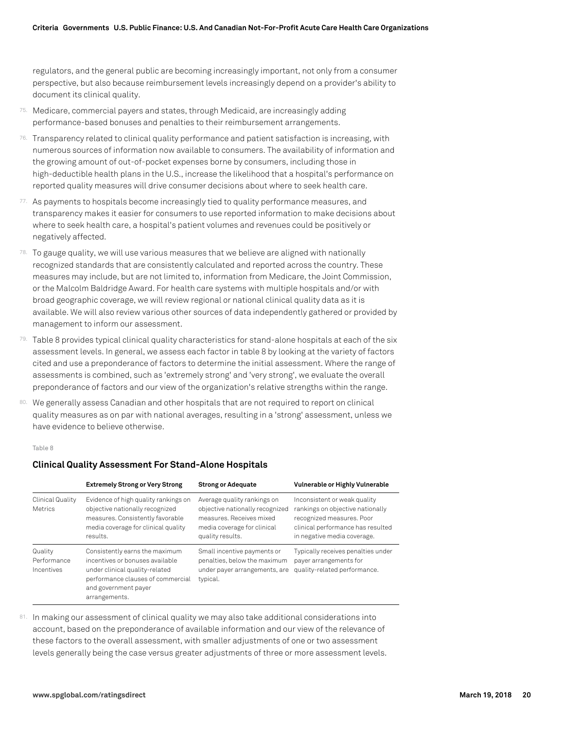regulators, and the general public are becoming increasingly important, not only from a consumer perspective, but also because reimbursement levels increasingly depend on a provider's ability to document its clinical quality.

75. Medicare, commercial payers and states, through Medicaid, are increasingly adding performance-based bonuses and penalties to their reimbursement arrangements.

76. Transparency related to clinical quality performance and patient satisfaction is increasing, with numerous sources of information now available to consumers. The availability of information and the growing amount of out-of-pocket expenses borne by consumers, including those in high-deductible health plans in the U.S., increase the likelihood that a hospital's performance on reported quality measures will drive consumer decisions about where to seek health care.

77. As payments to hospitals become increasingly tied to quality performance measures, and transparency makes it easier for consumers to use reported information to make decisions about where to seek health care, a hospital's patient volumes and revenues could be positively or negatively affected.

78. To gauge quality, we will use various measures that we believe are aligned with nationally recognized standards that are consistently calculated and reported across the country. These measures may include, but are not limited to, information from Medicare, the Joint Commission, or the Malcolm Baldridge Award. For health care systems with multiple hospitals and/or with broad geographic coverage, we will review regional or national clinical quality data as it is available. We will also review various other sources of data independently gathered or provided by management to inform our assessment.

79. Table 8 provides typical clinical quality characteristics for stand-alone hospitals at each of the six assessment levels. In general, we assess each factor in table 8 by looking at the variety of factors cited and use a preponderance of factors to determine the initial assessment. Where the range of assessments is combined, such as 'extremely strong' and 'very strong', we evaluate the overall preponderance of factors and our view of the organization's relative strengths within the range.

80. We generally assess Canadian and other hospitals that are not required to report on clinical quality measures as on par with national averages, resulting in a 'strong' assessment, unless we have evidence to believe otherwise.

Table 8

### Clinical Quality Assessment For Stand-Alone Hospitals

| | Extremely Strong or Very Strong | Strong or Adequate | Vulnerable or Highly Vulnerable |
|---|---|---|---|
| Clinical Quality Metrics | Evidence of high quality rankings on objective nationally recognized measures. Consistently favorable media coverage for clinical quality results. | Average quality rankings on objective nationally recognized measures. Receives mixed media coverage for clinical quality results. | Inconsistent or weak quality rankings on objective nationally recognized measures. Poor clinical performance has resulted in negative media coverage. |
| Quality Performance Incentives | Consistently earns the maximum incentives or bonuses available under clinical quality-related performance clauses of commercial and government payer arrangements. | Small incentive payments or penalties, below the maximum under payer arrangements, are typical. | Typically receives penalties under payer arrangements for quality-related performance. |

81. In making our assessment of clinical quality we may also take additional considerations into account, based on the preponderance of available information and our view of the relevance of these factors to the overall assessment, with smaller adjustments of one or two assessment levels generally being the case versus greater adjustments of three or more assessment levels.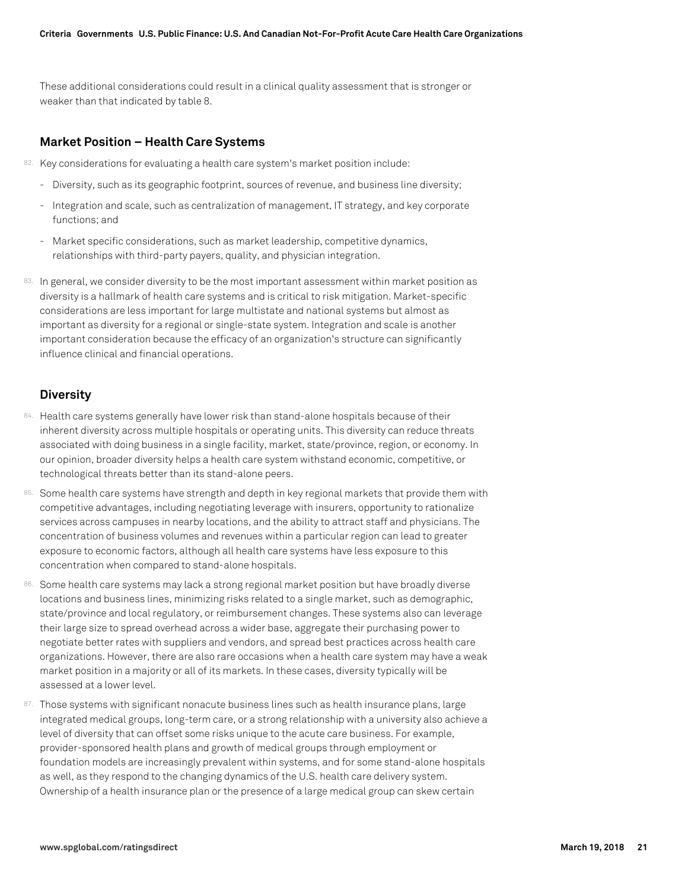These additional considerations could result in a clinical quality assessment that is stronger or weaker than that indicated by table 8.

### Market Position – Health Care Systems

82. Key considerations for evaluating a health care system's market position include:

- Diversity, such as its geographic footprint, sources of revenue, and business line diversity;
- Integration and scale, such as centralization of management, IT strategy, and key corporate functions; and
- Market specific considerations, such as market leadership, competitive dynamics, relationships with third-party payers, quality, and physician integration.

83. In general, we consider diversity to be the most important assessment within market position as diversity is a hallmark of health care systems and is critical to risk mitigation. Market-specific considerations are less important for large multistate and national systems but almost as important as diversity for a regional or single-state system. Integration and scale is another important consideration because the efficacy of an organization's structure can significantly influence clinical and financial operations.

### Diversity

84. Health care systems generally have lower risk than stand-alone hospitals because of their inherent diversity across multiple hospitals or operating units. This diversity can reduce threats associated with doing business in a single facility, market, state/province, region, or economy. In our opinion, broader diversity helps a health care system withstand economic, competitive, or technological threats better than its stand-alone peers.

85. Some health care systems have strength and depth in key regional markets that provide them with competitive advantages, including negotiating leverage with insurers, opportunity to rationalize services across campuses in nearby locations, and the ability to attract staff and physicians. The concentration of business volumes and revenues within a particular region can lead to greater exposure to economic factors, although all health care systems have less exposure to this concentration when compared to stand-alone hospitals.

86. Some health care systems may lack a strong regional market position but have broadly diverse locations and business lines, minimizing risks related to a single market, such as demographic, state/province and local regulatory, or reimbursement changes. These systems also can leverage their large size to spread overhead across a wider base, aggregate their purchasing power to negotiate better rates with suppliers and vendors, and spread best practices across health care organizations. However, there are also rare occasions when a health care system may have a weak market position in a majority or all of its markets. In these cases, diversity typically will be assessed at a lower level.

87. Those systems with significant nonacute business lines such as health insurance plans, large integrated medical groups, long-term care, or a strong relationship with a university also achieve a level of diversity that can offset some risks unique to the acute care business. For example, provider-sponsored health plans and growth of medical groups through employment or foundation models are increasingly prevalent within systems, and for some stand-alone hospitals as well, as they respond to the changing dynamics of the U.S. health care delivery system. Ownership of a health insurance plan or the presence of a large medical group can skew certain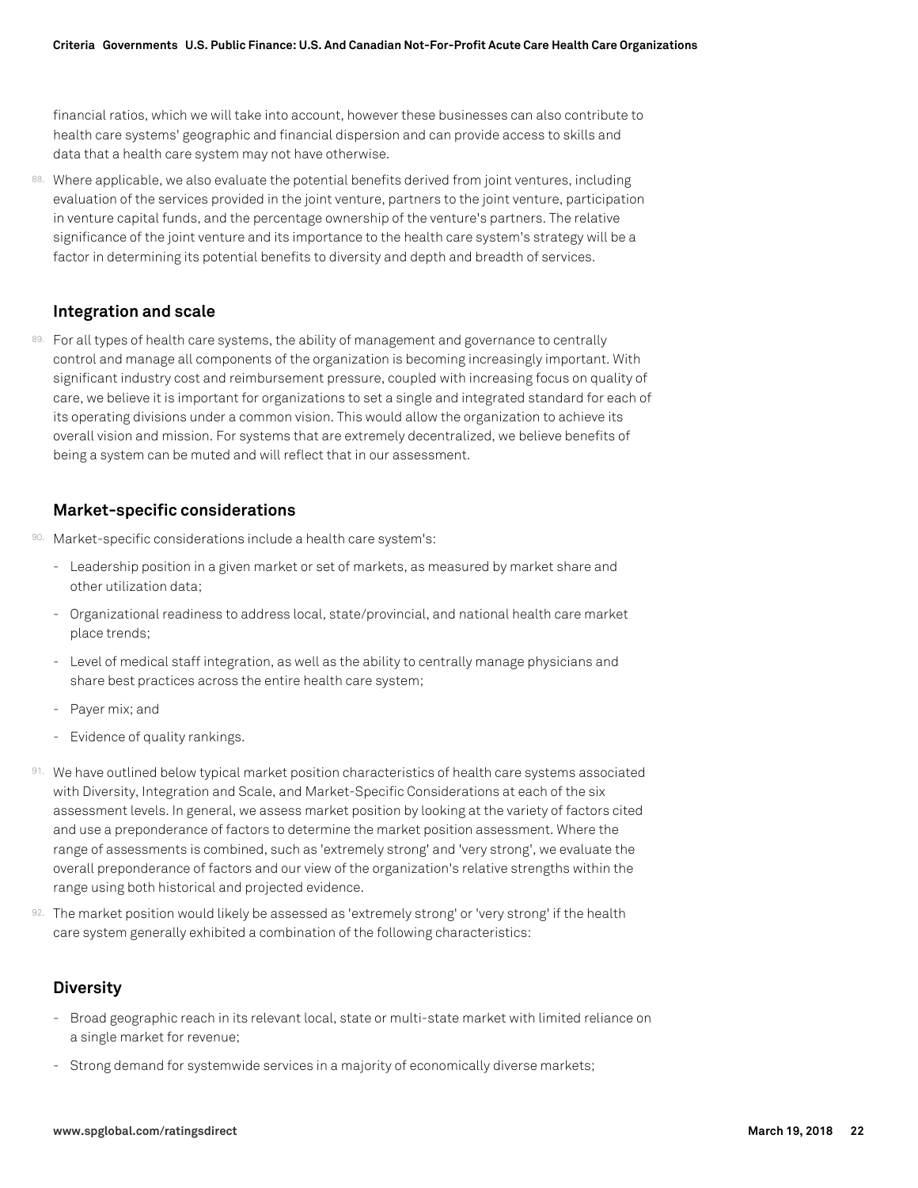financial ratios, which we will take into account, however these businesses can also contribute to health care systems' geographic and financial dispersion and can provide access to skills and data that a health care system may not have otherwise.

88. Where applicable, we also evaluate the potential benefits derived from joint ventures, including evaluation of the services provided in the joint venture, partners to the joint venture, participation in venture capital funds, and the percentage ownership of the venture's partners. The relative significance of the joint venture and its importance to the health care system's strategy will be a factor in determining its potential benefits to diversity and depth and breadth of services.

### Integration and scale

89. For all types of health care systems, the ability of management and governance to centrally control and manage all components of the organization is becoming increasingly important. With significant industry cost and reimbursement pressure, coupled with increasing focus on quality of care, we believe it is important for organizations to set a single and integrated standard for each of its operating divisions under a common vision. This would allow the organization to achieve its overall vision and mission. For systems that are extremely decentralized, we believe benefits of being a system can be muted and will reflect that in our assessment.

### Market-specific considerations

90. Market-specific considerations include a health care system's:

- Leadership position in a given market or set of markets, as measured by market share and other utilization data;
- Organizational readiness to address local, state/provincial, and national health care market place trends;
- Level of medical staff integration, as well as the ability to centrally manage physicians and share best practices across the entire health care system;
- Payer mix; and
- Evidence of quality rankings.

91. We have outlined below typical market position characteristics of health care systems associated with Diversity, Integration and Scale, and Market-Specific Considerations at each of the six assessment levels. In general, we assess market position by looking at the variety of factors cited and use a preponderance of factors to determine the market position assessment. Where the range of assessments is combined, such as 'extremely strong' and 'very strong', we evaluate the overall preponderance of factors and our view of the organization's relative strengths within the range using both historical and projected evidence.

92. The market position would likely be assessed as 'extremely strong' or 'very strong' if the health care system generally exhibited a combination of the following characteristics:

### Diversity

- Broad geographic reach in its relevant local, state or multi-state market with limited reliance on a single market for revenue;
- Strong demand for systemwide services in a majority of economically diverse markets;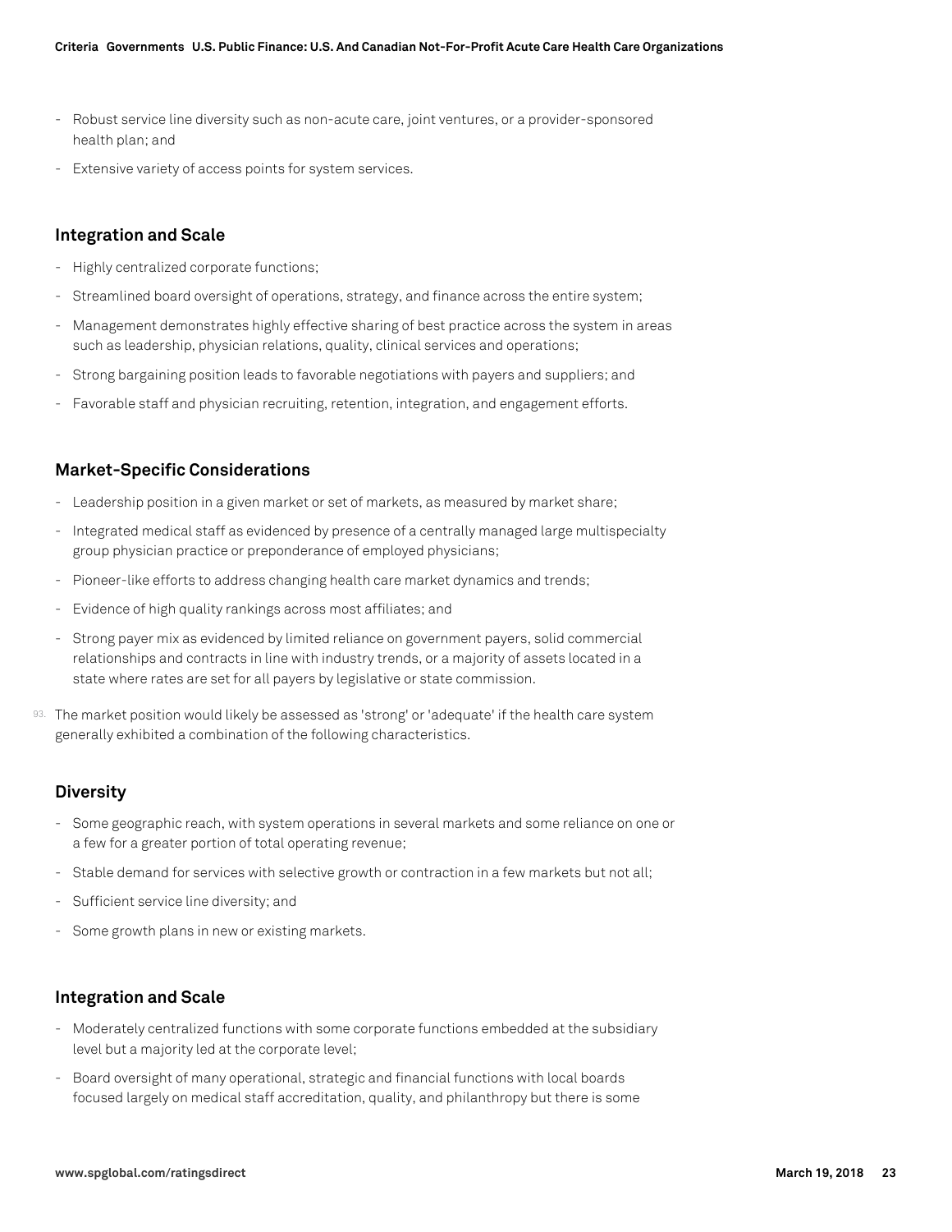- Robust service line diversity such as non-acute care, joint ventures, or a provider-sponsored health plan; and
- Extensive variety of access points for system services.

### Integration and Scale

- Highly centralized corporate functions;
- Streamlined board oversight of operations, strategy, and finance across the entire system;
- Management demonstrates highly effective sharing of best practice across the system in areas such as leadership, physician relations, quality, clinical services and operations;
- Strong bargaining position leads to favorable negotiations with payers and suppliers; and
- Favorable staff and physician recruiting, retention, integration, and engagement efforts.

### Market-Specific Considerations

- Leadership position in a given market or set of markets, as measured by market share;
- Integrated medical staff as evidenced by presence of a centrally managed large multispecialty group physician practice or preponderance of employed physicians;
- Pioneer-like efforts to address changing health care market dynamics and trends;
- Evidence of high quality rankings across most affiliates; and
- Strong payer mix as evidenced by limited reliance on government payers, solid commercial relationships and contracts in line with industry trends, or a majority of assets located in a state where rates are set for all payers by legislative or state commission.

93. The market position would likely be assessed as 'strong' or 'adequate' if the health care system generally exhibited a combination of the following characteristics.

### Diversity

- Some geographic reach, with system operations in several markets and some reliance on one or a few for a greater portion of total operating revenue;
- Stable demand for services with selective growth or contraction in a few markets but not all;
- Sufficient service line diversity; and
- Some growth plans in new or existing markets.

### Integration and Scale

- Moderately centralized functions with some corporate functions embedded at the subsidiary level but a majority led at the corporate level;
- Board oversight of many operational, strategic and financial functions with local boards focused largely on medical staff accreditation, quality, and philanthropy but there is some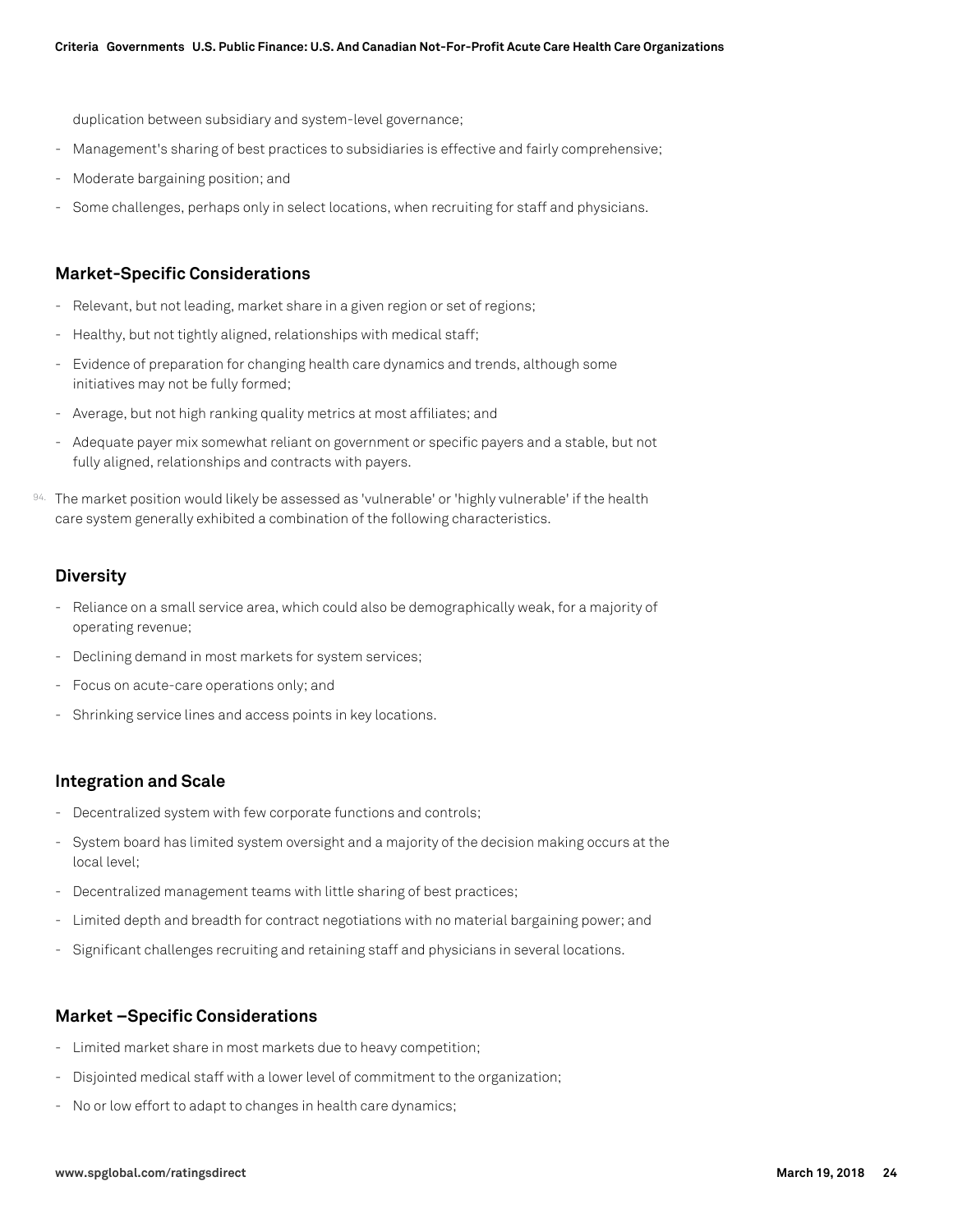duplication between subsidiary and system-level governance;

- Management's sharing of best practices to subsidiaries is effective and fairly comprehensive;
- Moderate bargaining position; and
- Some challenges, perhaps only in select locations, when recruiting for staff and physicians.

### Market-Specific Considerations

- Relevant, but not leading, market share in a given region or set of regions;
- Healthy, but not tightly aligned, relationships with medical staff;
- Evidence of preparation for changing health care dynamics and trends, although some initiatives may not be fully formed;
- Average, but not high ranking quality metrics at most affiliates; and
- Adequate payer mix somewhat reliant on government or specific payers and a stable, but not fully aligned, relationships and contracts with payers.

94. The market position would likely be assessed as 'vulnerable' or 'highly vulnerable' if the health care system generally exhibited a combination of the following characteristics.

### Diversity

- Reliance on a small service area, which could also be demographically weak, for a majority of operating revenue;
- Declining demand in most markets for system services;
- Focus on acute-care operations only; and
- Shrinking service lines and access points in key locations.

### Integration and Scale

- Decentralized system with few corporate functions and controls;
- System board has limited system oversight and a majority of the decision making occurs at the local level;
- Decentralized management teams with little sharing of best practices;
- Limited depth and breadth for contract negotiations with no material bargaining power; and
- Significant challenges recruiting and retaining staff and physicians in several locations.

### Market –Specific Considerations

- Limited market share in most markets due to heavy competition;
- Disjointed medical staff with a lower level of commitment to the organization;
- No or low effort to adapt to changes in health care dynamics;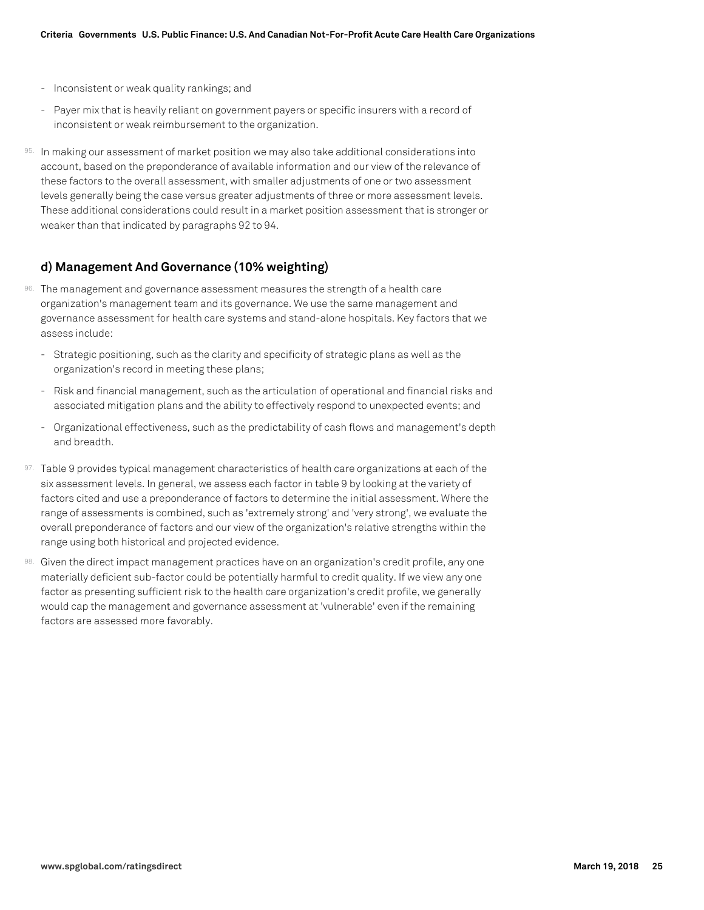- Inconsistent or weak quality rankings; and
- Payer mix that is heavily reliant on government payers or specific insurers with a record of inconsistent or weak reimbursement to the organization.

95. In making our assessment of market position we may also take additional considerations into account, based on the preponderance of available information and our view of the relevance of these factors to the overall assessment, with smaller adjustments of one or two assessment levels generally being the case versus greater adjustments of three or more assessment levels. These additional considerations could result in a market position assessment that is stronger or weaker than that indicated by paragraphs 92 to 94.

### d) Management And Governance (10% weighting)

96. The management and governance assessment measures the strength of a health care organization's management team and its governance. We use the same management and governance assessment for health care systems and stand-alone hospitals. Key factors that we assess include:

   - Strategic positioning, such as the clarity and specificity of strategic plans as well as the organization's record in meeting these plans;
   - Risk and financial management, such as the articulation of operational and financial risks and associated mitigation plans and the ability to effectively respond to unexpected events; and
   - Organizational effectiveness, such as the predictability of cash flows and management's depth and breadth.

97. Table 9 provides typical management characteristics of health care organizations at each of the six assessment levels. In general, we assess each factor in table 9 by looking at the variety of factors cited and use a preponderance of factors to determine the initial assessment. Where the range of assessments is combined, such as 'extremely strong' and 'very strong', we evaluate the overall preponderance of factors and our view of the organization's relative strengths within the range using both historical and projected evidence.

98. Given the direct impact management practices have on an organization's credit profile, any one materially deficient sub-factor could be potentially harmful to credit quality. If we view any one factor as presenting sufficient risk to the health care organization's credit profile, we generally would cap the management and governance assessment at 'vulnerable' even if the remaining factors are assessed more favorably.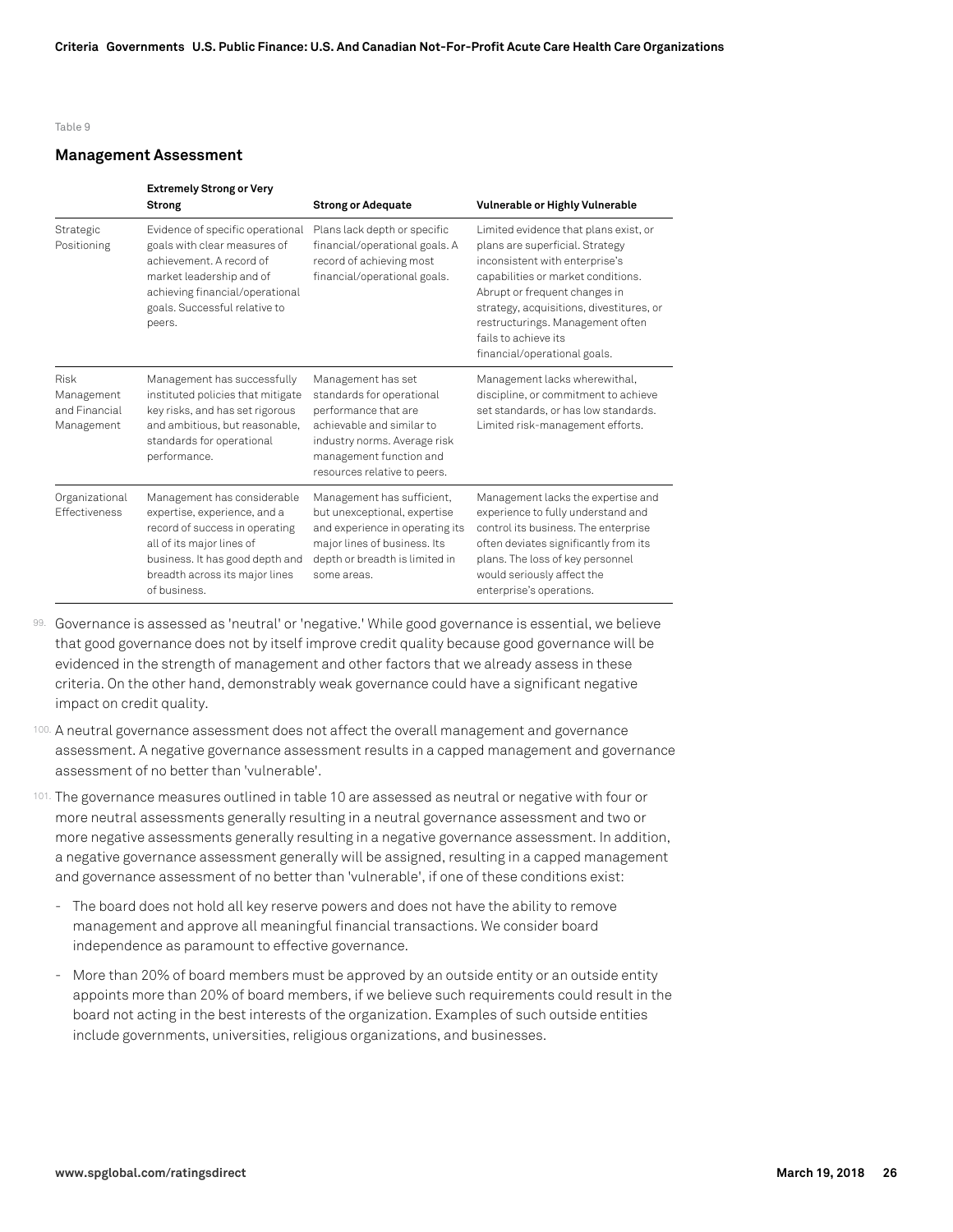Table 9

## Management Assessment

| | Extremely Strong or Very Strong | Strong or Adequate | Vulnerable or Highly Vulnerable |
|---|---|---|---|
| Strategic Positioning | Evidence of specific operational goals with clear measures of achievement. A record of market leadership and of achieving financial/operational goals. Successful relative to peers. | Plans lack depth or specific financial/operational goals. A record of achieving most financial/operational goals. | Limited evidence that plans exist, or plans are superficial. Strategy inconsistent with enterprise's capabilities or market conditions. Abrupt or frequent changes in strategy, acquisitions, divestitures, or restructurings. Management often fails to achieve its financial/operational goals. |
| Risk Management and Financial Management | Management has successfully instituted policies that mitigate key risks, and has set rigorous and ambitious, but reasonable, standards for operational performance. | Management has set standards for operational performance that are achievable and similar to industry norms. Average risk management function and resources relative to peers. | Management lacks wherewithal, discipline, or commitment to achieve set standards, or has low standards. Limited risk-management efforts. |
| Organizational Effectiveness | Management has considerable expertise, experience, and a record of success in operating all of its major lines of business. It has good depth and breadth across its major lines of business. | Management has sufficient, but unexceptional, expertise and experience in operating its major lines of business. Its depth or breadth is limited in some areas. | Management lacks the expertise and experience to fully understand and control its business. The enterprise often deviates significantly from its plans. The loss of key personnel would seriously affect the enterprise's operations. |

99. Governance is assessed as 'neutral' or 'negative.' While good governance is essential, we believe that good governance does not by itself improve credit quality because good governance will be evidenced in the strength of management and other factors that we already assess in these criteria. On the other hand, demonstrably weak governance could have a significant negative impact on credit quality.

100. A neutral governance assessment does not affect the overall management and governance assessment. A negative governance assessment results in a capped management and governance assessment of no better than 'vulnerable'.

101. The governance measures outlined in table 10 are assessed as neutral or negative with four or more neutral assessments generally resulting in a neutral governance assessment and two or more negative assessments generally resulting in a negative governance assessment. In addition, a negative governance assessment generally will be assigned, resulting in a capped management and governance assessment of no better than 'vulnerable', if one of these conditions exist:

- The board does not hold all key reserve powers and does not have the ability to remove management and approve all meaningful financial transactions. We consider board independence as paramount to effective governance.
- More than 20% of board members must be approved by an outside entity or an outside entity appoints more than 20% of board members, if we believe such requirements could result in the board not acting in the best interests of the organization. Examples of such outside entities include governments, universities, religious organizations, and businesses.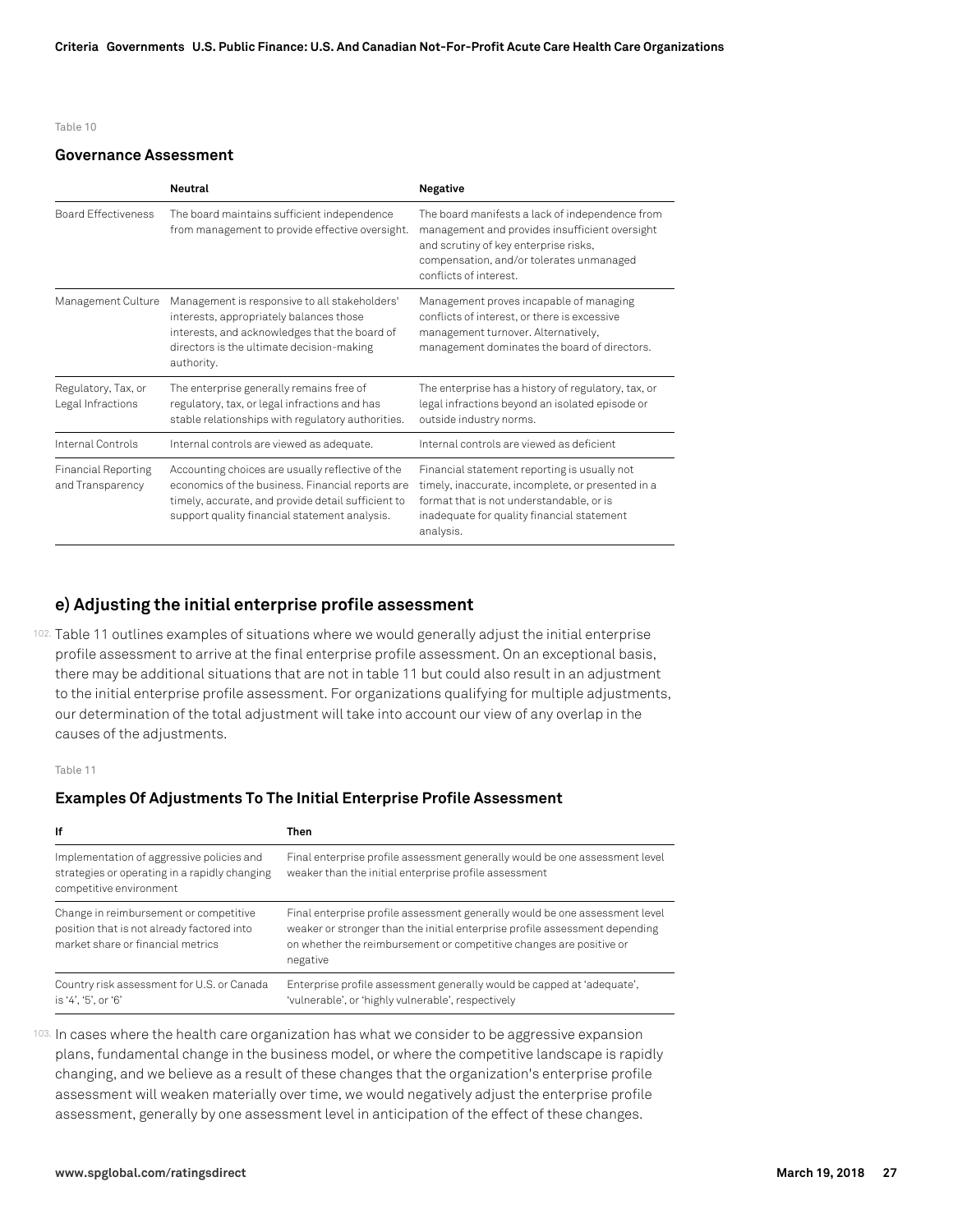Table 10

### Governance Assessment

| | Neutral | Negative |
|---|---|---|
| Board Effectiveness | The board maintains sufficient independence from management to provide effective oversight. | The board manifests a lack of independence from management and provides insufficient oversight and scrutiny of key enterprise risks, compensation, and/or tolerates unmanaged conflicts of interest. |
| Management Culture | Management is responsive to all stakeholders' interests, appropriately balances those interests, and acknowledges that the board of directors is the ultimate decision-making authority. | Management proves incapable of managing conflicts of interest, or there is excessive management turnover. Alternatively, management dominates the board of directors. |
| Regulatory, Tax, or Legal Infractions | The enterprise generally remains free of regulatory, tax, or legal infractions and has stable relationships with regulatory authorities. | The enterprise has a history of regulatory, tax, or legal infractions beyond an isolated episode or outside industry norms. |
| Internal Controls | Internal controls are viewed as adequate. | Internal controls are viewed as deficient |
| Financial Reporting and Transparency | Accounting choices are usually reflective of the economics of the business. Financial reports are timely, accurate, and provide detail sufficient to support quality financial statement analysis. | Financial statement reporting is usually not timely, inaccurate, incomplete, or presented in a format that is not understandable, or is inadequate for quality financial statement analysis. |

## e) Adjusting the initial enterprise profile assessment

102. Table 11 outlines examples of situations where we would generally adjust the initial enterprise profile assessment to arrive at the final enterprise profile assessment. On an exceptional basis, there may be additional situations that are not in table 11 but could also result in an adjustment to the initial enterprise profile assessment. For organizations qualifying for multiple adjustments, our determination of the total adjustment will take into account our view of any overlap in the causes of the adjustments.

Table 11

### Examples Of Adjustments To The Initial Enterprise Profile Assessment

| If | Then |
|---|---|
| Implementation of aggressive policies and strategies or operating in a rapidly changing competitive environment | Final enterprise profile assessment generally would be one assessment level weaker than the initial enterprise profile assessment |
| Change in reimbursement or competitive position that is not already factored into market share or financial metrics | Final enterprise profile assessment generally would be one assessment level weaker or stronger than the initial enterprise profile assessment depending on whether the reimbursement or competitive changes are positive or negative |
| Country risk assessment for U.S. or Canada is '4', '5', or '6' | Enterprise profile assessment generally would be capped at 'adequate', 'vulnerable', or 'highly vulnerable', respectively |

103. In cases where the health care organization has what we consider to be aggressive expansion plans, fundamental change in the business model, or where the competitive landscape is rapidly changing, and we believe as a result of these changes that the organization's enterprise profile assessment will weaken materially over time, we would negatively adjust the enterprise profile assessment, generally by one assessment level in anticipation of the effect of these changes.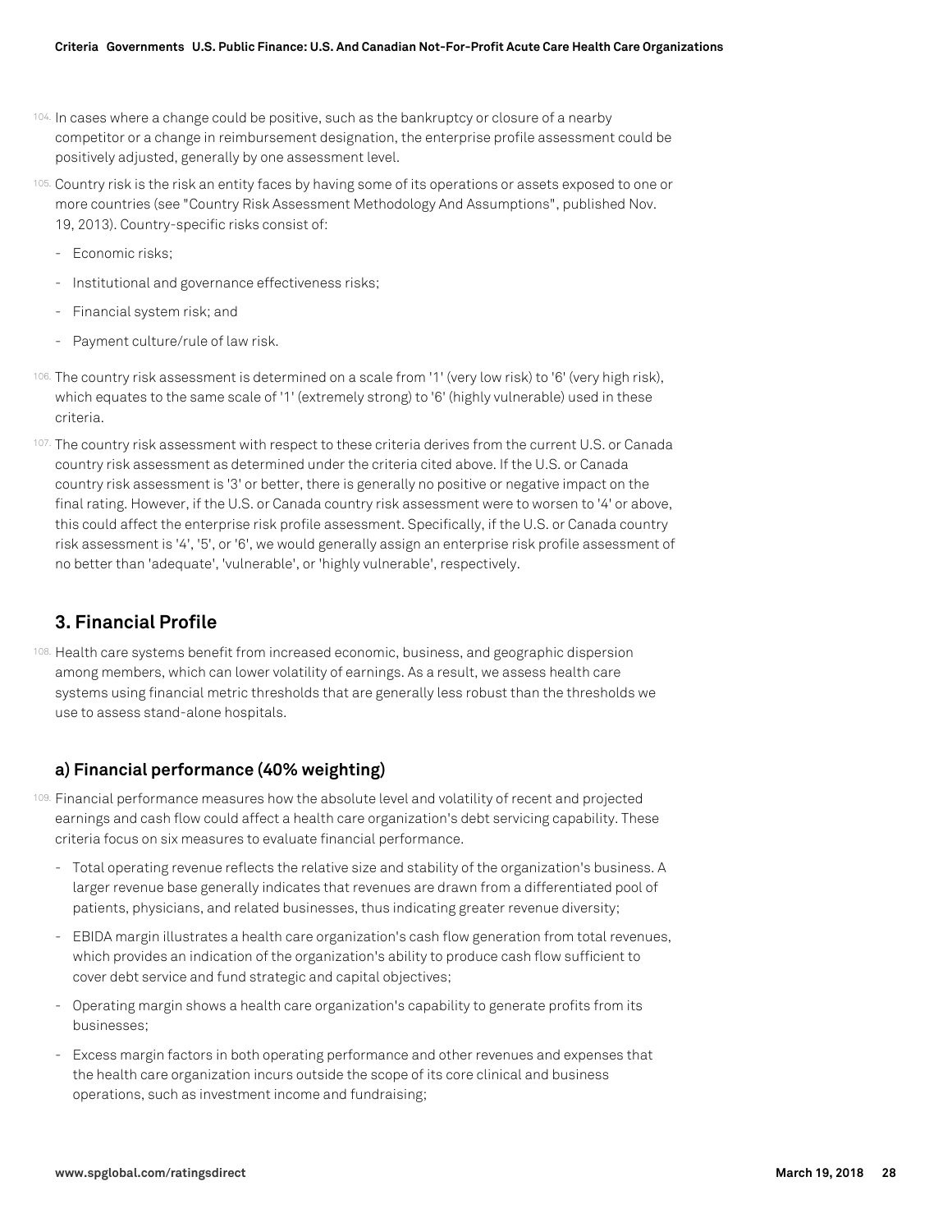104. In cases where a change could be positive, such as the bankruptcy or closure of a nearby competitor or a change in reimbursement designation, the enterprise profile assessment could be positively adjusted, generally by one assessment level.

105. Country risk is the risk an entity faces by having some of its operations or assets exposed to one or more countries (see "Country Risk Assessment Methodology And Assumptions", published Nov. 19, 2013). Country-specific risks consist of:

- Economic risks;
- Institutional and governance effectiveness risks;
- Financial system risk; and
- Payment culture/rule of law risk.

106. The country risk assessment is determined on a scale from '1' (very low risk) to '6' (very high risk), which equates to the same scale of '1' (extremely strong) to '6' (highly vulnerable) used in these criteria.

107. The country risk assessment with respect to these criteria derives from the current U.S. or Canada country risk assessment as determined under the criteria cited above. If the U.S. or Canada country risk assessment is '3' or better, there is generally no positive or negative impact on the final rating. However, if the U.S. or Canada country risk assessment were to worsen to '4' or above, this could affect the enterprise risk profile assessment. Specifically, if the U.S. or Canada country risk assessment is '4', '5', or '6', we would generally assign an enterprise risk profile assessment of no better than 'adequate', 'vulnerable', or 'highly vulnerable', respectively.

## 3. Financial Profile

108. Health care systems benefit from increased economic, business, and geographic dispersion among members, which can lower volatility of earnings. As a result, we assess health care systems using financial metric thresholds that are generally less robust than the thresholds we use to assess stand-alone hospitals.

### a) Financial performance (40% weighting)

109. Financial performance measures how the absolute level and volatility of recent and projected earnings and cash flow could affect a health care organization's debt servicing capability. These criteria focus on six measures to evaluate financial performance.

- Total operating revenue reflects the relative size and stability of the organization's business. A larger revenue base generally indicates that revenues are drawn from a differentiated pool of patients, physicians, and related businesses, thus indicating greater revenue diversity;
- EBIDA margin illustrates a health care organization's cash flow generation from total revenues, which provides an indication of the organization's ability to produce cash flow sufficient to cover debt service and fund strategic and capital objectives;
- Operating margin shows a health care organization's capability to generate profits from its businesses;
- Excess margin factors in both operating performance and other revenues and expenses that the health care organization incurs outside the scope of its core clinical and business operations, such as investment income and fundraising;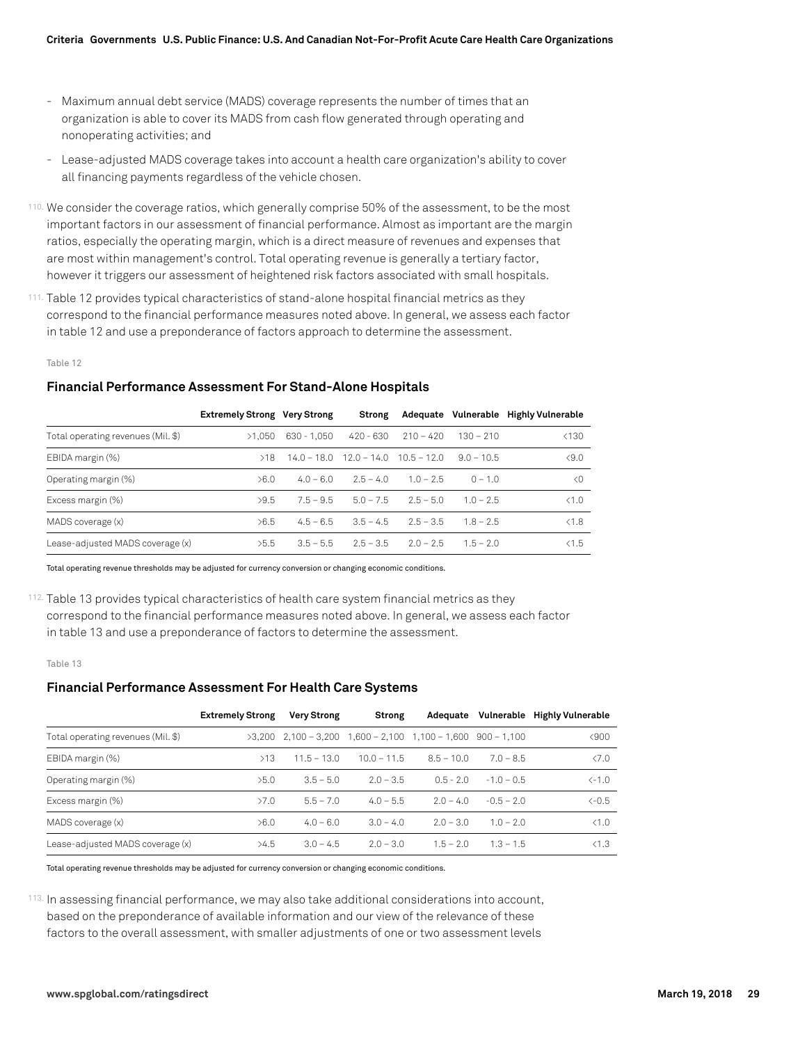- Maximum annual debt service (MADS) coverage represents the number of times that an organization is able to cover its MADS from cash flow generated through operating and nonoperating activities; and
- Lease-adjusted MADS coverage takes into account a health care organization's ability to cover all financing payments regardless of the vehicle chosen.

110. We consider the coverage ratios, which generally comprise 50% of the assessment, to be the most important factors in our assessment of financial performance. Almost as important are the margin ratios, especially the operating margin, which is a direct measure of revenues and expenses that are most within management's control. Total operating revenue is generally a tertiary factor, however it triggers our assessment of heightened risk factors associated with small hospitals.

111. Table 12 provides typical characteristics of stand-alone hospital financial metrics as they correspond to the financial performance measures noted above. In general, we assess each factor in table 12 and use a preponderance of factors approach to determine the assessment.

Table 12

### Financial Performance Assessment For Stand-Alone Hospitals

| | Extremely Strong | Very Strong | Strong | Adequate | Vulnerable | Highly Vulnerable |
|---|---|---|---|---|---|---|
| Total operating revenues (Mil. $) | >1,050 | 630 - 1,050 | 420 - 630 | 210 – 420 | 130 – 210 | <130 |
| EBIDA margin (%) | >18 | 14.0 – 18.0 | 12.0 – 14.0 | 10.5 – 12.0 | 9.0 – 10.5 | <9.0 |
| Operating margin (%) | >6.0 | 4.0 – 6.0 | 2.5 – 4.0 | 1.0 – 2.5 | 0 – 1.0 | <0 |
| Excess margin (%) | >9.5 | 7.5 – 9.5 | 5.0 – 7.5 | 2.5 – 5.0 | 1.0 – 2.5 | <1.0 |
| MADS coverage (x) | >6.5 | 4.5 – 6.5 | 3.5 – 4.5 | 2.5 – 3.5 | 1.8 – 2.5 | <1.8 |
| Lease-adjusted MADS coverage (x) | >5.5 | 3.5 – 5.5 | 2.5 – 3.5 | 2.0 – 2.5 | 1.5 – 2.0 | <1.5 |

Total operating revenue thresholds may be adjusted for currency conversion or changing economic conditions.

112. Table 13 provides typical characteristics of health care system financial metrics as they correspond to the financial performance measures noted above. In general, we assess each factor in table 13 and use a preponderance of factors to determine the assessment.

Table 13

### Financial Performance Assessment For Health Care Systems

| | Extremely Strong | Very Strong | Strong | Adequate | Vulnerable | Highly Vulnerable |
|---|---|---|---|---|---|---|
| Total operating revenues (Mil. $) | >3,200 | 2,100 – 3,200 | 1,600 – 2,100 | 1,100 – 1,600 | 900 – 1,100 | <900 |
| EBIDA margin (%) | >13 | 11.5 – 13.0 | 10.0 – 11.5 | 8.5 – 10.0 | 7.0 – 8.5 | <7.0 |
| Operating margin (%) | >5.0 | 3.5 – 5.0 | 2.0 – 3.5 | 0.5 - 2.0 | -1.0 – 0.5 | <-1.0 |
| Excess margin (%) | >7.0 | 5.5 – 7.0 | 4.0 – 5.5 | 2.0 – 4.0 | -0.5 – 2.0 | <-0.5 |
| MADS coverage (x) | >6.0 | 4.0 – 6.0 | 3.0 – 4.0 | 2.0 – 3.0 | 1.0 – 2.0 | <1.0 |
| Lease-adjusted MADS coverage (x) | >4.5 | 3.0 – 4.5 | 2.0 – 3.0 | 1.5 – 2.0 | 1.3 – 1.5 | <1.3 |

Total operating revenue thresholds may be adjusted for currency conversion or changing economic conditions.

113. In assessing financial performance, we may also take additional considerations into account, based on the preponderance of available information and our view of the relevance of these factors to the overall assessment, with smaller adjustments of one or two assessment levels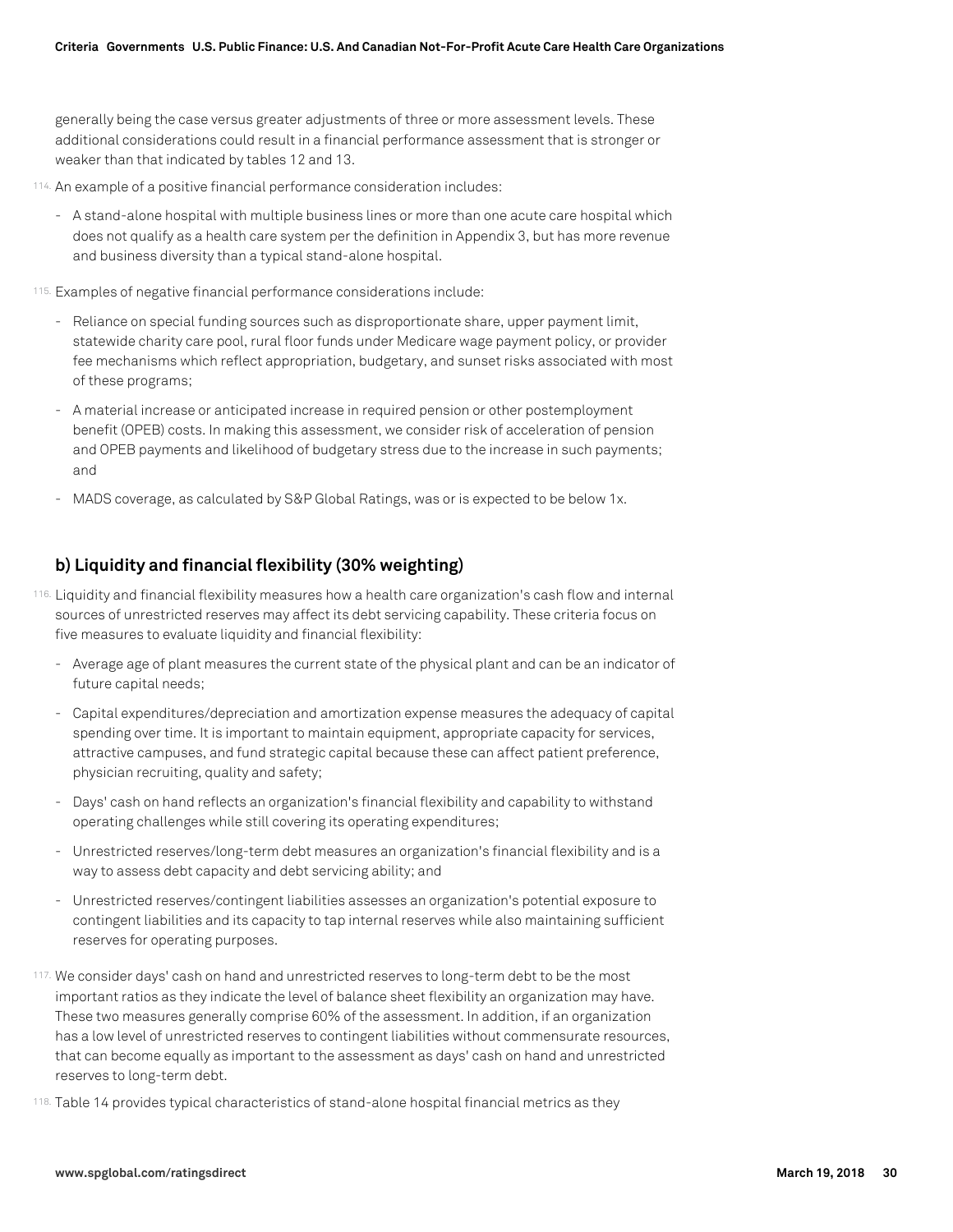generally being the case versus greater adjustments of three or more assessment levels. These additional considerations could result in a financial performance assessment that is stronger or weaker than that indicated by tables 12 and 13.

114. An example of a positive financial performance consideration includes:

- A stand-alone hospital with multiple business lines or more than one acute care hospital which does not qualify as a health care system per the definition in Appendix 3, but has more revenue and business diversity than a typical stand-alone hospital.

115. Examples of negative financial performance considerations include:

- Reliance on special funding sources such as disproportionate share, upper payment limit, statewide charity care pool, rural floor funds under Medicare wage payment policy, or provider fee mechanisms which reflect appropriation, budgetary, and sunset risks associated with most of these programs;
- A material increase or anticipated increase in required pension or other postemployment benefit (OPEB) costs. In making this assessment, we consider risk of acceleration of pension and OPEB payments and likelihood of budgetary stress due to the increase in such payments; and
- MADS coverage, as calculated by S&P Global Ratings, was or is expected to be below 1x.

## b) Liquidity and financial flexibility (30% weighting)

116. Liquidity and financial flexibility measures how a health care organization's cash flow and internal sources of unrestricted reserves may affect its debt servicing capability. These criteria focus on five measures to evaluate liquidity and financial flexibility:

- Average age of plant measures the current state of the physical plant and can be an indicator of future capital needs;
- Capital expenditures/depreciation and amortization expense measures the adequacy of capital spending over time. It is important to maintain equipment, appropriate capacity for services, attractive campuses, and fund strategic capital because these can affect patient preference, physician recruiting, quality and safety;
- Days' cash on hand reflects an organization's financial flexibility and capability to withstand operating challenges while still covering its operating expenditures;
- Unrestricted reserves/long-term debt measures an organization's financial flexibility and is a way to assess debt capacity and debt servicing ability; and
- Unrestricted reserves/contingent liabilities assesses an organization's potential exposure to contingent liabilities and its capacity to tap internal reserves while also maintaining sufficient reserves for operating purposes.

117. We consider days' cash on hand and unrestricted reserves to long-term debt to be the most important ratios as they indicate the level of balance sheet flexibility an organization may have. These two measures generally comprise 60% of the assessment. In addition, if an organization has a low level of unrestricted reserves to contingent liabilities without commensurate resources, that can become equally as important to the assessment as days' cash on hand and unrestricted reserves to long-term debt.

118. Table 14 provides typical characteristics of stand-alone hospital financial metrics as they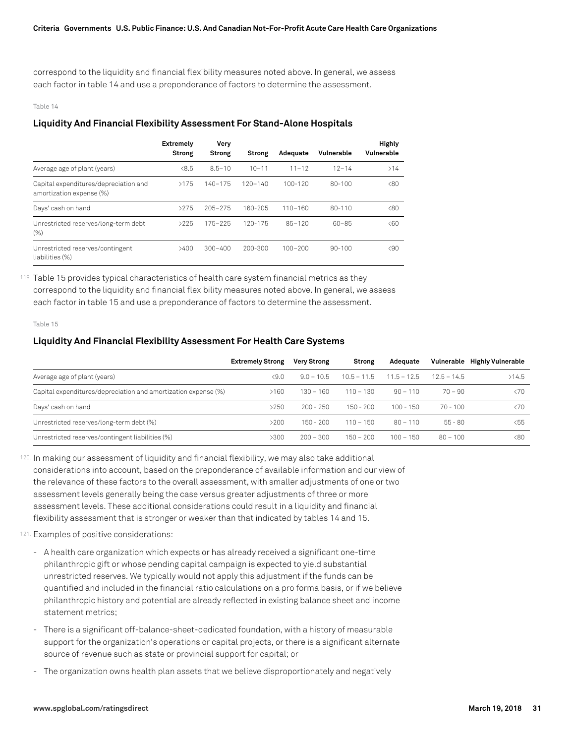correspond to the liquidity and financial flexibility measures noted above. In general, we assess each factor in table 14 and use a preponderance of factors to determine the assessment.

Table 14

### Liquidity And Financial Flexibility Assessment For Stand-Alone Hospitals

| | Extremely Strong | Very Strong | Strong | Adequate | Vulnerable | Highly Vulnerable |
|---|---|---|---|---|---|---|
| Average age of plant (years) | <8.5 | 8.5–10 | 10–11 | 11–12 | 12–14 | >14 |
| Capital expenditures/depreciation and amortization expense (%) | >175 | 140–175 | 120–140 | 100-120 | 80-100 | <80 |
| Days' cash on hand | >275 | 205–275 | 160-205 | 110–160 | 80-110 | <80 |
| Unrestricted reserves/long-term debt (%) | >225 | 175–225 | 120-175 | 85–120 | 60–85 | <60 |
| Unrestricted reserves/contingent liabilities (%) | >400 | 300–400 | 200-300 | 100–200 | 90-100 | <90 |

119. Table 15 provides typical characteristics of health care system financial metrics as they correspond to the liquidity and financial flexibility measures noted above. In general, we assess each factor in table 15 and use a preponderance of factors to determine the assessment.

Table 15

### Liquidity And Financial Flexibility Assessment For Health Care Systems

| | Extremely Strong | Very Strong | Strong | Adequate | Vulnerable | Highly Vulnerable |
|---|---|---|---|---|---|---|
| Average age of plant (years) | <9.0 | 9.0 – 10.5 | 10.5 – 11.5 | 11.5 – 12.5 | 12.5 – 14.5 | >14.5 |
| Capital expenditures/depreciation and amortization expense (%) | >160 | 130 – 160 | 110 – 130 | 90 – 110 | 70 – 90 | <70 |
| Days' cash on hand | >250 | 200 - 250 | 150 - 200 | 100 - 150 | 70 - 100 | <70 |
| Unrestricted reserves/long-term debt (%) | >200 | 150 - 200 | 110 – 150 | 80 – 110 | 55 - 80 | <55 |
| Unrestricted reserves/contingent liabilities (%) | >300 | 200 – 300 | 150 – 200 | 100 – 150 | 80 – 100 | <80 |

120. In making our assessment of liquidity and financial flexibility, we may also take additional considerations into account, based on the preponderance of available information and our view of the relevance of these factors to the overall assessment, with smaller adjustments of one or two assessment levels generally being the case versus greater adjustments of three or more assessment levels. These additional considerations could result in a liquidity and financial flexibility assessment that is stronger or weaker than that indicated by tables 14 and 15.

121. Examples of positive considerations:

- A health care organization which expects or has already received a significant one-time philanthropic gift or whose pending capital campaign is expected to yield substantial unrestricted reserves. We typically would not apply this adjustment if the funds can be quantified and included in the financial ratio calculations on a pro forma basis, or if we believe philanthropic history and potential are already reflected in existing balance sheet and income statement metrics;
- There is a significant off-balance-sheet-dedicated foundation, with a history of measurable support for the organization's operations or capital projects, or there is a significant alternate source of revenue such as state or provincial support for capital; or
- The organization owns health plan assets that we believe disproportionately and negatively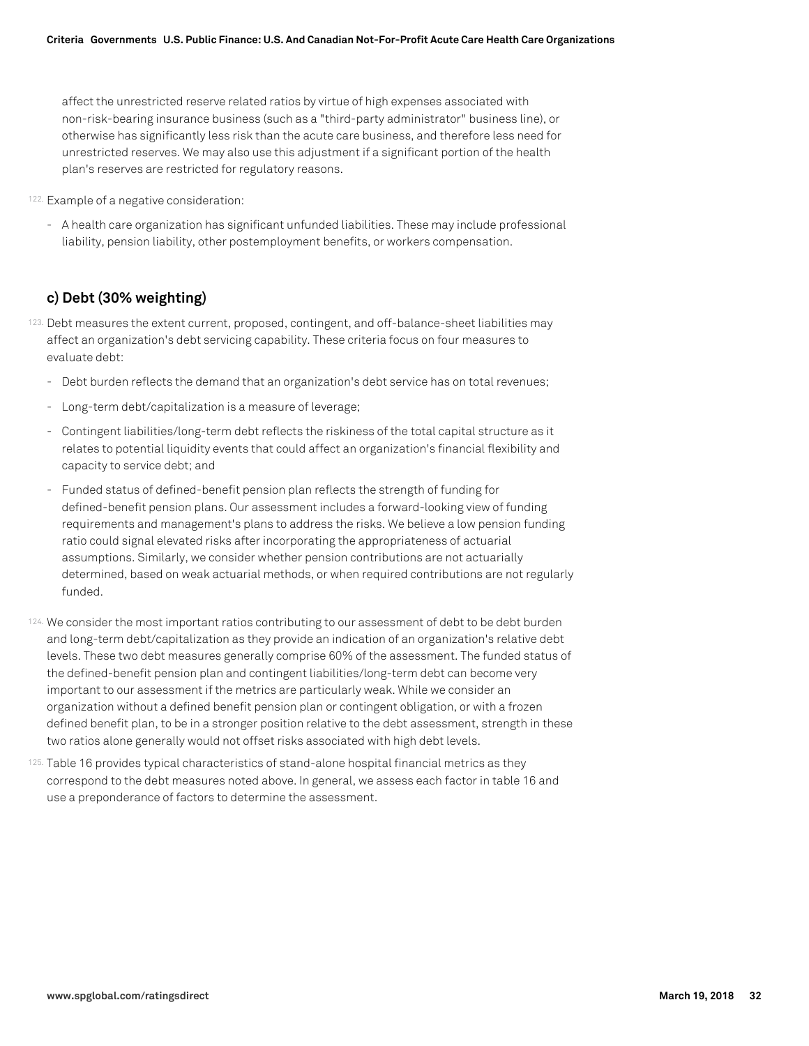affect the unrestricted reserve related ratios by virtue of high expenses associated with non-risk-bearing insurance business (such as a "third-party administrator" business line), or otherwise has significantly less risk than the acute care business, and therefore less need for unrestricted reserves. We may also use this adjustment if a significant portion of the health plan's reserves are restricted for regulatory reasons.

122. Example of a negative consideration:

- A health care organization has significant unfunded liabilities. These may include professional liability, pension liability, other postemployment benefits, or workers compensation.

### c) Debt (30% weighting)

123. Debt measures the extent current, proposed, contingent, and off-balance-sheet liabilities may affect an organization's debt servicing capability. These criteria focus on four measures to evaluate debt:

- Debt burden reflects the demand that an organization's debt service has on total revenues;
- Long-term debt/capitalization is a measure of leverage;
- Contingent liabilities/long-term debt reflects the riskiness of the total capital structure as it relates to potential liquidity events that could affect an organization's financial flexibility and capacity to service debt; and
- Funded status of defined-benefit pension plan reflects the strength of funding for defined-benefit pension plans. Our assessment includes a forward-looking view of funding requirements and management's plans to address the risks. We believe a low pension funding ratio could signal elevated risks after incorporating the appropriateness of actuarial assumptions. Similarly, we consider whether pension contributions are not actuarially determined, based on weak actuarial methods, or when required contributions are not regularly funded.

124. We consider the most important ratios contributing to our assessment of debt to be debt burden and long-term debt/capitalization as they provide an indication of an organization's relative debt levels. These two debt measures generally comprise 60% of the assessment. The funded status of the defined-benefit pension plan and contingent liabilities/long-term debt can become very important to our assessment if the metrics are particularly weak. While we consider an organization without a defined benefit pension plan or contingent obligation, or with a frozen defined benefit plan, to be in a stronger position relative to the debt assessment, strength in these two ratios alone generally would not offset risks associated with high debt levels.

125. Table 16 provides typical characteristics of stand-alone hospital financial metrics as they correspond to the debt measures noted above. In general, we assess each factor in table 16 and use a preponderance of factors to determine the assessment.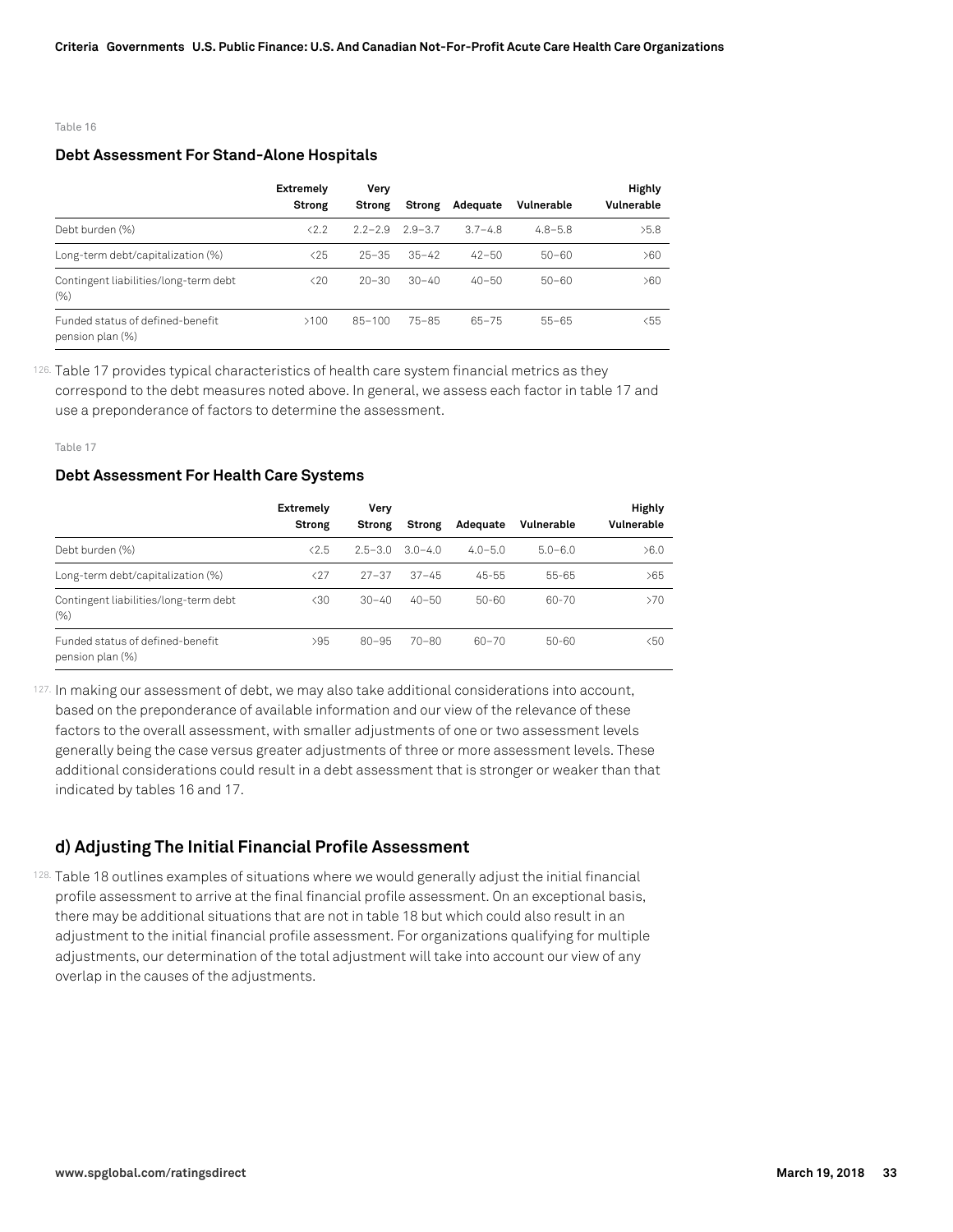Table 16

### Debt Assessment For Stand-Alone Hospitals

| | Extremely Strong | Very Strong | Strong | Adequate | Vulnerable | Highly Vulnerable |
|---|---|---|---|---|---|---|
| Debt burden (%) | <2.2 | 2.2–2.9 | 2.9–3.7 | 3.7–4.8 | 4.8–5.8 | >5.8 |
| Long-term debt/capitalization (%) | <25 | 25–35 | 35–42 | 42–50 | 50–60 | >60 |
| Contingent liabilities/long-term debt (%) | <20 | 20–30 | 30–40 | 40–50 | 50–60 | >60 |
| Funded status of defined-benefit pension plan (%) | >100 | 85–100 | 75–85 | 65–75 | 55–65 | <55 |

126. Table 17 provides typical characteristics of health care system financial metrics as they correspond to the debt measures noted above. In general, we assess each factor in table 17 and use a preponderance of factors to determine the assessment.

Table 17

### Debt Assessment For Health Care Systems

| | Extremely Strong | Very Strong | Strong | Adequate | Vulnerable | Highly Vulnerable |
|---|---|---|---|---|---|---|
| Debt burden (%) | <2.5 | 2.5–3.0 | 3.0–4.0 | 4.0–5.0 | 5.0–6.0 | >6.0 |
| Long-term debt/capitalization (%) | <27 | 27–37 | 37–45 | 45-55 | 55-65 | >65 |
| Contingent liabilities/long-term debt (%) | <30 | 30–40 | 40–50 | 50-60 | 60-70 | >70 |
| Funded status of defined-benefit pension plan (%) | >95 | 80–95 | 70–80 | 60–70 | 50-60 | <50 |

127. In making our assessment of debt, we may also take additional considerations into account, based on the preponderance of available information and our view of the relevance of these factors to the overall assessment, with smaller adjustments of one or two assessment levels generally being the case versus greater adjustments of three or more assessment levels. These additional considerations could result in a debt assessment that is stronger or weaker than that indicated by tables 16 and 17.

## d) Adjusting The Initial Financial Profile Assessment

128. Table 18 outlines examples of situations where we would generally adjust the initial financial profile assessment to arrive at the final financial profile assessment. On an exceptional basis, there may be additional situations that are not in table 18 but which could also result in an adjustment to the initial financial profile assessment. For organizations qualifying for multiple adjustments, our determination of the total adjustment will take into account our view of any overlap in the causes of the adjustments.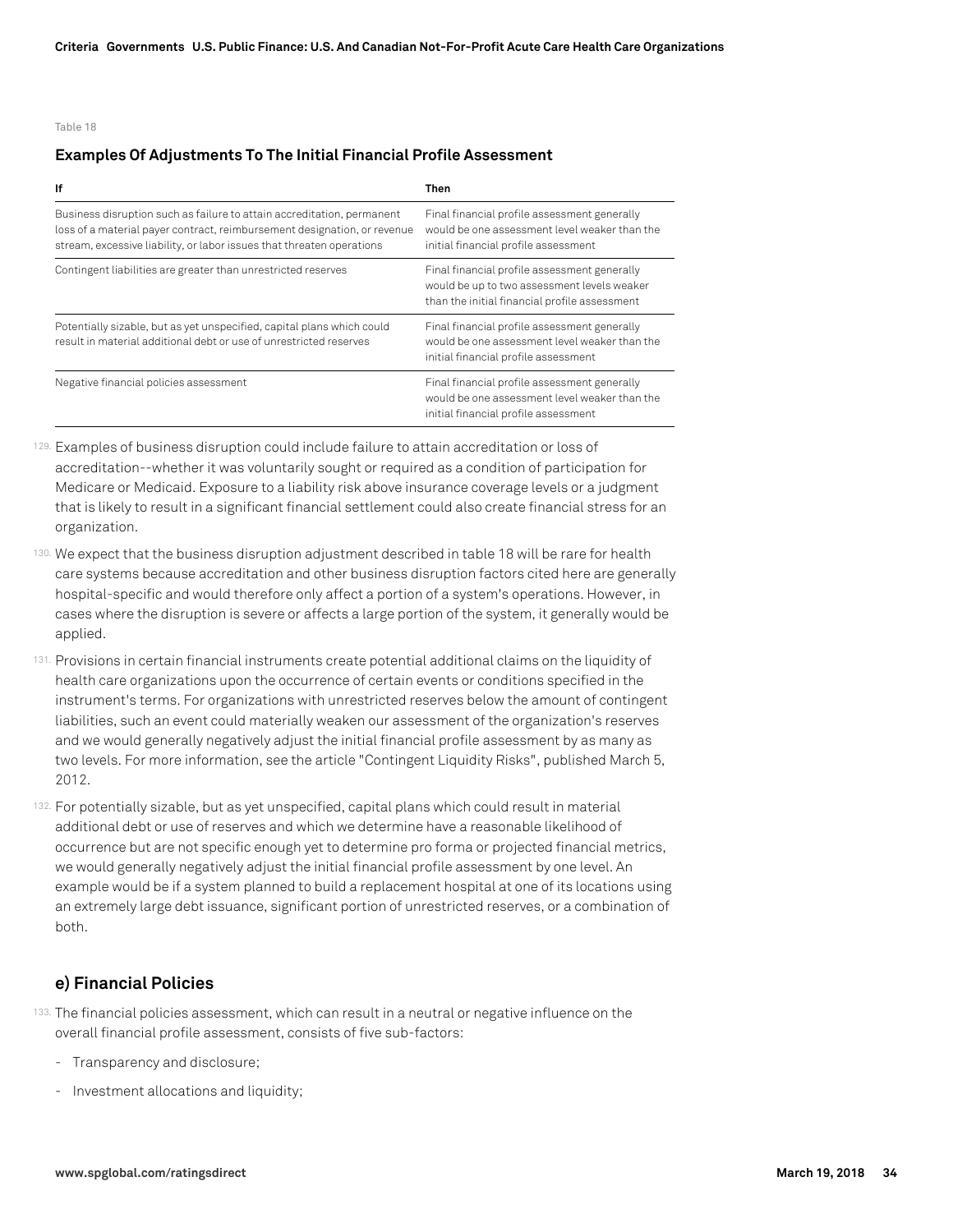Table 18

### Examples Of Adjustments To The Initial Financial Profile Assessment

| If | Then |
| --- | --- |
| Business disruption such as failure to attain accreditation, permanent loss of a material payer contract, reimbursement designation, or revenue stream, excessive liability, or labor issues that threaten operations | Final financial profile assessment generally would be one assessment level weaker than the initial financial profile assessment |
| Contingent liabilities are greater than unrestricted reserves | Final financial profile assessment generally would be up to two assessment levels weaker than the initial financial profile assessment |
| Potentially sizable, but as yet unspecified, capital plans which could result in material additional debt or use of unrestricted reserves | Final financial profile assessment generally would be one assessment level weaker than the initial financial profile assessment |
| Negative financial policies assessment | Final financial profile assessment generally would be one assessment level weaker than the initial financial profile assessment |

129. Examples of business disruption could include failure to attain accreditation or loss of accreditation--whether it was voluntarily sought or required as a condition of participation for Medicare or Medicaid. Exposure to a liability risk above insurance coverage levels or a judgment that is likely to result in a significant financial settlement could also create financial stress for an organization.

130. We expect that the business disruption adjustment described in table 18 will be rare for health care systems because accreditation and other business disruption factors cited here are generally hospital-specific and would therefore only affect a portion of a system's operations. However, in cases where the disruption is severe or affects a large portion of the system, it generally would be applied.

131. Provisions in certain financial instruments create potential additional claims on the liquidity of health care organizations upon the occurrence of certain events or conditions specified in the instrument's terms. For organizations with unrestricted reserves below the amount of contingent liabilities, such an event could materially weaken our assessment of the organization's reserves and we would generally negatively adjust the initial financial profile assessment by as many as two levels. For more information, see the article "Contingent Liquidity Risks", published March 5, 2012.

132. For potentially sizable, but as yet unspecified, capital plans which could result in material additional debt or use of reserves and which we determine have a reasonable likelihood of occurrence but are not specific enough yet to determine pro forma or projected financial metrics, we would generally negatively adjust the initial financial profile assessment by one level. An example would be if a system planned to build a replacement hospital at one of its locations using an extremely large debt issuance, significant portion of unrestricted reserves, or a combination of both.

## e) Financial Policies

133. The financial policies assessment, which can result in a neutral or negative influence on the overall financial profile assessment, consists of five sub-factors:

- Transparency and disclosure;
- Investment allocations and liquidity;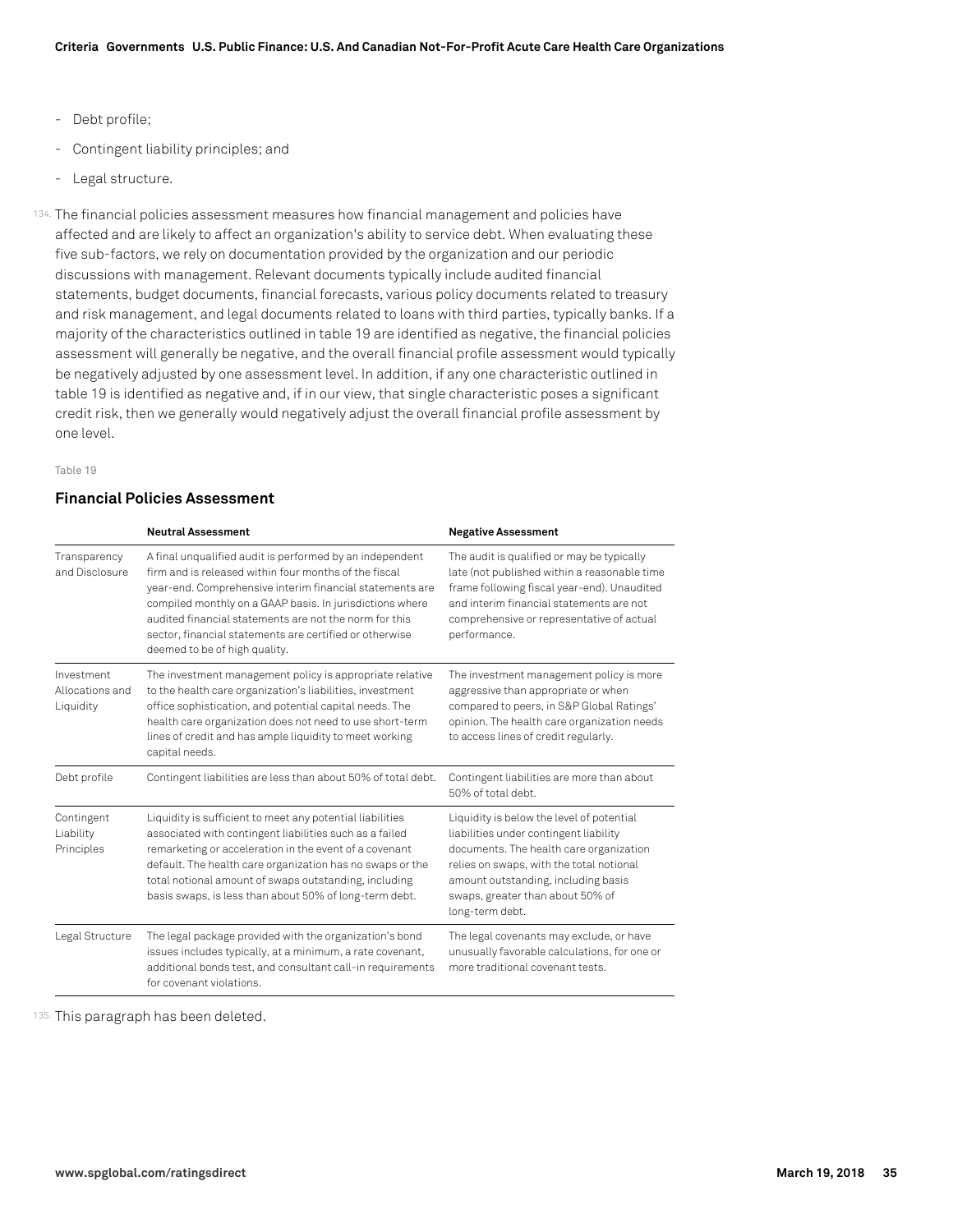- Debt profile;
- Contingent liability principles; and
- Legal structure.

134. The financial policies assessment measures how financial management and policies have affected and are likely to affect an organization's ability to service debt. When evaluating these five sub-factors, we rely on documentation provided by the organization and our periodic discussions with management. Relevant documents typically include audited financial statements, budget documents, financial forecasts, various policy documents related to treasury and risk management, and legal documents related to loans with third parties, typically banks. If a majority of the characteristics outlined in table 19 are identified as negative, the financial policies assessment will generally be negative, and the overall financial profile assessment would typically be negatively adjusted by one assessment level. In addition, if any one characteristic outlined in table 19 is identified as negative and, if in our view, that single characteristic poses a significant credit risk, then we generally would negatively adjust the overall financial profile assessment by one level.

Table 19

### Financial Policies Assessment

| | Neutral Assessment | Negative Assessment |
|---|---|---|
| Transparency and Disclosure | A final unqualified audit is performed by an independent firm and is released within four months of the fiscal year-end. Comprehensive interim financial statements are compiled monthly on a GAAP basis. In jurisdictions where audited financial statements are not the norm for this sector, financial statements are certified or otherwise deemed to be of high quality. | The audit is qualified or may be typically late (not published within a reasonable time frame following fiscal year-end). Unaudited and interim financial statements are not comprehensive or representative of actual performance. |
| Investment Allocations and Liquidity | The investment management policy is appropriate relative to the health care organization's liabilities, investment office sophistication, and potential capital needs. The health care organization does not need to use short-term lines of credit and has ample liquidity to meet working capital needs. | The investment management policy is more aggressive than appropriate or when compared to peers, in S&P Global Ratings' opinion. The health care organization needs to access lines of credit regularly. |
| Debt profile | Contingent liabilities are less than about 50% of total debt. | Contingent liabilities are more than about 50% of total debt. |
| Contingent Liability Principles | Liquidity is sufficient to meet any potential liabilities associated with contingent liabilities such as a failed remarketing or acceleration in the event of a covenant default. The health care organization has no swaps or the total notional amount of swaps outstanding, including basis swaps, is less than about 50% of long-term debt. | Liquidity is below the level of potential liabilities under contingent liability documents. The health care organization relies on swaps, with the total notional amount outstanding, including basis swaps, greater than about 50% of long-term debt. |
| Legal Structure | The legal package provided with the organization's bond issues includes typically, at a minimum, a rate covenant, additional bonds test, and consultant call-in requirements for covenant violations. | The legal covenants may exclude, or have unusually favorable calculations, for one or more traditional covenant tests. |

135. This paragraph has been deleted.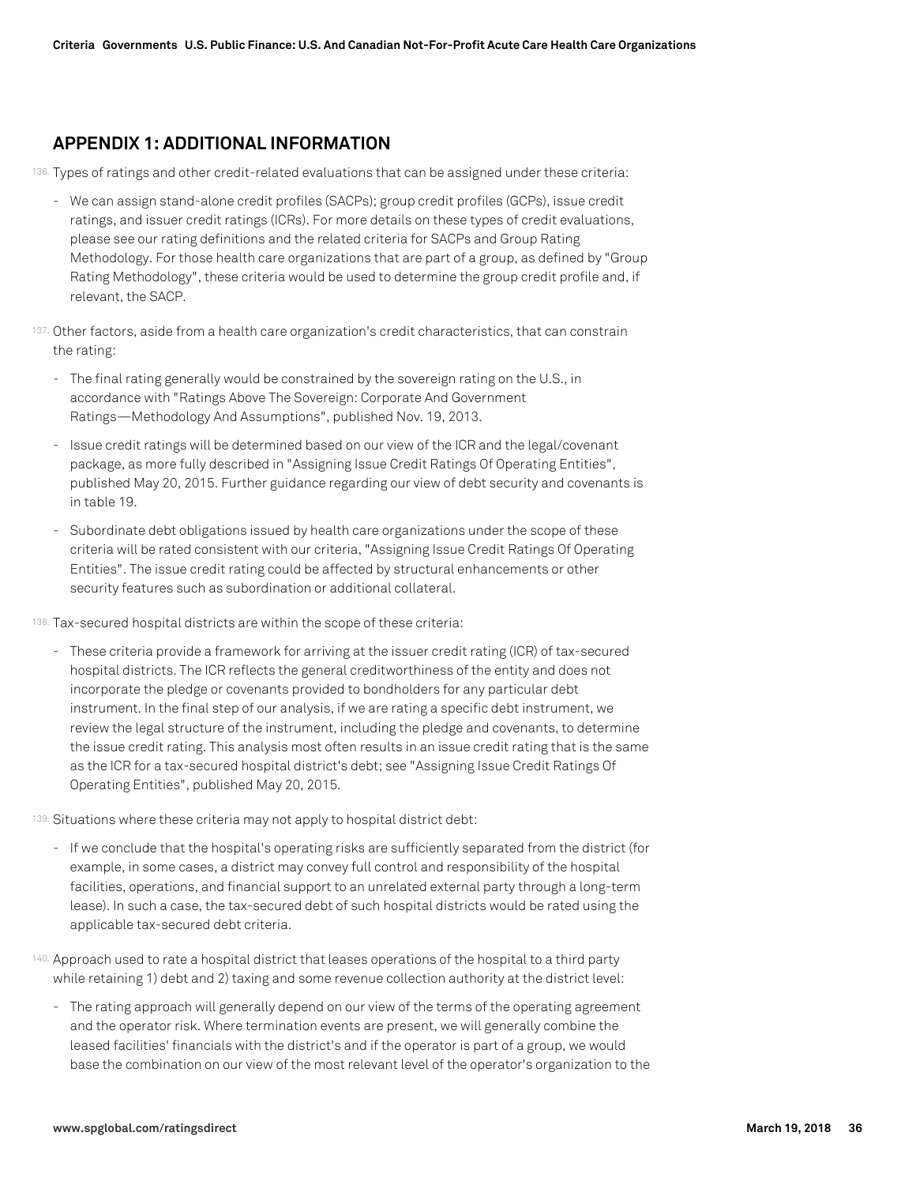## APPENDIX 1: ADDITIONAL INFORMATION

136. Types of ratings and other credit-related evaluations that can be assigned under these criteria:

- We can assign stand-alone credit profiles (SACPs); group credit profiles (GCPs), issue credit ratings, and issuer credit ratings (ICRs). For more details on these types of credit evaluations, please see our rating definitions and the related criteria for SACPs and Group Rating Methodology. For those health care organizations that are part of a group, as defined by "Group Rating Methodology", these criteria would be used to determine the group credit profile and, if relevant, the SACP.

137. Other factors, aside from a health care organization's credit characteristics, that can constrain the rating:

- The final rating generally would be constrained by the sovereign rating on the U.S., in accordance with "Ratings Above The Sovereign: Corporate And Government Ratings—Methodology And Assumptions", published Nov. 19, 2013.
- Issue credit ratings will be determined based on our view of the ICR and the legal/covenant package, as more fully described in "Assigning Issue Credit Ratings Of Operating Entities", published May 20, 2015. Further guidance regarding our view of debt security and covenants is in table 19.
- Subordinate debt obligations issued by health care organizations under the scope of these criteria will be rated consistent with our criteria, "Assigning Issue Credit Ratings Of Operating Entities". The issue credit rating could be affected by structural enhancements or other security features such as subordination or additional collateral.

138. Tax-secured hospital districts are within the scope of these criteria:

- These criteria provide a framework for arriving at the issuer credit rating (ICR) of tax-secured hospital districts. The ICR reflects the general creditworthiness of the entity and does not incorporate the pledge or covenants provided to bondholders for any particular debt instrument. In the final step of our analysis, if we are rating a specific debt instrument, we review the legal structure of the instrument, including the pledge and covenants, to determine the issue credit rating. This analysis most often results in an issue credit rating that is the same as the ICR for a tax-secured hospital district's debt; see "Assigning Issue Credit Ratings Of Operating Entities", published May 20, 2015.

139. Situations where these criteria may not apply to hospital district debt:

- If we conclude that the hospital's operating risks are sufficiently separated from the district (for example, in some cases, a district may convey full control and responsibility of the hospital facilities, operations, and financial support to an unrelated external party through a long-term lease). In such a case, the tax-secured debt of such hospital districts would be rated using the applicable tax-secured debt criteria.

140. Approach used to rate a hospital district that leases operations of the hospital to a third party while retaining 1) debt and 2) taxing and some revenue collection authority at the district level:

- The rating approach will generally depend on our view of the terms of the operating agreement and the operator risk. Where termination events are present, we will generally combine the leased facilities' financials with the district's and if the operator is part of a group, we would base the combination on our view of the most relevant level of the operator's organization to the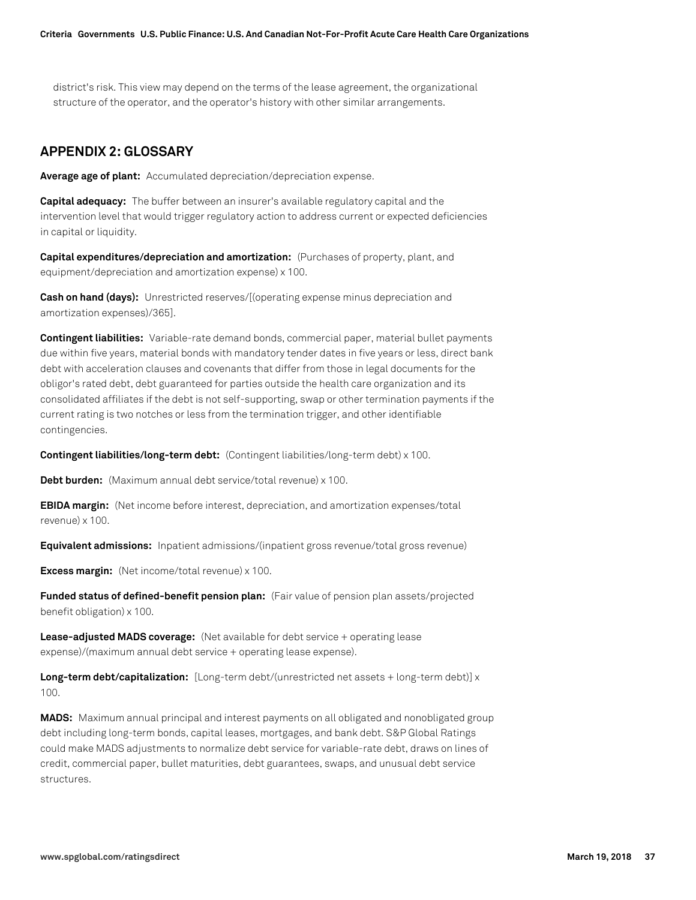district's risk. This view may depend on the terms of the lease agreement, the organizational structure of the operator, and the operator's history with other similar arrangements.

## APPENDIX 2: GLOSSARY

**Average age of plant:** Accumulated depreciation/depreciation expense.

**Capital adequacy:** The buffer between an insurer's available regulatory capital and the intervention level that would trigger regulatory action to address current or expected deficiencies in capital or liquidity.

**Capital expenditures/depreciation and amortization:** (Purchases of property, plant, and equipment/depreciation and amortization expense) x 100.

**Cash on hand (days):** Unrestricted reserves/[(operating expense minus depreciation and amortization expenses)/365].

**Contingent liabilities:** Variable-rate demand bonds, commercial paper, material bullet payments due within five years, material bonds with mandatory tender dates in five years or less, direct bank debt with acceleration clauses and covenants that differ from those in legal documents for the obligor's rated debt, debt guaranteed for parties outside the health care organization and its consolidated affiliates if the debt is not self-supporting, swap or other termination payments if the current rating is two notches or less from the termination trigger, and other identifiable contingencies.

**Contingent liabilities/long-term debt:** (Contingent liabilities/long-term debt) x 100.

**Debt burden:** (Maximum annual debt service/total revenue) x 100.

**EBIDA margin:** (Net income before interest, depreciation, and amortization expenses/total revenue) x 100.

**Equivalent admissions:** Inpatient admissions/(inpatient gross revenue/total gross revenue)

**Excess margin:** (Net income/total revenue) x 100.

**Funded status of defined-benefit pension plan:** (Fair value of pension plan assets/projected benefit obligation) x 100.

**Lease-adjusted MADS coverage:** (Net available for debt service + operating lease expense)/(maximum annual debt service + operating lease expense).

**Long-term debt/capitalization:** [Long-term debt/(unrestricted net assets + long-term debt)] x 100.

**MADS:** Maximum annual principal and interest payments on all obligated and nonobligated group debt including long-term bonds, capital leases, mortgages, and bank debt. S&P Global Ratings could make MADS adjustments to normalize debt service for variable-rate debt, draws on lines of credit, commercial paper, bullet maturities, debt guarantees, swaps, and unusual debt service structures.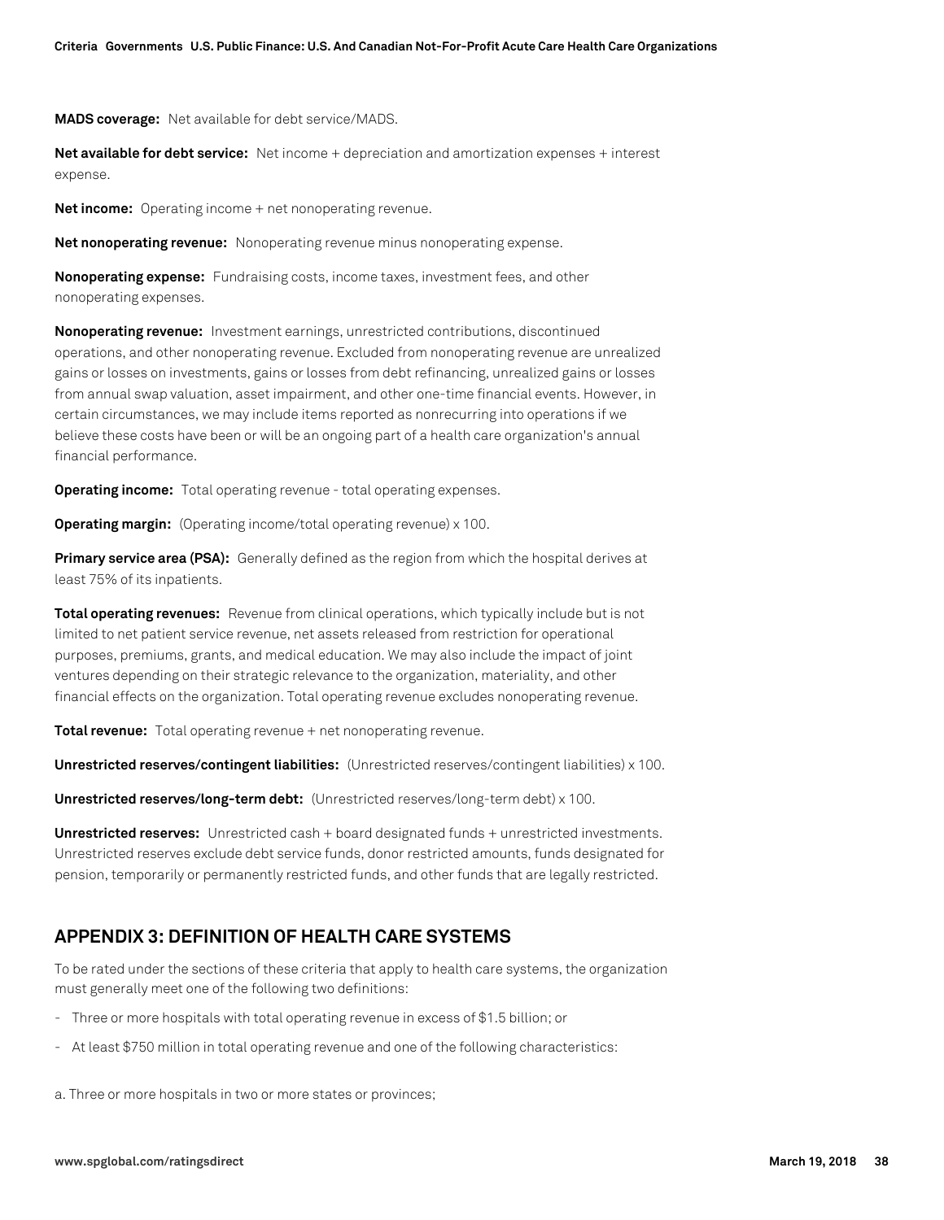**MADS coverage:** Net available for debt service/MADS.

**Net available for debt service:** Net income + depreciation and amortization expenses + interest expense.

**Net income:** Operating income + net nonoperating revenue.

**Net nonoperating revenue:** Nonoperating revenue minus nonoperating expense.

**Nonoperating expense:** Fundraising costs, income taxes, investment fees, and other nonoperating expenses.

**Nonoperating revenue:** Investment earnings, unrestricted contributions, discontinued operations, and other nonoperating revenue. Excluded from nonoperating revenue are unrealized gains or losses on investments, gains or losses from debt refinancing, unrealized gains or losses from annual swap valuation, asset impairment, and other one-time financial events. However, in certain circumstances, we may include items reported as nonrecurring into operations if we believe these costs have been or will be an ongoing part of a health care organization's annual financial performance.

**Operating income:** Total operating revenue - total operating expenses.

**Operating margin:** (Operating income/total operating revenue) x 100.

**Primary service area (PSA):** Generally defined as the region from which the hospital derives at least 75% of its inpatients.

**Total operating revenues:** Revenue from clinical operations, which typically include but is not limited to net patient service revenue, net assets released from restriction for operational purposes, premiums, grants, and medical education. We may also include the impact of joint ventures depending on their strategic relevance to the organization, materiality, and other financial effects on the organization. Total operating revenue excludes nonoperating revenue.

**Total revenue:** Total operating revenue + net nonoperating revenue.

**Unrestricted reserves/contingent liabilities:** (Unrestricted reserves/contingent liabilities) x 100.

**Unrestricted reserves/long-term debt:** (Unrestricted reserves/long-term debt) x 100.

**Unrestricted reserves:** Unrestricted cash + board designated funds + unrestricted investments. Unrestricted reserves exclude debt service funds, donor restricted amounts, funds designated for pension, temporarily or permanently restricted funds, and other funds that are legally restricted.

## APPENDIX 3: DEFINITION OF HEALTH CARE SYSTEMS

To be rated under the sections of these criteria that apply to health care systems, the organization must generally meet one of the following two definitions:

- Three or more hospitals with total operating revenue in excess of $1.5 billion; or
- At least $750 million in total operating revenue and one of the following characteristics:

a. Three or more hospitals in two or more states or provinces;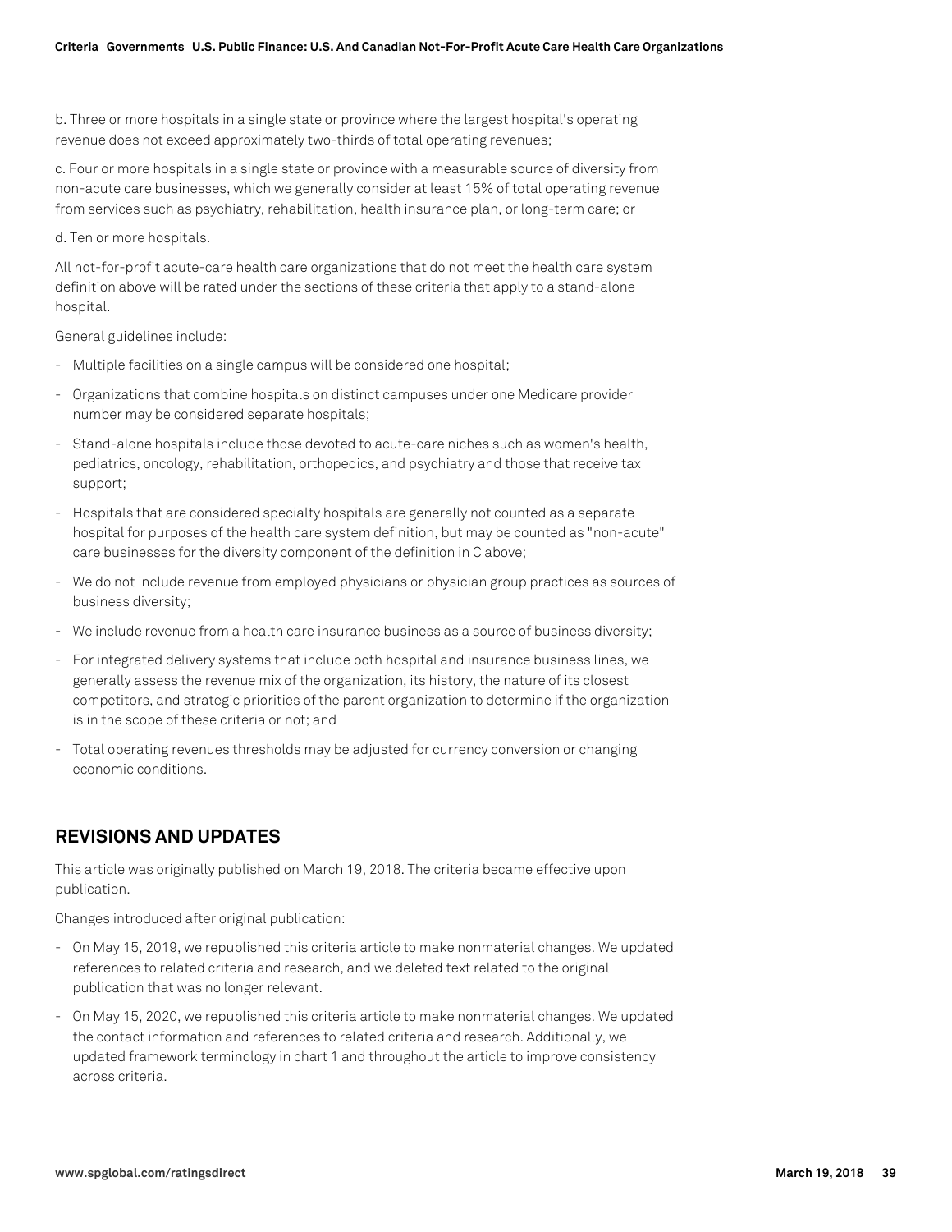b. Three or more hospitals in a single state or province where the largest hospital's operating revenue does not exceed approximately two-thirds of total operating revenues;

c. Four or more hospitals in a single state or province with a measurable source of diversity from non-acute care businesses, which we generally consider at least 15% of total operating revenue from services such as psychiatry, rehabilitation, health insurance plan, or long-term care; or

d. Ten or more hospitals.

All not-for-profit acute-care health care organizations that do not meet the health care system definition above will be rated under the sections of these criteria that apply to a stand-alone hospital.

General guidelines include:

- Multiple facilities on a single campus will be considered one hospital;
- Organizations that combine hospitals on distinct campuses under one Medicare provider number may be considered separate hospitals;
- Stand-alone hospitals include those devoted to acute-care niches such as women's health, pediatrics, oncology, rehabilitation, orthopedics, and psychiatry and those that receive tax support;
- Hospitals that are considered specialty hospitals are generally not counted as a separate hospital for purposes of the health care system definition, but may be counted as "non-acute" care businesses for the diversity component of the definition in C above;
- We do not include revenue from employed physicians or physician group practices as sources of business diversity;
- We include revenue from a health care insurance business as a source of business diversity;
- For integrated delivery systems that include both hospital and insurance business lines, we generally assess the revenue mix of the organization, its history, the nature of its closest competitors, and strategic priorities of the parent organization to determine if the organization is in the scope of these criteria or not; and
- Total operating revenues thresholds may be adjusted for currency conversion or changing economic conditions.

## REVISIONS AND UPDATES

This article was originally published on March 19, 2018. The criteria became effective upon publication.

Changes introduced after original publication:

- On May 15, 2019, we republished this criteria article to make nonmaterial changes. We updated references to related criteria and research, and we deleted text related to the original publication that was no longer relevant.
- On May 15, 2020, we republished this criteria article to make nonmaterial changes. We updated the contact information and references to related criteria and research. Additionally, we updated framework terminology in chart 1 and throughout the article to improve consistency across criteria.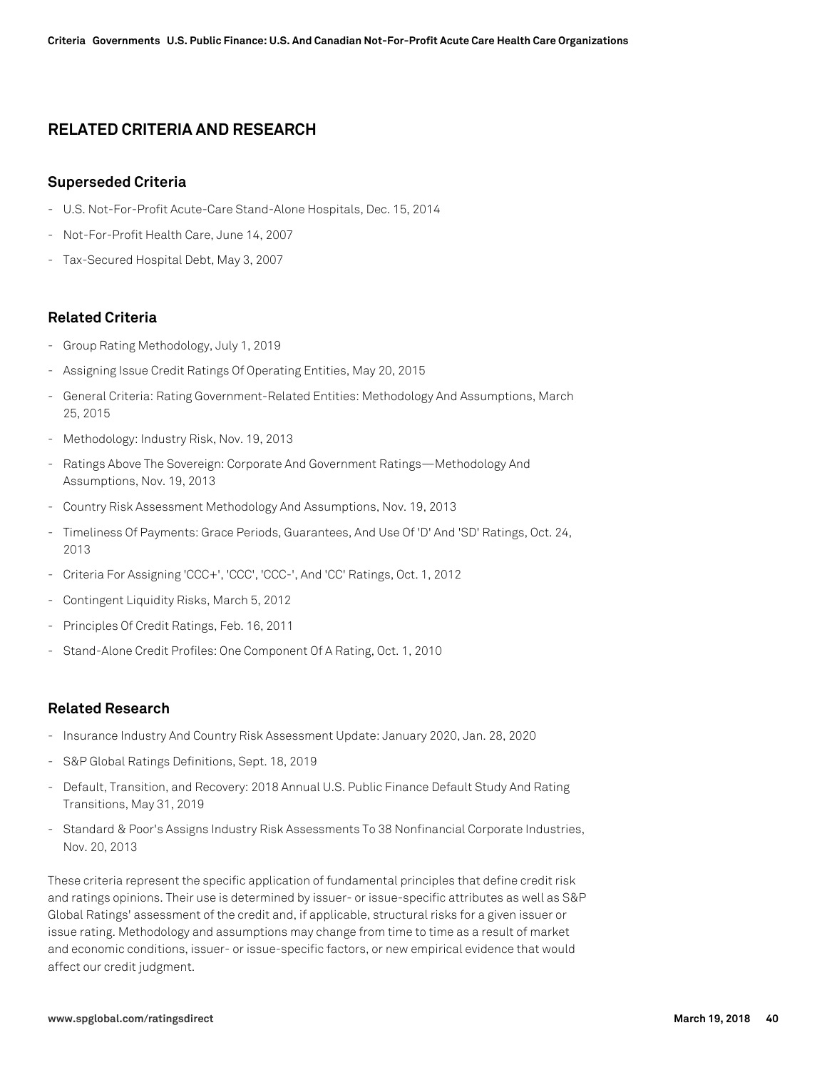## RELATED CRITERIA AND RESEARCH

### Superseded Criteria

- U.S. Not-For-Profit Acute-Care Stand-Alone Hospitals, Dec. 15, 2014
- Not-For-Profit Health Care, June 14, 2007
- Tax-Secured Hospital Debt, May 3, 2007

### Related Criteria

- Group Rating Methodology, July 1, 2019
- Assigning Issue Credit Ratings Of Operating Entities, May 20, 2015
- General Criteria: Rating Government-Related Entities: Methodology And Assumptions, March 25, 2015
- Methodology: Industry Risk, Nov. 19, 2013
- Ratings Above The Sovereign: Corporate And Government Ratings—Methodology And Assumptions, Nov. 19, 2013
- Country Risk Assessment Methodology And Assumptions, Nov. 19, 2013
- Timeliness Of Payments: Grace Periods, Guarantees, And Use Of 'D' And 'SD' Ratings, Oct. 24, 2013
- Criteria For Assigning 'CCC+', 'CCC', 'CCC-', And 'CC' Ratings, Oct. 1, 2012
- Contingent Liquidity Risks, March 5, 2012
- Principles Of Credit Ratings, Feb. 16, 2011
- Stand-Alone Credit Profiles: One Component Of A Rating, Oct. 1, 2010

### Related Research

- Insurance Industry And Country Risk Assessment Update: January 2020, Jan. 28, 2020
- S&P Global Ratings Definitions, Sept. 18, 2019
- Default, Transition, and Recovery: 2018 Annual U.S. Public Finance Default Study And Rating Transitions, May 31, 2019
- Standard & Poor's Assigns Industry Risk Assessments To 38 Nonfinancial Corporate Industries, Nov. 20, 2013

These criteria represent the specific application of fundamental principles that define credit risk and ratings opinions. Their use is determined by issuer- or issue-specific attributes as well as S&P Global Ratings' assessment of the credit and, if applicable, structural risks for a given issuer or issue rating. Methodology and assumptions may change from time to time as a result of market and economic conditions, issuer- or issue-specific factors, or new empirical evidence that would affect our credit judgment.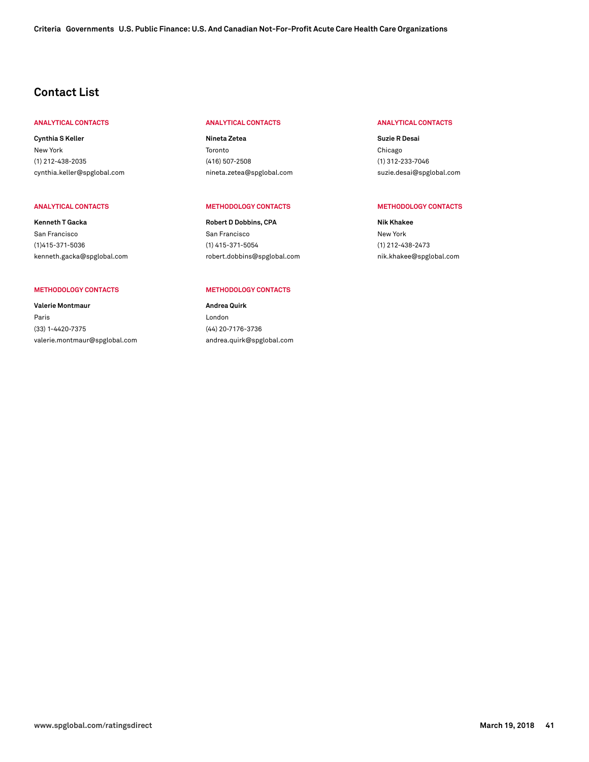## Contact List

**ANALYTICAL CONTACTS**

**Cynthia S Keller**
New York
(1) 212-438-2035
cynthia.keller@spglobal.com

**ANALYTICAL CONTACTS**

**Nineta Zetea**
Toronto
(416) 507-2508
nineta.zetea@spglobal.com

**ANALYTICAL CONTACTS**

**Suzie R Desai**
Chicago
(1) 312-233-7046
suzie.desai@spglobal.com

**ANALYTICAL CONTACTS**

**Kenneth T Gacka**
San Francisco
(1)415-371-5036
kenneth.gacka@spglobal.com

**METHODOLOGY CONTACTS**

**Robert D Dobbins, CPA**
San Francisco
(1) 415-371-5054
robert.dobbins@spglobal.com

**METHODOLOGY CONTACTS**

**Nik Khakee**
New York
(1) 212-438-2473
nik.khakee@spglobal.com

**METHODOLOGY CONTACTS**

**Valerie Montmaur**
Paris
(33) 1-4420-7375
valerie.montmaur@spglobal.com

**METHODOLOGY CONTACTS**

**Andrea Quirk**
London
(44) 20-7176-3736
andrea.quirk@spglobal.com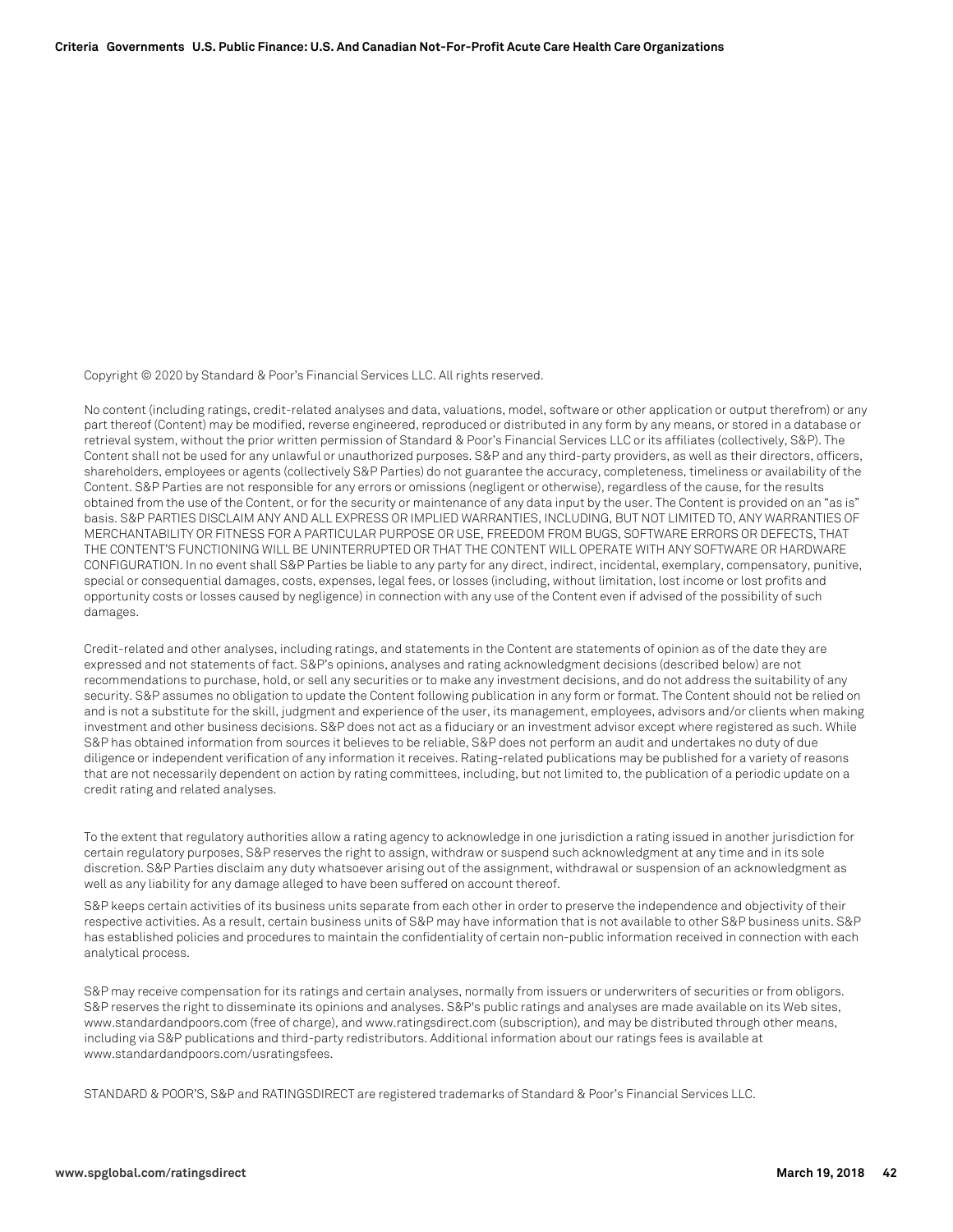Copyright © 2020 by Standard & Poor's Financial Services LLC. All rights reserved.

No content (including ratings, credit-related analyses and data, valuations, model, software or other application or output therefrom) or any part thereof (Content) may be modified, reverse engineered, reproduced or distributed in any form by any means, or stored in a database or retrieval system, without the prior written permission of Standard & Poor's Financial Services LLC or its affiliates (collectively, S&P). The Content shall not be used for any unlawful or unauthorized purposes. S&P and any third-party providers, as well as their directors, officers, shareholders, employees or agents (collectively S&P Parties) do not guarantee the accuracy, completeness, timeliness or availability of the Content. S&P Parties are not responsible for any errors or omissions (negligent or otherwise), regardless of the cause, for the results obtained from the use of the Content, or for the security or maintenance of any data input by the user. The Content is provided on an "as is" basis. S&P PARTIES DISCLAIM ANY AND ALL EXPRESS OR IMPLIED WARRANTIES, INCLUDING, BUT NOT LIMITED TO, ANY WARRANTIES OF MERCHANTABILITY OR FITNESS FOR A PARTICULAR PURPOSE OR USE, FREEDOM FROM BUGS, SOFTWARE ERRORS OR DEFECTS, THAT THE CONTENT'S FUNCTIONING WILL BE UNINTERRUPTED OR THAT THE CONTENT WILL OPERATE WITH ANY SOFTWARE OR HARDWARE CONFIGURATION. In no event shall S&P Parties be liable to any party for any direct, indirect, incidental, exemplary, compensatory, punitive, special or consequential damages, costs, expenses, legal fees, or losses (including, without limitation, lost income or lost profits and opportunity costs or losses caused by negligence) in connection with any use of the Content even if advised of the possibility of such damages.

Credit-related and other analyses, including ratings, and statements in the Content are statements of opinion as of the date they are expressed and not statements of fact. S&P's opinions, analyses and rating acknowledgment decisions (described below) are not recommendations to purchase, hold, or sell any securities or to make any investment decisions, and do not address the suitability of any security. S&P assumes no obligation to update the Content following publication in any form or format. The Content should not be relied on and is not a substitute for the skill, judgment and experience of the user, its management, employees, advisors and/or clients when making investment and other business decisions. S&P does not act as a fiduciary or an investment advisor except where registered as such. While S&P has obtained information from sources it believes to be reliable, S&P does not perform an audit and undertakes no duty of due diligence or independent verification of any information it receives. Rating-related publications may be published for a variety of reasons that are not necessarily dependent on action by rating committees, including, but not limited to, the publication of a periodic update on a credit rating and related analyses.

To the extent that regulatory authorities allow a rating agency to acknowledge in one jurisdiction a rating issued in another jurisdiction for certain regulatory purposes, S&P reserves the right to assign, withdraw or suspend such acknowledgment at any time and in its sole discretion. S&P Parties disclaim any duty whatsoever arising out of the assignment, withdrawal or suspension of an acknowledgment as well as any liability for any damage alleged to have been suffered on account thereof.

S&P keeps certain activities of its business units separate from each other in order to preserve the independence and objectivity of their respective activities. As a result, certain business units of S&P may have information that is not available to other S&P business units. S&P has established policies and procedures to maintain the confidentiality of certain non-public information received in connection with each analytical process.

S&P may receive compensation for its ratings and certain analyses, normally from issuers or underwriters of securities or from obligors. S&P reserves the right to disseminate its opinions and analyses. S&P's public ratings and analyses are made available on its Web sites, www.standardandpoors.com (free of charge), and www.ratingsdirect.com (subscription), and may be distributed through other means, including via S&P publications and third-party redistributors. Additional information about our ratings fees is available at www.standardandpoors.com/usratingsfees.

STANDARD & POOR'S, S&P and RATINGSDIRECT are registered trademarks of Standard & Poor's Financial Services LLC.